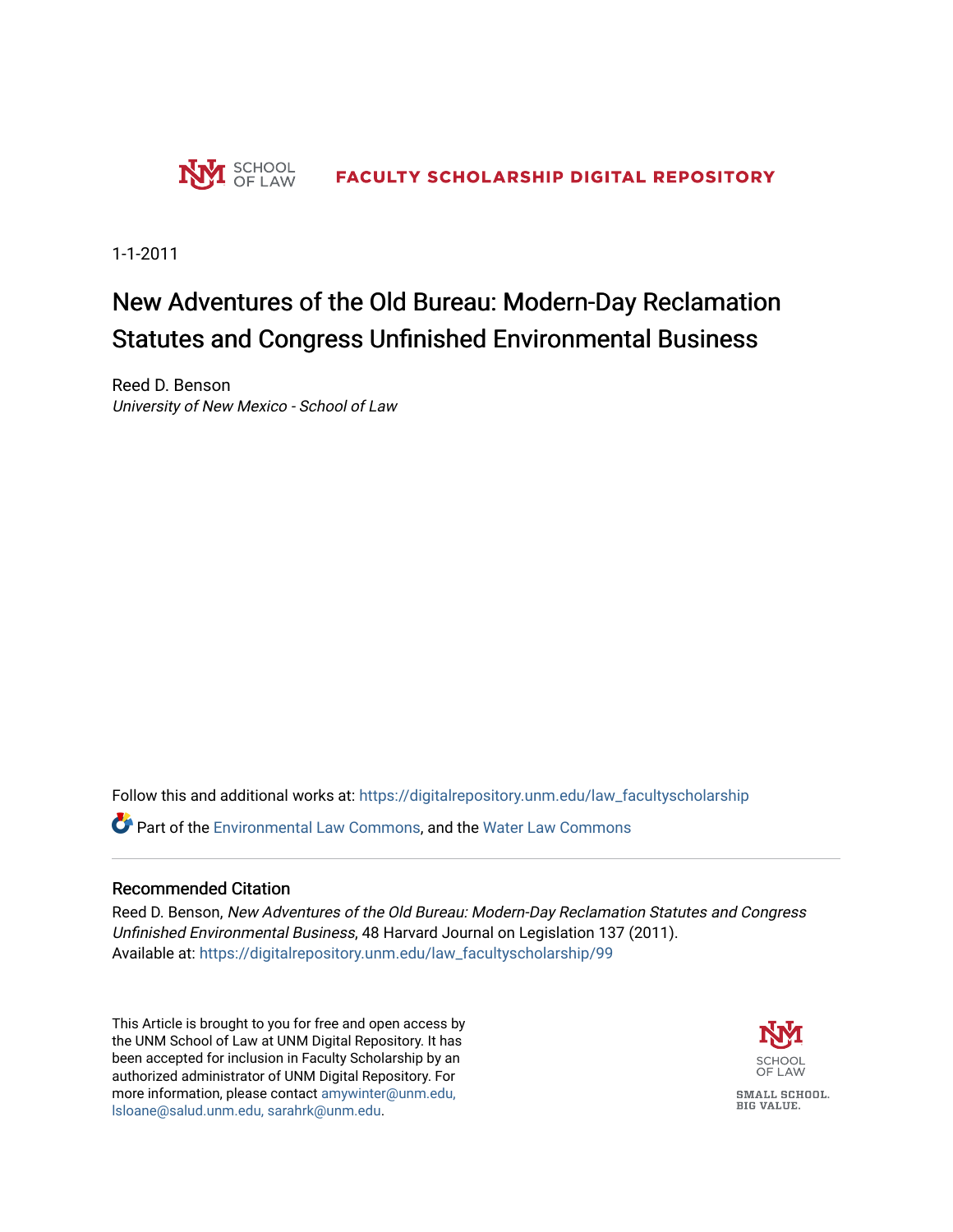UNM SCHOOL OF LAW — FACULTY SCHOLARSHIP DIGITAL REPOSITORY

1-1-2011

# New Adventures of the Old Bureau: Modern-Day Reclamation Statutes and Congress Unfinished Environmental Business

Reed D. Benson
*University of New Mexico - School of Law*

Follow this and additional works at: https://digitalrepository.unm.edu/law_facultyscholarship

Part of the Environmental Law Commons, and the Water Law Commons

## Recommended Citation

Reed D. Benson, *New Adventures of the Old Bureau: Modern-Day Reclamation Statutes and Congress Unfinished Environmental Business*, 48 Harvard Journal on Legislation 137 (2011).
Available at: https://digitalrepository.unm.edu/law_facultyscholarship/99

This Article is brought to you for free and open access by the UNM School of Law at UNM Digital Repository. It has been accepted for inclusion in Faculty Scholarship by an authorized administrator of UNM Digital Repository. For more information, please contact amywinter@unm.edu, lsloane@salud.unm.edu, sarahrk@unm.edu.

UNM SCHOOL OF LAW

SMALL SCHOOL. BIG VALUE.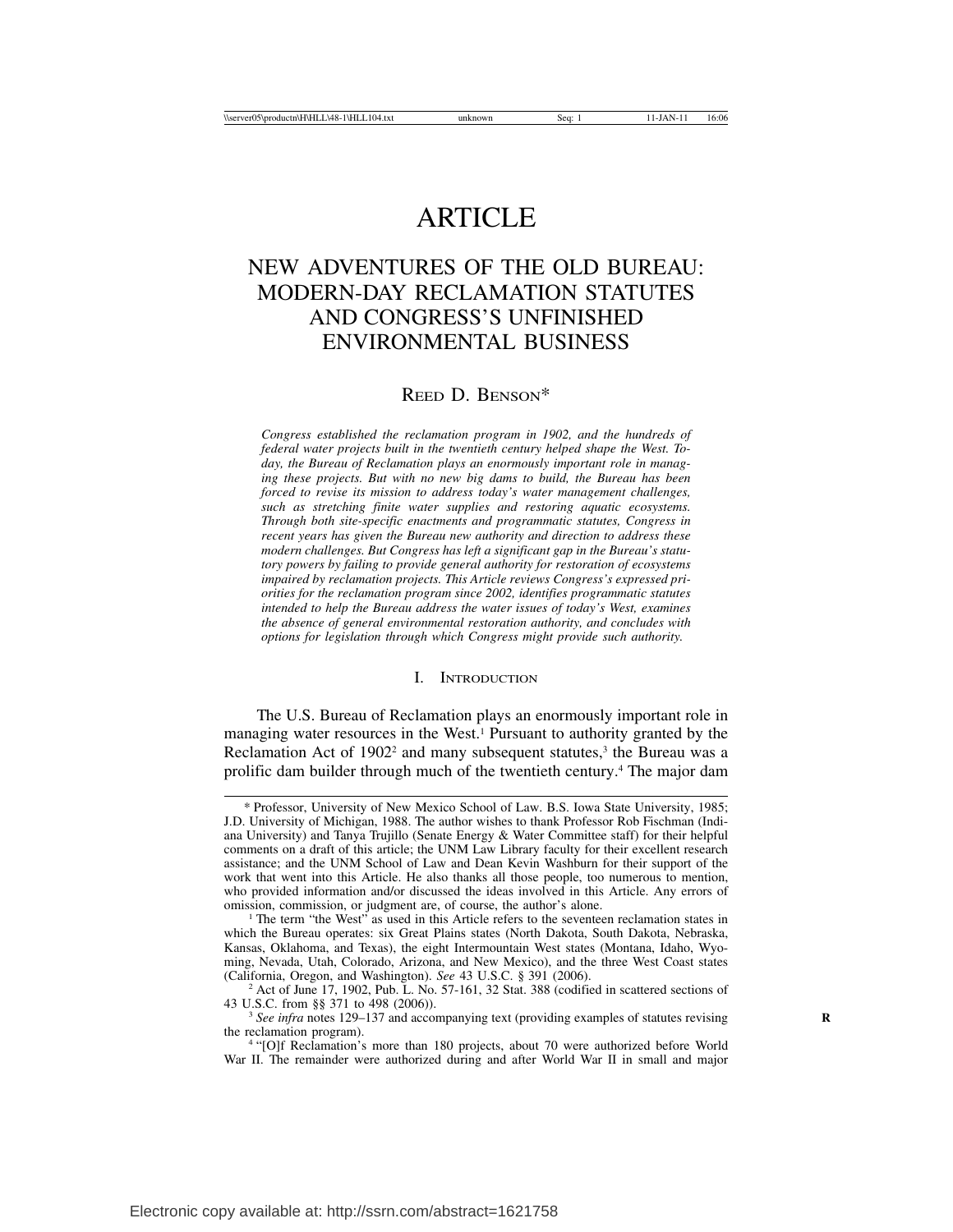# ARTICLE

## NEW ADVENTURES OF THE OLD BUREAU: MODERN-DAY RECLAMATION STATUTES AND CONGRESS'S UNFINISHED ENVIRONMENTAL BUSINESS

REED D. BENSON*

*Congress established the reclamation program in 1902, and the hundreds of federal water projects built in the twentieth century helped shape the West. Today, the Bureau of Reclamation plays an enormously important role in managing these projects. But with no new big dams to build, the Bureau has been forced to revise its mission to address today's water management challenges, such as stretching finite water supplies and restoring aquatic ecosystems. Through both site-specific enactments and programmatic statutes, Congress in recent years has given the Bureau new authority and direction to address these modern challenges. But Congress has left a significant gap in the Bureau's statutory powers by failing to provide general authority for restoration of ecosystems impaired by reclamation projects. This Article reviews Congress's expressed priorities for the reclamation program since 2002, identifies programmatic statutes intended to help the Bureau address the water issues of today's West, examines the absence of general environmental restoration authority, and concludes with options for legislation through which Congress might provide such authority.*

### I. INTRODUCTION

The U.S. Bureau of Reclamation plays an enormously important role in managing water resources in the West.[1] Pursuant to authority granted by the Reclamation Act of 1902[2] and many subsequent statutes,[3] the Bureau was a prolific dam builder through much of the twentieth century.[4] The major dam

---

\* Professor, University of New Mexico School of Law. B.S. Iowa State University, 1985; J.D. University of Michigan, 1988. The author wishes to thank Professor Rob Fischman (Indiana University) and Tanya Trujillo (Senate Energy & Water Committee staff) for their helpful comments on a draft of this article; the UNM Law Library faculty for their excellent research assistance; and the UNM School of Law and Dean Kevin Washburn for their support of the work that went into this Article. He also thanks all those people, too numerous to mention, who provided information and/or discussed the ideas involved in this Article. Any errors of omission, commission, or judgment are, of course, the author's alone.

[1] The term "the West" as used in this Article refers to the seventeen reclamation states in which the Bureau operates: six Great Plains states (North Dakota, South Dakota, Nebraska, Kansas, Oklahoma, and Texas), the eight Intermountain West states (Montana, Idaho, Wyoming, Nevada, Utah, Colorado, Arizona, and New Mexico), and the three West Coast states (California, Oregon, and Washington). *See* 43 U.S.C. § 391 (2006).

[2] Act of June 17, 1902, Pub. L. No. 57-161, 32 Stat. 388 (codified in scattered sections of 43 U.S.C. from §§ 371 to 498 (2006)).

[3] *See infra* notes 129–137 and accompanying text (providing examples of statutes revising the reclamation program).

[4] "[O]f Reclamation's more than 180 projects, about 70 were authorized before World War II. The remainder were authorized during and after World War II in small and major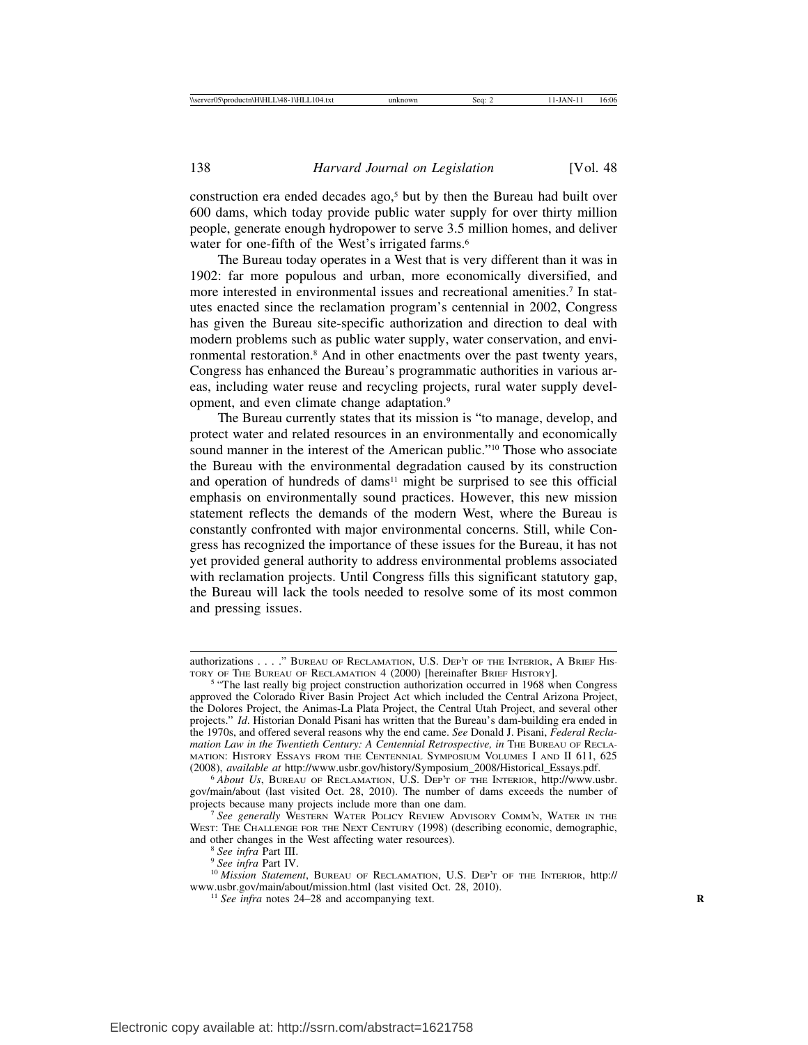construction era ended decades ago,[5] but by then the Bureau had built over 600 dams, which today provide public water supply for over thirty million people, generate enough hydropower to serve 3.5 million homes, and deliver water for one-fifth of the West's irrigated farms.[6]

The Bureau today operates in a West that is very different than it was in 1902: far more populous and urban, more economically diversified, and more interested in environmental issues and recreational amenities.[7] In statutes enacted since the reclamation program's centennial in 2002, Congress has given the Bureau site-specific authorization and direction to deal with modern problems such as public water supply, water conservation, and environmental restoration.[8] And in other enactments over the past twenty years, Congress has enhanced the Bureau's programmatic authorities in various areas, including water reuse and recycling projects, rural water supply development, and even climate change adaptation.[9]

The Bureau currently states that its mission is "to manage, develop, and protect water and related resources in an environmentally and economically sound manner in the interest of the American public."[10] Those who associate the Bureau with the environmental degradation caused by its construction and operation of hundreds of dams[11] might be surprised to see this official emphasis on environmentally sound practices. However, this new mission statement reflects the demands of the modern West, where the Bureau is constantly confronted with major environmental concerns. Still, while Congress has recognized the importance of these issues for the Bureau, it has not yet provided general authority to address environmental problems associated with reclamation projects. Until Congress fills this significant statutory gap, the Bureau will lack the tools needed to resolve some of its most common and pressing issues.

---

authorizations . . . ." BUREAU OF RECLAMATION, U.S. DEP'T OF THE INTERIOR, A BRIEF HISTORY OF THE BUREAU OF RECLAMATION 4 (2000) [hereinafter BRIEF HISTORY].

[5] "The last really big project construction authorization occurred in 1968 when Congress approved the Colorado River Basin Project Act which included the Central Arizona Project, the Dolores Project, the Animas-La Plata Project, the Central Utah Project, and several other projects." *Id*. Historian Donald Pisani has written that the Bureau's dam-building era ended in the 1970s, and offered several reasons why the end came. *See* Donald J. Pisani, *Federal Reclamation Law in the Twentieth Century: A Centennial Retrospective, in* THE BUREAU OF RECLAMATION: HISTORY ESSAYS FROM THE CENTENNIAL SYMPOSIUM VOLUMES I AND II 611, 625 (2008), *available at* http://www.usbr.gov/history/Symposium_2008/Historical_Essays.pdf.

[6] *About Us*, BUREAU OF RECLAMATION, U.S. DEP'T OF THE INTERIOR, http://www.usbr.gov/main/about (last visited Oct. 28, 2010). The number of dams exceeds the number of projects because many projects include more than one dam.

[7] *See generally* WESTERN WATER POLICY REVIEW ADVISORY COMM'N, WATER IN THE WEST: THE CHALLENGE FOR THE NEXT CENTURY (1998) (describing economic, demographic, and other changes in the West affecting water resources).

[8] *See infra* Part III.

[9] *See infra* Part IV.

[10] *Mission Statement*, BUREAU OF RECLAMATION, U.S. DEP'T OF THE INTERIOR, http://www.usbr.gov/main/about/mission.html (last visited Oct. 28, 2010).

[11] *See infra* notes 24–28 and accompanying text.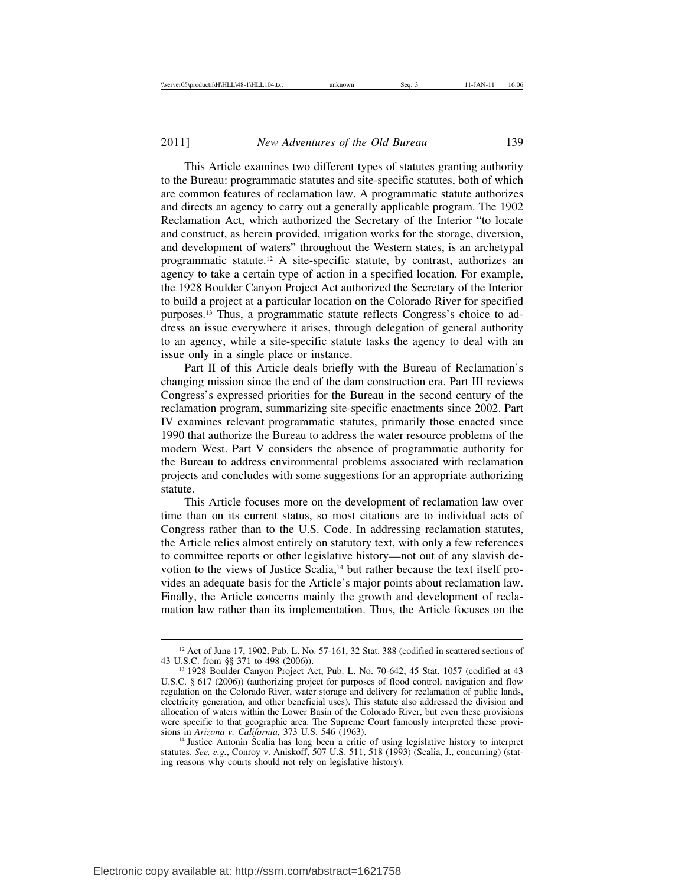This Article examines two different types of statutes granting authority to the Bureau: programmatic statutes and site-specific statutes, both of which are common features of reclamation law. A programmatic statute authorizes and directs an agency to carry out a generally applicable program. The 1902 Reclamation Act, which authorized the Secretary of the Interior "to locate and construct, as herein provided, irrigation works for the storage, diversion, and development of waters" throughout the Western states, is an archetypal programmatic statute.[12] A site-specific statute, by contrast, authorizes an agency to take a certain type of action in a specified location. For example, the 1928 Boulder Canyon Project Act authorized the Secretary of the Interior to build a project at a particular location on the Colorado River for specified purposes.[13] Thus, a programmatic statute reflects Congress's choice to address an issue everywhere it arises, through delegation of general authority to an agency, while a site-specific statute tasks the agency to deal with an issue only in a single place or instance.

Part II of this Article deals briefly with the Bureau of Reclamation's changing mission since the end of the dam construction era. Part III reviews Congress's expressed priorities for the Bureau in the second century of the reclamation program, summarizing site-specific enactments since 2002. Part IV examines relevant programmatic statutes, primarily those enacted since 1990 that authorize the Bureau to address the water resource problems of the modern West. Part V considers the absence of programmatic authority for the Bureau to address environmental problems associated with reclamation projects and concludes with some suggestions for an appropriate authorizing statute.

This Article focuses more on the development of reclamation law over time than on its current status, so most citations are to individual acts of Congress rather than to the U.S. Code. In addressing reclamation statutes, the Article relies almost entirely on statutory text, with only a few references to committee reports or other legislative history—not out of any slavish devotion to the views of Justice Scalia,[14] but rather because the text itself provides an adequate basis for the Article's major points about reclamation law. Finally, the Article concerns mainly the growth and development of reclamation law rather than its implementation. Thus, the Article focuses on the

---

[12] Act of June 17, 1902, Pub. L. No. 57-161, 32 Stat. 388 (codified in scattered sections of 43 U.S.C. from §§ 371 to 498 (2006)).

[13] 1928 Boulder Canyon Project Act, Pub. L. No. 70-642, 45 Stat. 1057 (codified at 43 U.S.C. § 617 (2006)) (authorizing project for purposes of flood control, navigation and flow regulation on the Colorado River, water storage and delivery for reclamation of public lands, electricity generation, and other beneficial uses). This statute also addressed the division and allocation of waters within the Lower Basin of the Colorado River, but even these provisions were specific to that geographic area. The Supreme Court famously interpreted these provisions in *Arizona v. California*, 373 U.S. 546 (1963).

[14] Justice Antonin Scalia has long been a critic of using legislative history to interpret statutes. *See, e.g.*, Conroy v. Aniskoff, 507 U.S. 511, 518 (1993) (Scalia, J., concurring) (stating reasons why courts should not rely on legislative history).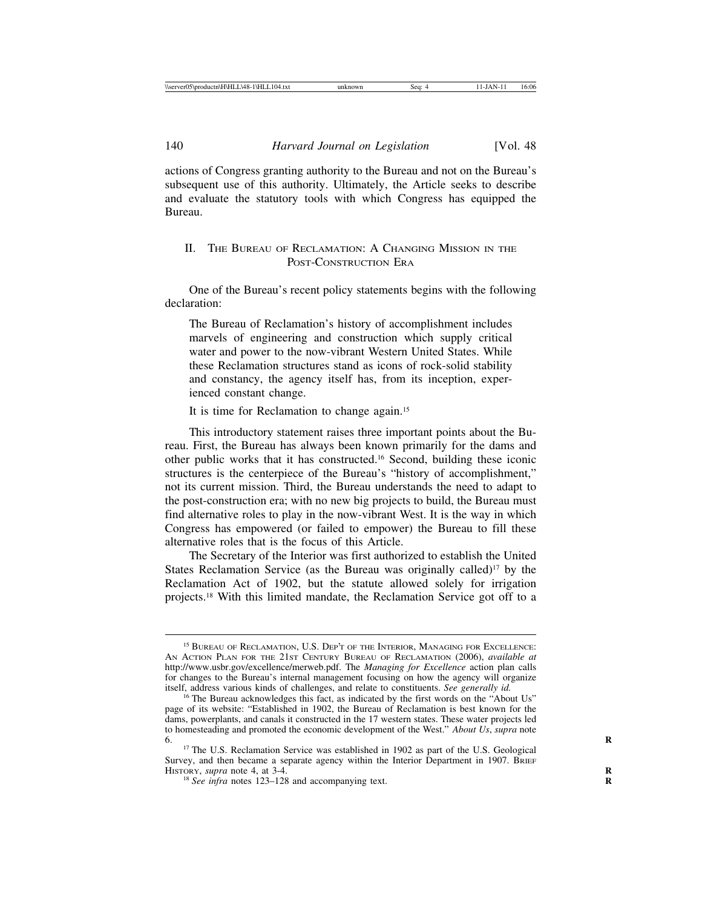actions of Congress granting authority to the Bureau and not on the Bureau's subsequent use of this authority. Ultimately, the Article seeks to describe and evaluate the statutory tools with which Congress has equipped the Bureau.

## II. The Bureau of Reclamation: A Changing Mission in the Post-Construction Era

One of the Bureau's recent policy statements begins with the following declaration:

> The Bureau of Reclamation's history of accomplishment includes marvels of engineering and construction which supply critical water and power to the now-vibrant Western United States. While these Reclamation structures stand as icons of rock-solid stability and constancy, the agency itself has, from its inception, experienced constant change.
>
> It is time for Reclamation to change again.[15]

This introductory statement raises three important points about the Bureau. First, the Bureau has always been known primarily for the dams and other public works that it has constructed.[16] Second, building these iconic structures is the centerpiece of the Bureau's "history of accomplishment," not its current mission. Third, the Bureau understands the need to adapt to the post-construction era; with no new big projects to build, the Bureau must find alternative roles to play in the now-vibrant West. It is the way in which Congress has empowered (or failed to empower) the Bureau to fill these alternative roles that is the focus of this Article.

The Secretary of the Interior was first authorized to establish the United States Reclamation Service (as the Bureau was originally called)[17] by the Reclamation Act of 1902, but the statute allowed solely for irrigation projects.[18] With this limited mandate, the Reclamation Service got off to a

---

[15] Bureau of Reclamation, U.S. Dep't of the Interior, Managing for Excellence: An Action Plan for the 21st Century Bureau of Reclamation (2006), *available at* http://www.usbr.gov/excellence/merweb.pdf. The *Managing for Excellence* action plan calls for changes to the Bureau's internal management focusing on how the agency will organize itself, address various kinds of challenges, and relate to constituents. *See generally id.*

[16] The Bureau acknowledges this fact, as indicated by the first words on the "About Us" page of its website: "Established in 1902, the Bureau of Reclamation is best known for the dams, powerplants, and canals it constructed in the 17 western states. These water projects led to homesteading and promoted the economic development of the West." *About Us*, *supra* note 6.

[17] The U.S. Reclamation Service was established in 1902 as part of the U.S. Geological Survey, and then became a separate agency within the Interior Department in 1907. Brief History, *supra* note 4, at 3-4.

[18] *See infra* notes 123–128 and accompanying text.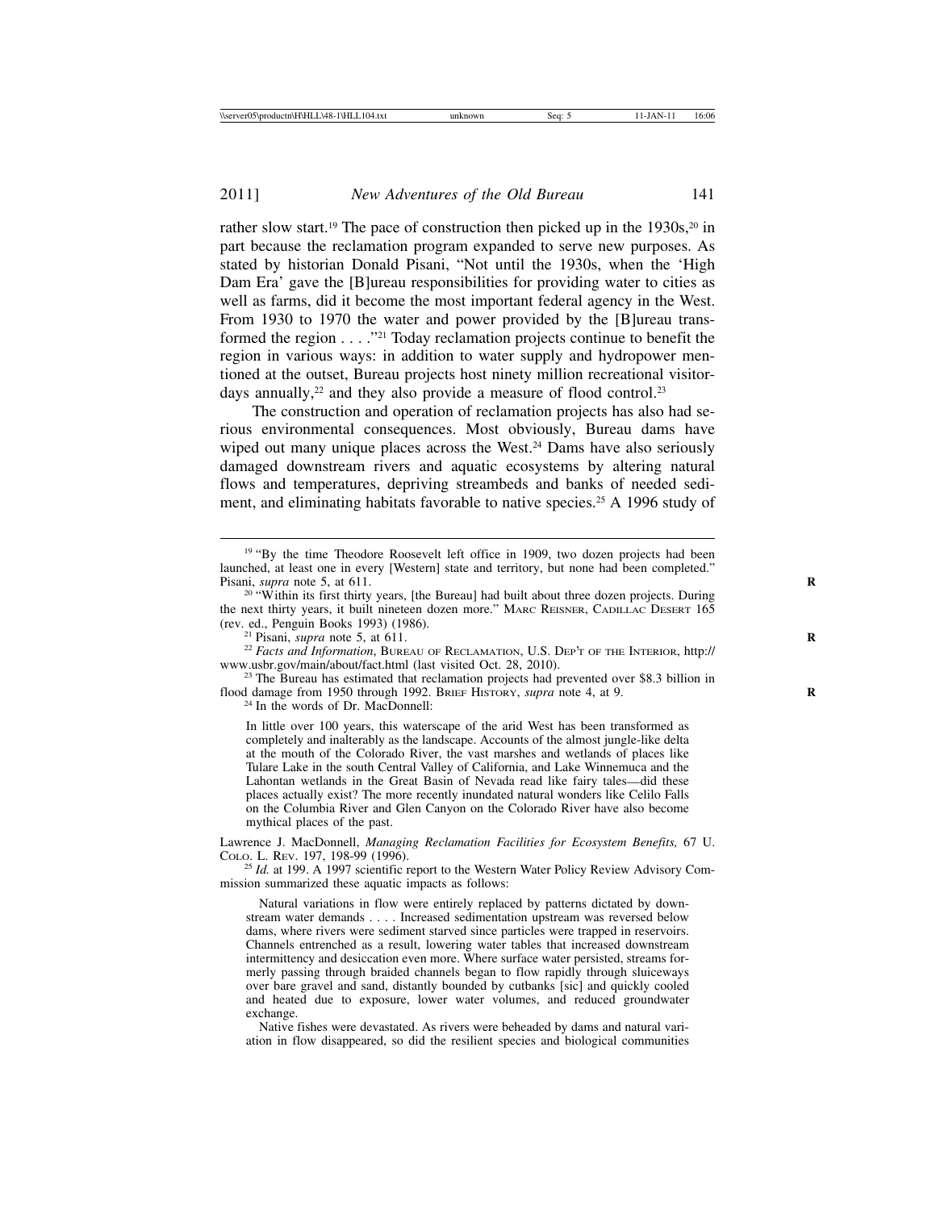rather slow start.[19] The pace of construction then picked up in the 1930s,[20] in part because the reclamation program expanded to serve new purposes. As stated by historian Donald Pisani, "Not until the 1930s, when the 'High Dam Era' gave the [B]ureau responsibilities for providing water to cities as well as farms, did it become the most important federal agency in the West. From 1930 to 1970 the water and power provided by the [B]ureau transformed the region . . . ."[21] Today reclamation projects continue to benefit the region in various ways: in addition to water supply and hydropower mentioned at the outset, Bureau projects host ninety million recreational visitor-days annually,[22] and they also provide a measure of flood control.[23]

The construction and operation of reclamation projects has also had serious environmental consequences. Most obviously, Bureau dams have wiped out many unique places across the West.[24] Dams have also seriously damaged downstream rivers and aquatic ecosystems by altering natural flows and temperatures, depriving streambeds and banks of needed sediment, and eliminating habitats favorable to native species.[25] A 1996 study of

---

[19] "By the time Theodore Roosevelt left office in 1909, two dozen projects had been launched, at least one in every [Western] state and territory, but none had been completed." Pisani, *supra* note 5, at 611.

[20] "Within its first thirty years, [the Bureau] had built about three dozen projects. During the next thirty years, it built nineteen dozen more." Marc Reisner, Cadillac Desert 165 (rev. ed., Penguin Books 1993) (1986).

[21] Pisani, *supra* note 5, at 611.

[22] *Facts and Information*, Bureau of Reclamation, U.S. Dep't of the Interior, http://www.usbr.gov/main/about/fact.html (last visited Oct. 28, 2010).

[23] The Bureau has estimated that reclamation projects had prevented over $8.3 billion in flood damage from 1950 through 1992. Brief History, *supra* note 4, at 9.

[24] In the words of Dr. MacDonnell:

> In little over 100 years, this waterscape of the arid West has been transformed as completely and inalterably as the landscape. Accounts of the almost jungle-like delta at the mouth of the Colorado River, the vast marshes and wetlands of places like Tulare Lake in the south Central Valley of California, and Lake Winnemucca and the Lahontan wetlands in the Great Basin of Nevada read like fairy tales—did these places actually exist? The more recently inundated natural wonders like Celilo Falls on the Columbia River and Glen Canyon on the Colorado River have also become mythical places of the past.

Lawrence J. MacDonnell, *Managing Reclamation Facilities for Ecosystem Benefits,* 67 U. Colo. L. Rev. 197, 198-99 (1996).

[25] *Id.* at 199. A 1997 scientific report to the Western Water Policy Review Advisory Commission summarized these aquatic impacts as follows:

> Natural variations in flow were entirely replaced by patterns dictated by downstream water demands . . . . Increased sedimentation upstream was reversed below dams, where rivers were sediment starved since particles were trapped in reservoirs. Channels entrenched as a result, lowering water tables that increased downstream intermittency and desiccation even more. Where surface water persisted, streams formerly passing through braided channels began to flow rapidly through sluiceways over bare gravel and sand, distantly bounded by cutbanks [sic] and quickly cooled and heated due to exposure, lower water volumes, and reduced groundwater exchange.
>
> Native fishes were devastated. As rivers were beheaded by dams and natural variation in flow disappeared, so did the resilient species and biological communities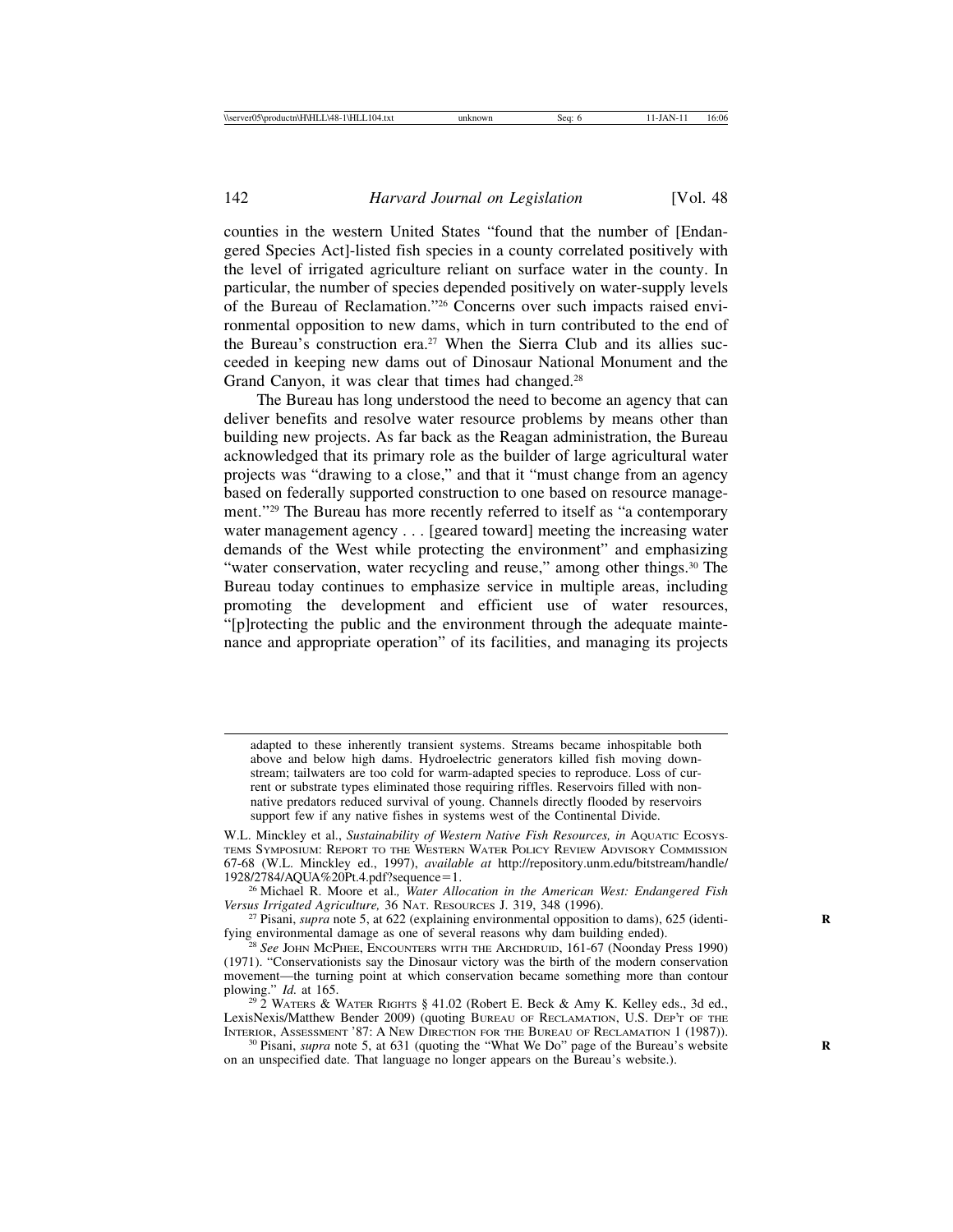counties in the western United States "found that the number of [Endangered Species Act]-listed fish species in a county correlated positively with the level of irrigated agriculture reliant on surface water in the county. In particular, the number of species depended positively on water-supply levels of the Bureau of Reclamation."[26] Concerns over such impacts raised environmental opposition to new dams, which in turn contributed to the end of the Bureau's construction era.[27] When the Sierra Club and its allies succeeded in keeping new dams out of Dinosaur National Monument and the Grand Canyon, it was clear that times had changed.[28]

The Bureau has long understood the need to become an agency that can deliver benefits and resolve water resource problems by means other than building new projects. As far back as the Reagan administration, the Bureau acknowledged that its primary role as the builder of large agricultural water projects was "drawing to a close," and that it "must change from an agency based on federally supported construction to one based on resource management."[29] The Bureau has more recently referred to itself as "a contemporary water management agency . . . [geared toward] meeting the increasing water demands of the West while protecting the environment" and emphasizing "water conservation, water recycling and reuse," among other things.[30] The Bureau today continues to emphasize service in multiple areas, including promoting the development and efficient use of water resources, "[p]rotecting the public and the environment through the adequate maintenance and appropriate operation" of its facilities, and managing its projects

---

> adapted to these inherently transient systems. Streams became inhospitable both above and below high dams. Hydroelectric generators killed fish moving downstream; tailwaters are too cold for warm-adapted species to reproduce. Loss of current or substrate types eliminated those requiring riffles. Reservoirs filled with nonnative predators reduced survival of young. Channels directly flooded by reservoirs support few if any native fishes in systems west of the Continental Divide.

W.L. Minckley et al., *Sustainability of Western Native Fish Resources, in* AQUATIC ECOSYSTEMS SYMPOSIUM: REPORT TO THE WESTERN WATER POLICY REVIEW ADVISORY COMMISSION 67-68 (W.L. Minckley ed., 1997), *available at* http://repository.unm.edu/bitstream/handle/1928/2784/AQUA%20Pt.4.pdf?sequence=1.

[26] Michael R. Moore et al., *Water Allocation in the American West: Endangered Fish Versus Irrigated Agriculture,* 36 NAT. RESOURCES J. 319, 348 (1996).

[27] Pisani, *supra* note 5, at 622 (explaining environmental opposition to dams), 625 (identifying environmental damage as one of several reasons why dam building ended).

[28] *See* JOHN MCPHEE, ENCOUNTERS WITH THE ARCHDRUID, 161-67 (Noonday Press 1990) (1971). "Conservationists say the Dinosaur victory was the birth of the modern conservation movement—the turning point at which conservation became something more than contour plowing." *Id.* at 165.

[29] 2 WATERS & WATER RIGHTS § 41.02 (Robert E. Beck & Amy K. Kelley eds., 3d ed., LexisNexis/Matthew Bender 2009) (quoting BUREAU OF RECLAMATION, U.S. DEP'T OF THE INTERIOR, ASSESSMENT '87: A NEW DIRECTION FOR THE BUREAU OF RECLAMATION 1 (1987)).

[30] Pisani, *supra* note 5, at 631 (quoting the "What We Do" page of the Bureau's website on an unspecified date. That language no longer appears on the Bureau's website.).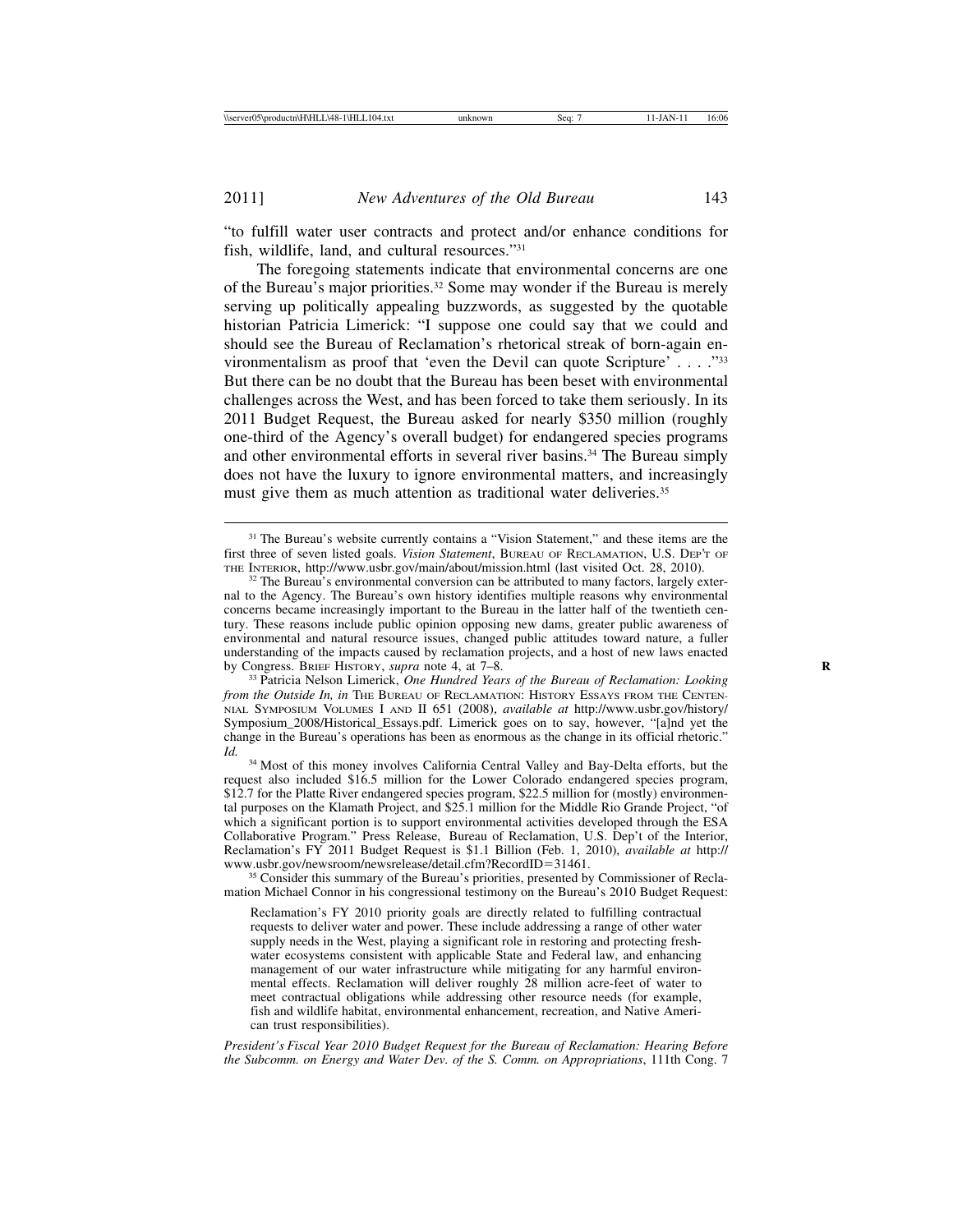"to fulfill water user contracts and protect and/or enhance conditions for fish, wildlife, land, and cultural resources."[31]

The foregoing statements indicate that environmental concerns are one of the Bureau's major priorities.[32] Some may wonder if the Bureau is merely serving up politically appealing buzzwords, as suggested by the quotable historian Patricia Limerick: "I suppose one could say that we could and should see the Bureau of Reclamation's rhetorical streak of born-again environmentalism as proof that 'even the Devil can quote Scripture' . . . ."[33] But there can be no doubt that the Bureau has been beset with environmental challenges across the West, and has been forced to take them seriously. In its 2011 Budget Request, the Bureau asked for nearly $350 million (roughly one-third of the Agency's overall budget) for endangered species programs and other environmental efforts in several river basins.[34] The Bureau simply does not have the luxury to ignore environmental matters, and increasingly must give them as much attention as traditional water deliveries.[35]

---

[31] The Bureau's website currently contains a "Vision Statement," and these items are the first three of seven listed goals. *Vision Statement*, Bureau of Reclamation, U.S. Dep't of the Interior, http://www.usbr.gov/main/about/mission.html (last visited Oct. 28, 2010).

[32] The Bureau's environmental conversion can be attributed to many factors, largely external to the Agency. The Bureau's own history identifies multiple reasons why environmental concerns became increasingly important to the Bureau in the latter half of the twentieth century. These reasons include public opinion opposing new dams, greater public awareness of environmental and natural resource issues, changed public attitudes toward nature, a fuller understanding of the impacts caused by reclamation projects, and a host of new laws enacted by Congress. Brief History, *supra* note 4, at 7–8.

[33] Patricia Nelson Limerick, *One Hundred Years of the Bureau of Reclamation: Looking from the Outside In, in* The Bureau of Reclamation: History Essays from the Centennial Symposium Volumes I and II 651 (2008), *available at* http://www.usbr.gov/history/Symposium_2008/Historical_Essays.pdf. Limerick goes on to say, however, "[a]nd yet the change in the Bureau's operations has been as enormous as the change in its official rhetoric." *Id.*

[34] Most of this money involves California Central Valley and Bay-Delta efforts, but the request also included $16.5 million for the Lower Colorado endangered species program, $12.7 for the Platte River endangered species program, $22.5 million for (mostly) environmental purposes on the Klamath Project, and $25.1 million for the Middle Rio Grande Project, "of which a significant portion is to support environmental activities developed through the ESA Collaborative Program." Press Release, Bureau of Reclamation, U.S. Dep't of the Interior, Reclamation's FY 2011 Budget Request is $1.1 Billion (Feb. 1, 2010), *available at* http://www.usbr.gov/newsroom/newsrelease/detail.cfm?RecordID=31461.

[35] Consider this summary of the Bureau's priorities, presented by Commissioner of Reclamation Michael Connor in his congressional testimony on the Bureau's 2010 Budget Request:

> Reclamation's FY 2010 priority goals are directly related to fulfilling contractual requests to deliver water and power. These include addressing a range of other water supply needs in the West, playing a significant role in restoring and protecting freshwater ecosystems consistent with applicable State and Federal law, and enhancing management of our water infrastructure while mitigating for any harmful environmental effects. Reclamation will deliver roughly 28 million acre-feet of water to meet contractual obligations while addressing other resource needs (for example, fish and wildlife habitat, environmental enhancement, recreation, and Native American trust responsibilities).

*President's Fiscal Year 2010 Budget Request for the Bureau of Reclamation: Hearing Before the Subcomm. on Energy and Water Dev. of the S. Comm. on Appropriations*, 111th Cong. 7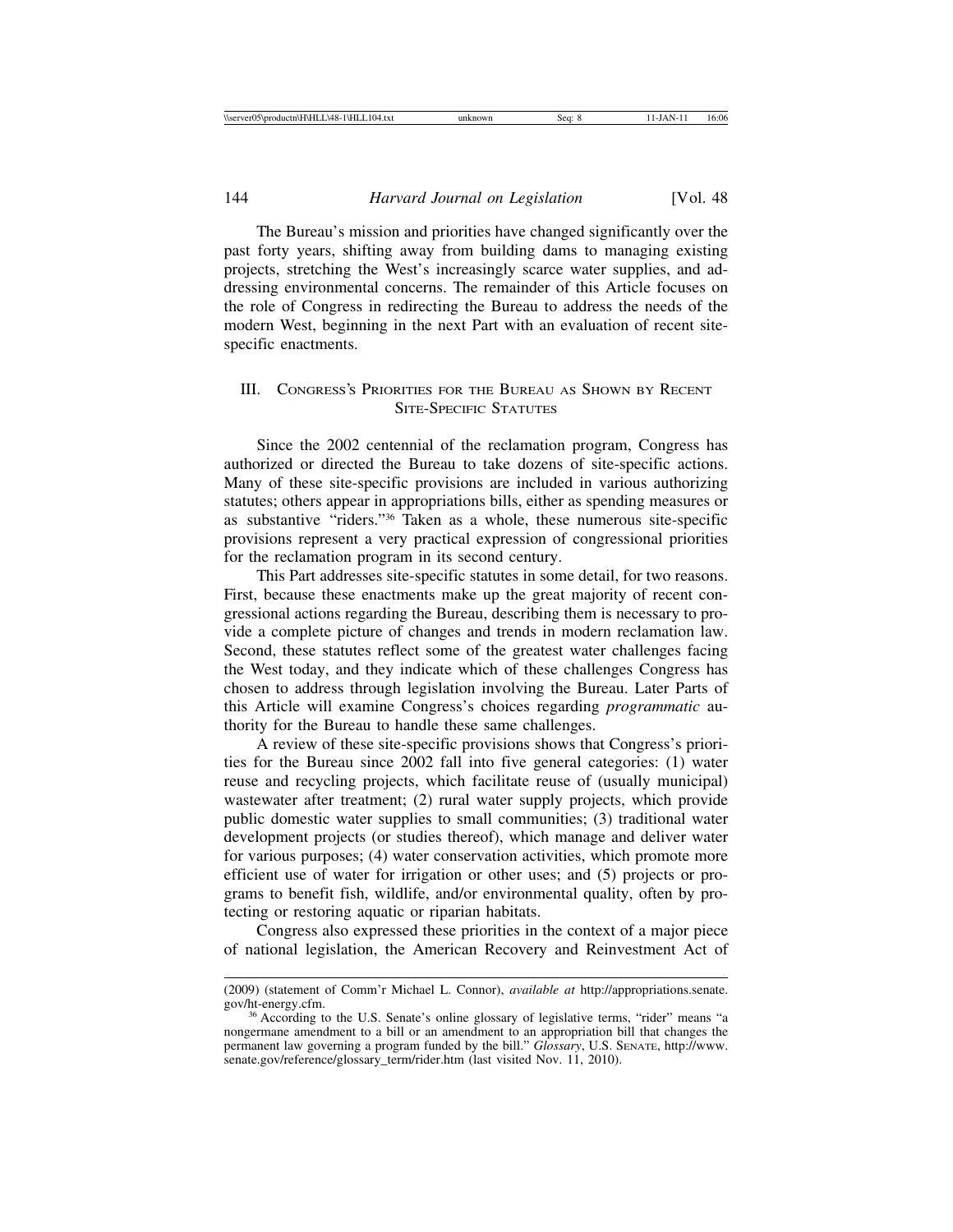The Bureau's mission and priorities have changed significantly over the past forty years, shifting away from building dams to managing existing projects, stretching the West's increasingly scarce water supplies, and addressing environmental concerns. The remainder of this Article focuses on the role of Congress in redirecting the Bureau to address the needs of the modern West, beginning in the next Part with an evaluation of recent site-specific enactments.

## III. Congress's Priorities for the Bureau as Shown by Recent Site-Specific Statutes

Since the 2002 centennial of the reclamation program, Congress has authorized or directed the Bureau to take dozens of site-specific actions. Many of these site-specific provisions are included in various authorizing statutes; others appear in appropriations bills, either as spending measures or as substantive "riders."[36] Taken as a whole, these numerous site-specific provisions represent a very practical expression of congressional priorities for the reclamation program in its second century.

This Part addresses site-specific statutes in some detail, for two reasons. First, because these enactments make up the great majority of recent congressional actions regarding the Bureau, describing them is necessary to provide a complete picture of changes and trends in modern reclamation law. Second, these statutes reflect some of the greatest water challenges facing the West today, and they indicate which of these challenges Congress has chosen to address through legislation involving the Bureau. Later Parts of this Article will examine Congress's choices regarding *programmatic* authority for the Bureau to handle these same challenges.

A review of these site-specific provisions shows that Congress's priorities for the Bureau since 2002 fall into five general categories: (1) water reuse and recycling projects, which facilitate reuse of (usually municipal) wastewater after treatment; (2) rural water supply projects, which provide public domestic water supplies to small communities; (3) traditional water development projects (or studies thereof), which manage and deliver water for various purposes; (4) water conservation activities, which promote more efficient use of water for irrigation or other uses; and (5) projects or programs to benefit fish, wildlife, and/or environmental quality, often by protecting or restoring aquatic or riparian habitats.

Congress also expressed these priorities in the context of a major piece of national legislation, the American Recovery and Reinvestment Act of

---

(2009) (statement of Comm'r Michael L. Connor), *available at* http://appropriations.senate.gov/ht-energy.cfm.

[36] According to the U.S. Senate's online glossary of legislative terms, "rider" means "a nongermane amendment to a bill or an amendment to an appropriation bill that changes the permanent law governing a program funded by the bill." *Glossary*, U.S. Senate, http://www.senate.gov/reference/glossary_term/rider.htm (last visited Nov. 11, 2010).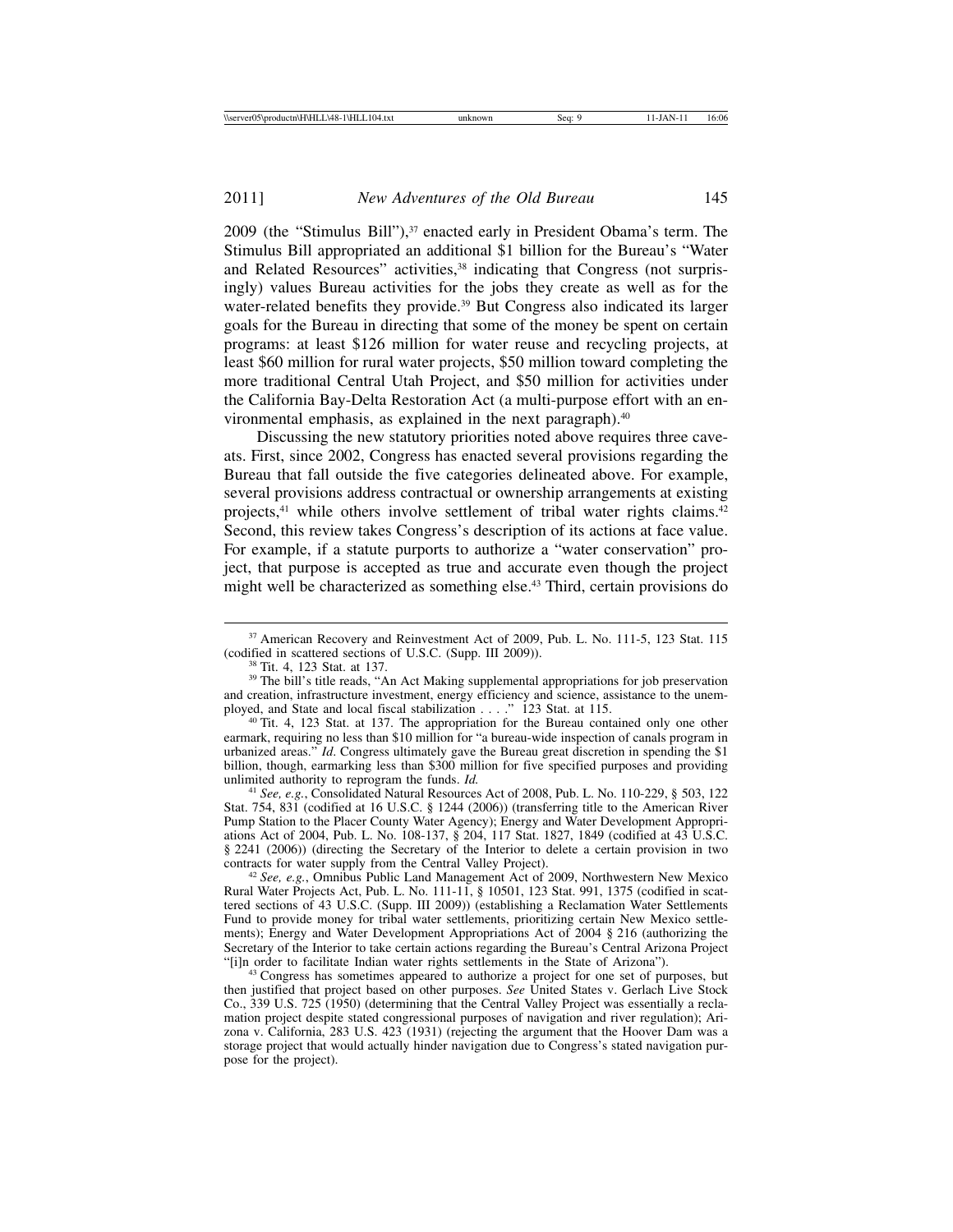2009 (the "Stimulus Bill"),[37] enacted early in President Obama's term. The Stimulus Bill appropriated an additional $1 billion for the Bureau's "Water and Related Resources" activities,[38] indicating that Congress (not surprisingly) values Bureau activities for the jobs they create as well as for the water-related benefits they provide.[39] But Congress also indicated its larger goals for the Bureau in directing that some of the money be spent on certain programs: at least $126 million for water reuse and recycling projects, at least $60 million for rural water projects, $50 million toward completing the more traditional Central Utah Project, and $50 million for activities under the California Bay-Delta Restoration Act (a multi-purpose effort with an environmental emphasis, as explained in the next paragraph).[40]

Discussing the new statutory priorities noted above requires three caveats. First, since 2002, Congress has enacted several provisions regarding the Bureau that fall outside the five categories delineated above. For example, several provisions address contractual or ownership arrangements at existing projects,[41] while others involve settlement of tribal water rights claims.[42] Second, this review takes Congress's description of its actions at face value. For example, if a statute purports to authorize a "water conservation" project, that purpose is accepted as true and accurate even though the project might well be characterized as something else.[43] Third, certain provisions do

---

[37] American Recovery and Reinvestment Act of 2009, Pub. L. No. 111-5, 123 Stat. 115 (codified in scattered sections of U.S.C. (Supp. III 2009)).

[38] Tit. 4, 123 Stat. at 137.

[39] The bill's title reads, "An Act Making supplemental appropriations for job preservation and creation, infrastructure investment, energy efficiency and science, assistance to the unemployed, and State and local fiscal stabilization . . . ." 123 Stat. at 115.

[40] Tit. 4, 123 Stat. at 137. The appropriation for the Bureau contained only one other earmark, requiring no less than $10 million for "a bureau-wide inspection of canals program in urbanized areas." *Id*. Congress ultimately gave the Bureau great discretion in spending the $1 billion, though, earmarking less than $300 million for five specified purposes and providing unlimited authority to reprogram the funds. *Id.*

[41] *See, e.g.*, Consolidated Natural Resources Act of 2008, Pub. L. No. 110-229, § 503, 122 Stat. 754, 831 (codified at 16 U.S.C. § 1244 (2006)) (transferring title to the American River Pump Station to the Placer County Water Agency); Energy and Water Development Appropriations Act of 2004, Pub. L. No. 108-137, § 204, 117 Stat. 1827, 1849 (codified at 43 U.S.C. § 2241 (2006)) (directing the Secretary of the Interior to delete a certain provision in two contracts for water supply from the Central Valley Project).

[42] *See, e.g.*, Omnibus Public Land Management Act of 2009, Northwestern New Mexico Rural Water Projects Act, Pub. L. No. 111-11, § 10501, 123 Stat. 991, 1375 (codified in scattered sections of 43 U.S.C. (Supp. III 2009)) (establishing a Reclamation Water Settlements Fund to provide money for tribal water settlements, prioritizing certain New Mexico settlements); Energy and Water Development Appropriations Act of 2004 § 216 (authorizing the Secretary of the Interior to take certain actions regarding the Bureau's Central Arizona Project "[i]n order to facilitate Indian water rights settlements in the State of Arizona").

[43] Congress has sometimes appeared to authorize a project for one set of purposes, but then justified that project based on other purposes. *See* United States v. Gerlach Live Stock Co., 339 U.S. 725 (1950) (determining that the Central Valley Project was essentially a reclamation project despite stated congressional purposes of navigation and river regulation); Arizona v. California, 283 U.S. 423 (1931) (rejecting the argument that the Hoover Dam was a storage project that would actually hinder navigation due to Congress's stated navigation purpose for the project).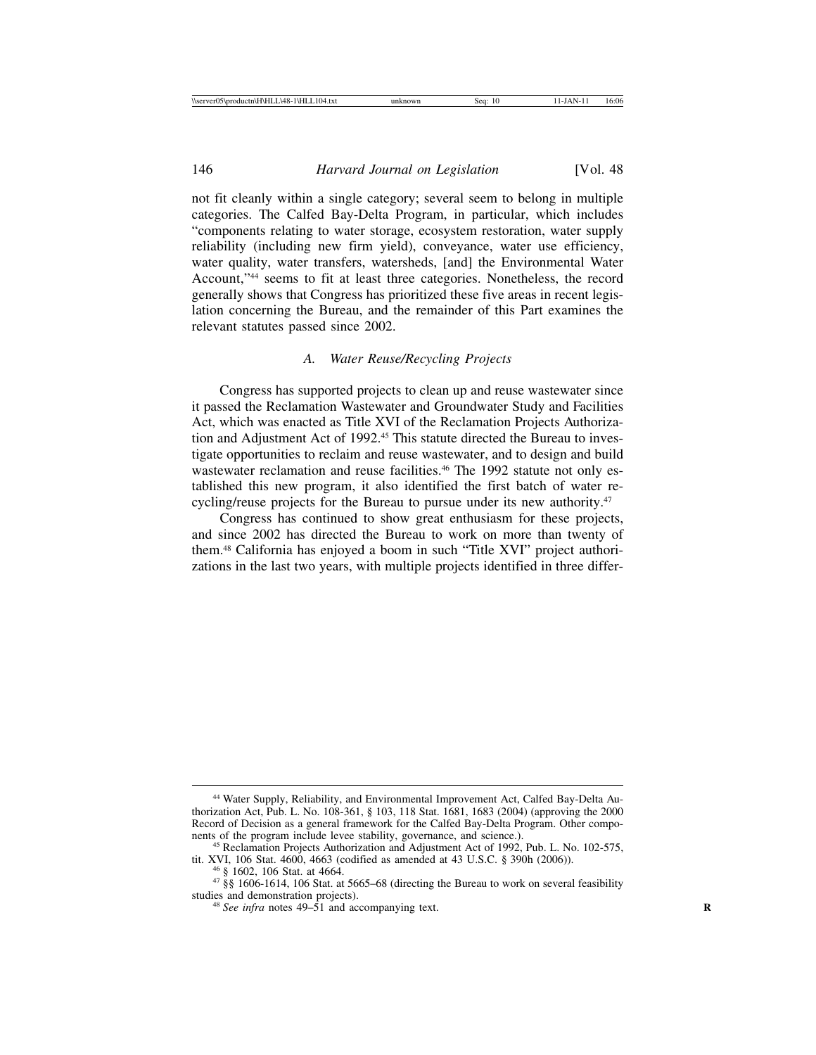not fit cleanly within a single category; several seem to belong in multiple categories. The Calfed Bay-Delta Program, in particular, which includes "components relating to water storage, ecosystem restoration, water supply reliability (including new firm yield), conveyance, water use efficiency, water quality, water transfers, watersheds, [and] the Environmental Water Account,"[44] seems to fit at least three categories. Nonetheless, the record generally shows that Congress has prioritized these five areas in recent legislation concerning the Bureau, and the remainder of this Part examines the relevant statutes passed since 2002.

### *A. Water Reuse/Recycling Projects*

Congress has supported projects to clean up and reuse wastewater since it passed the Reclamation Wastewater and Groundwater Study and Facilities Act, which was enacted as Title XVI of the Reclamation Projects Authorization and Adjustment Act of 1992.[45] This statute directed the Bureau to investigate opportunities to reclaim and reuse wastewater, and to design and build wastewater reclamation and reuse facilities.[46] The 1992 statute not only established this new program, it also identified the first batch of water recycling/reuse projects for the Bureau to pursue under its new authority.[47]

Congress has continued to show great enthusiasm for these projects, and since 2002 has directed the Bureau to work on more than twenty of them.[48] California has enjoyed a boom in such "Title XVI" project authorizations in the last two years, with multiple projects identified in three differ-

---

[44] Water Supply, Reliability, and Environmental Improvement Act, Calfed Bay-Delta Authorization Act, Pub. L. No. 108-361, § 103, 118 Stat. 1681, 1683 (2004) (approving the 2000 Record of Decision as a general framework for the Calfed Bay-Delta Program. Other components of the program include levee stability, governance, and science.).

[45] Reclamation Projects Authorization and Adjustment Act of 1992, Pub. L. No. 102-575, tit. XVI, 106 Stat. 4600, 4663 (codified as amended at 43 U.S.C. § 390h (2006)).

[46] § 1602, 106 Stat. at 4664.

[47] §§ 1606-1614, 106 Stat. at 5665–68 (directing the Bureau to work on several feasibility studies and demonstration projects).

[48] *See infra* notes 49–51 and accompanying text.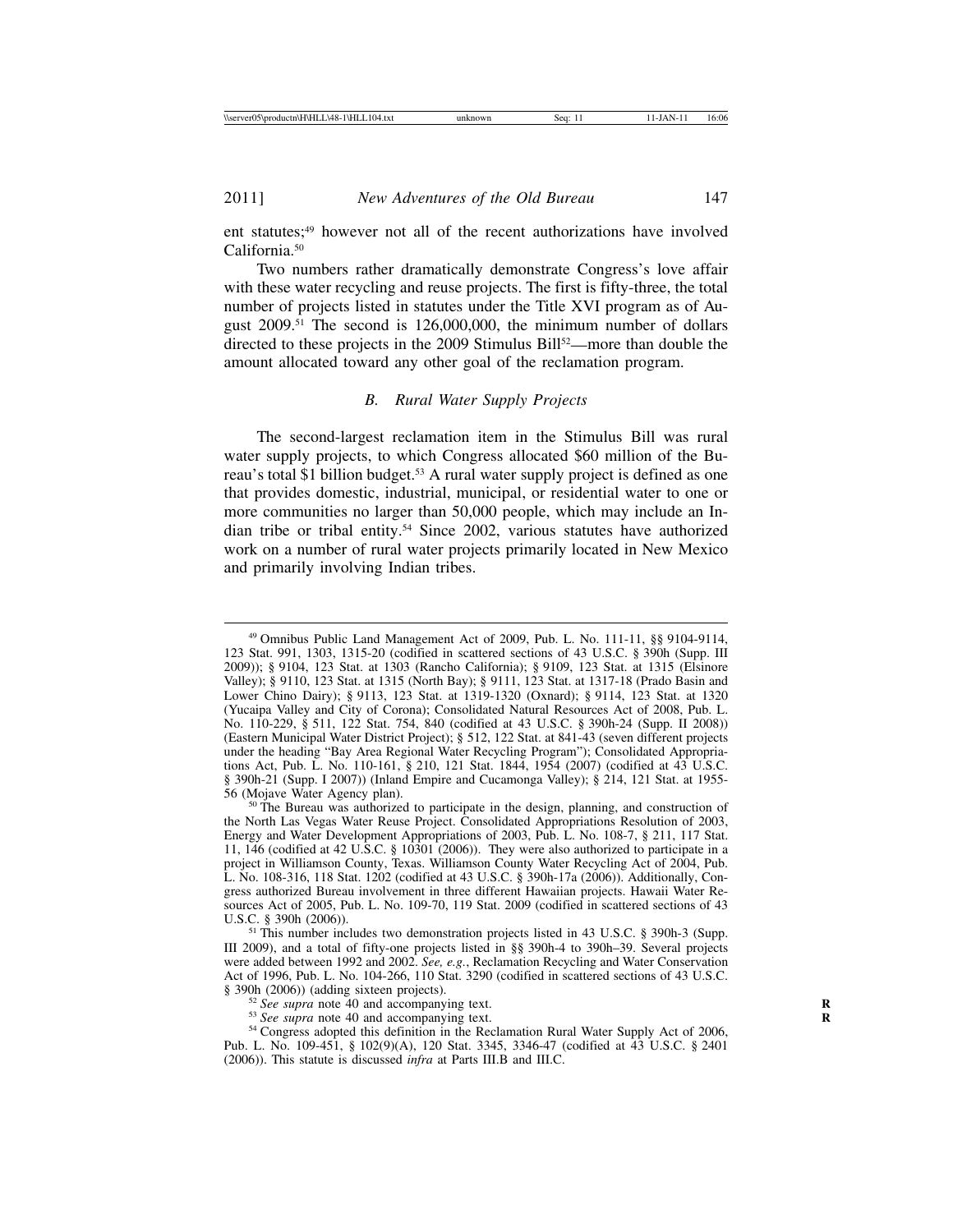ent statutes;[49] however not all of the recent authorizations have involved California.[50]

Two numbers rather dramatically demonstrate Congress's love affair with these water recycling and reuse projects. The first is fifty-three, the total number of projects listed in statutes under the Title XVI program as of August 2009.[51] The second is 126,000,000, the minimum number of dollars directed to these projects in the 2009 Stimulus Bill[52]—more than double the amount allocated toward any other goal of the reclamation program.

### *B. Rural Water Supply Projects*

The second-largest reclamation item in the Stimulus Bill was rural water supply projects, to which Congress allocated \$60 million of the Bureau's total \$1 billion budget.[53] A rural water supply project is defined as one that provides domestic, industrial, municipal, or residential water to one or more communities no larger than 50,000 people, which may include an Indian tribe or tribal entity.[54] Since 2002, various statutes have authorized work on a number of rural water projects primarily located in New Mexico and primarily involving Indian tribes.

---

[49] Omnibus Public Land Management Act of 2009, Pub. L. No. 111-11, §§ 9104-9114, 123 Stat. 991, 1303, 1315-20 (codified in scattered sections of 43 U.S.C. § 390h (Supp. III 2009)); § 9104, 123 Stat. at 1303 (Rancho California); § 9109, 123 Stat. at 1315 (Elsinore Valley); § 9110, 123 Stat. at 1315 (North Bay); § 9111, 123 Stat. at 1317-18 (Prado Basin and Lower Chino Dairy); § 9113, 123 Stat. at 1319-1320 (Oxnard); § 9114, 123 Stat. at 1320 (Yucaipa Valley and City of Corona); Consolidated Natural Resources Act of 2008, Pub. L. No. 110-229, § 511, 122 Stat. 754, 840 (codified at 43 U.S.C. § 390h-24 (Supp. II 2008)) (Eastern Municipal Water District Project); § 512, 122 Stat. at 841-43 (seven different projects under the heading "Bay Area Regional Water Recycling Program"); Consolidated Appropriations Act, Pub. L. No. 110-161, § 210, 121 Stat. 1844, 1954 (2007) (codified at 43 U.S.C. § 390h-21 (Supp. I 2007)) (Inland Empire and Cucamonga Valley); § 214, 121 Stat. at 1955-56 (Mojave Water Agency plan).

[50] The Bureau was authorized to participate in the design, planning, and construction of the North Las Vegas Water Reuse Project. Consolidated Appropriations Resolution of 2003, Energy and Water Development Appropriations of 2003, Pub. L. No. 108-7, § 211, 117 Stat. 11, 146 (codified at 42 U.S.C. § 10301 (2006)). They were also authorized to participate in a project in Williamson County, Texas. Williamson County Water Recycling Act of 2004, Pub. L. No. 108-316, 118 Stat. 1202 (codified at 43 U.S.C. § 390h-17a (2006)). Additionally, Congress authorized Bureau involvement in three different Hawaiian projects. Hawaii Water Resources Act of 2005, Pub. L. No. 109-70, 119 Stat. 2009 (codified in scattered sections of 43 U.S.C. § 390h (2006)).

[51] This number includes two demonstration projects listed in 43 U.S.C. § 390h-3 (Supp. III 2009), and a total of fifty-one projects listed in §§ 390h-4 to 390h–39. Several projects were added between 1992 and 2002. *See, e.g.*, Reclamation Recycling and Water Conservation Act of 1996, Pub. L. No. 104-266, 110 Stat. 3290 (codified in scattered sections of 43 U.S.C. § 390h (2006)) (adding sixteen projects).

[52] *See supra* note 40 and accompanying text.

[53] *See supra* note 40 and accompanying text.

[54] Congress adopted this definition in the Reclamation Rural Water Supply Act of 2006, Pub. L. No. 109-451, § 102(9)(A), 120 Stat. 3345, 3346-47 (codified at 43 U.S.C. § 2401 (2006)). This statute is discussed *infra* at Parts III.B and III.C.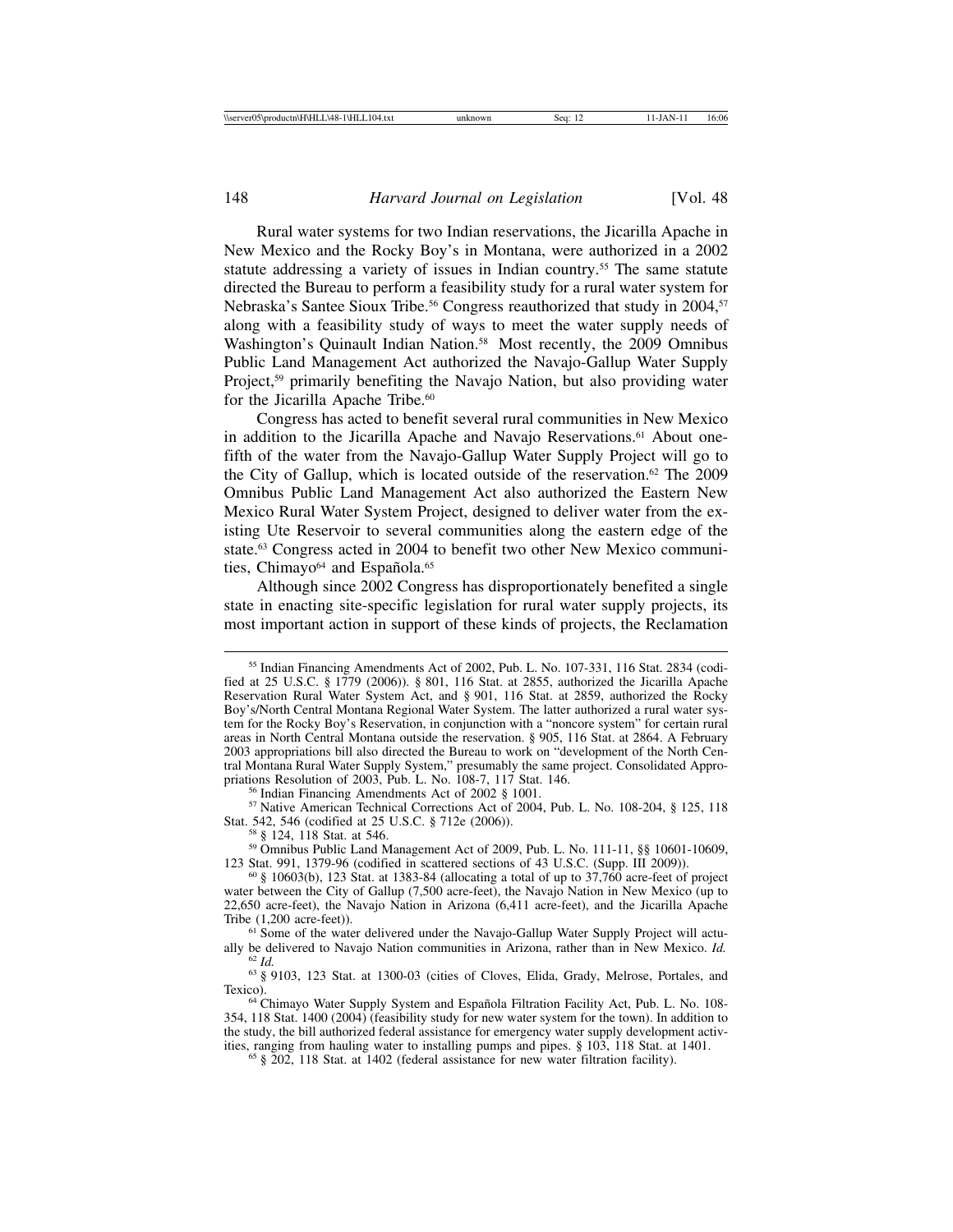Rural water systems for two Indian reservations, the Jicarilla Apache in New Mexico and the Rocky Boy's in Montana, were authorized in a 2002 statute addressing a variety of issues in Indian country.[55] The same statute directed the Bureau to perform a feasibility study for a rural water system for Nebraska's Santee Sioux Tribe.[56] Congress reauthorized that study in 2004,[57] along with a feasibility study of ways to meet the water supply needs of Washington's Quinault Indian Nation.[58] Most recently, the 2009 Omnibus Public Land Management Act authorized the Navajo-Gallup Water Supply Project,[59] primarily benefiting the Navajo Nation, but also providing water for the Jicarilla Apache Tribe.[60]

Congress has acted to benefit several rural communities in New Mexico in addition to the Jicarilla Apache and Navajo Reservations.[61] About one-fifth of the water from the Navajo-Gallup Water Supply Project will go to the City of Gallup, which is located outside of the reservation.[62] The 2009 Omnibus Public Land Management Act also authorized the Eastern New Mexico Rural Water System Project, designed to deliver water from the existing Ute Reservoir to several communities along the eastern edge of the state.[63] Congress acted in 2004 to benefit two other New Mexico communities, Chimayo[64] and Española.[65]

Although since 2002 Congress has disproportionately benefited a single state in enacting site-specific legislation for rural water supply projects, its most important action in support of these kinds of projects, the Reclamation

---

[55] Indian Financing Amendments Act of 2002, Pub. L. No. 107-331, 116 Stat. 2834 (codified at 25 U.S.C. § 1779 (2006)). § 801, 116 Stat. at 2855, authorized the Jicarilla Apache Reservation Rural Water System Act, and § 901, 116 Stat. at 2859, authorized the Rocky Boy's/North Central Montana Regional Water System. The latter authorized a rural water system for the Rocky Boy's Reservation, in conjunction with a "noncore system" for certain rural areas in North Central Montana outside the reservation. § 905, 116 Stat. at 2864. A February 2003 appropriations bill also directed the Bureau to work on "development of the North Central Montana Rural Water Supply System," presumably the same project. Consolidated Appropriations Resolution of 2003, Pub. L. No. 108-7, 117 Stat. 146.

[56] Indian Financing Amendments Act of 2002 § 1001.

[57] Native American Technical Corrections Act of 2004, Pub. L. No. 108-204, § 125, 118 Stat. 542, 546 (codified at 25 U.S.C. § 712e (2006)).

[58] § 124, 118 Stat. at 546.

[59] Omnibus Public Land Management Act of 2009, Pub. L. No. 111-11, §§ 10601-10609, 123 Stat. 991, 1379-96 (codified in scattered sections of 43 U.S.C. (Supp. III 2009)).

[60] § 10603(b), 123 Stat. at 1383-84 (allocating a total of up to 37,760 acre-feet of project water between the City of Gallup (7,500 acre-feet), the Navajo Nation in New Mexico (up to 22,650 acre-feet), the Navajo Nation in Arizona (6,411 acre-feet), and the Jicarilla Apache Tribe (1,200 acre-feet)).

[61] Some of the water delivered under the Navajo-Gallup Water Supply Project will actually be delivered to Navajo Nation communities in Arizona, rather than in New Mexico. *Id.*

[62] *Id.*

[63] § 9103, 123 Stat. at 1300-03 (cities of Cloves, Elida, Grady, Melrose, Portales, and Texico).

[64] Chimayo Water Supply System and Española Filtration Facility Act, Pub. L. No. 108-354, 118 Stat. 1400 (2004) (feasibility study for new water system for the town). In addition to the study, the bill authorized federal assistance for emergency water supply development activities, ranging from hauling water to installing pumps and pipes. § 103, 118 Stat. at 1401.

[65] § 202, 118 Stat. at 1402 (federal assistance for new water filtration facility).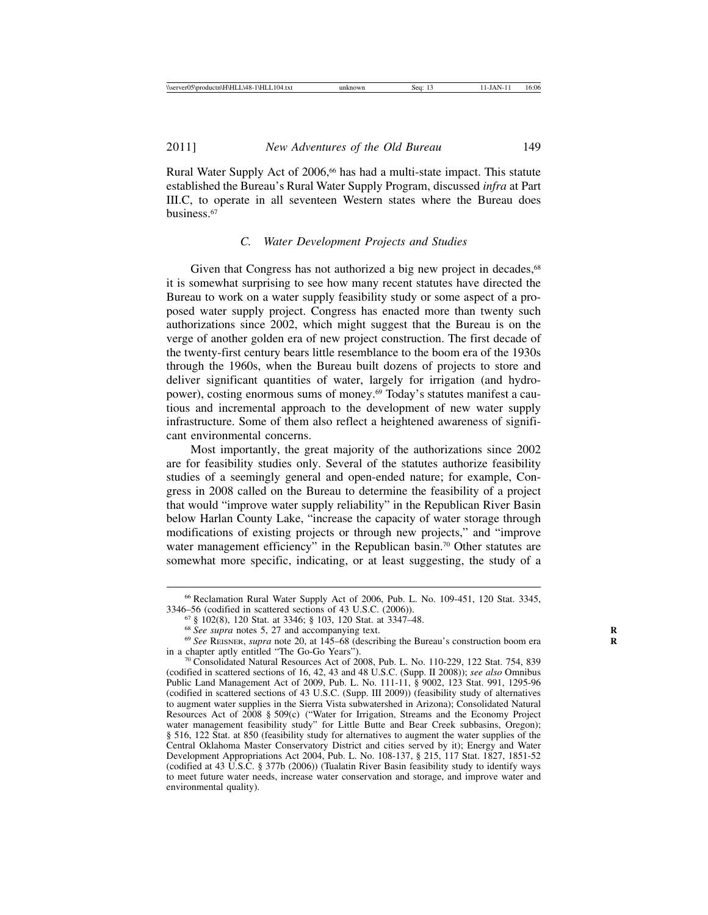Rural Water Supply Act of 2006,[66] has had a multi-state impact. This statute established the Bureau's Rural Water Supply Program, discussed *infra* at Part III.C, to operate in all seventeen Western states where the Bureau does business.[67]

### *C. Water Development Projects and Studies*

Given that Congress has not authorized a big new project in decades,[68] it is somewhat surprising to see how many recent statutes have directed the Bureau to work on a water supply feasibility study or some aspect of a proposed water supply project. Congress has enacted more than twenty such authorizations since 2002, which might suggest that the Bureau is on the verge of another golden era of new project construction. The first decade of the twenty-first century bears little resemblance to the boom era of the 1930s through the 1960s, when the Bureau built dozens of projects to store and deliver significant quantities of water, largely for irrigation (and hydropower), costing enormous sums of money.[69] Today's statutes manifest a cautious and incremental approach to the development of new water supply infrastructure. Some of them also reflect a heightened awareness of significant environmental concerns.

Most importantly, the great majority of the authorizations since 2002 are for feasibility studies only. Several of the statutes authorize feasibility studies of a seemingly general and open-ended nature; for example, Congress in 2008 called on the Bureau to determine the feasibility of a project that would "improve water supply reliability" in the Republican River Basin below Harlan County Lake, "increase the capacity of water storage through modifications of existing projects or through new projects," and "improve water management efficiency" in the Republican basin.[70] Other statutes are somewhat more specific, indicating, or at least suggesting, the study of a

---

[66] Reclamation Rural Water Supply Act of 2006, Pub. L. No. 109-451, 120 Stat. 3345, 3346–56 (codified in scattered sections of 43 U.S.C. (2006)).

[67] § 102(8), 120 Stat. at 3346; § 103, 120 Stat. at 3347–48.

[68] *See supra* notes 5, 27 and accompanying text.

[69] *See* Reisner, *supra* note 20, at 145–68 (describing the Bureau's construction boom era in a chapter aptly entitled "The Go-Go Years").

[70] Consolidated Natural Resources Act of 2008, Pub. L. No. 110-229, 122 Stat. 754, 839 (codified in scattered sections of 16, 42, 43 and 48 U.S.C. (Supp. II 2008)); *see also* Omnibus Public Land Management Act of 2009, Pub. L. No. 111-11, § 9002, 123 Stat. 991, 1295-96 (codified in scattered sections of 43 U.S.C. (Supp. III 2009)) (feasibility study of alternatives to augment water supplies in the Sierra Vista subwatershed in Arizona); Consolidated Natural Resources Act of 2008 § 509(c) ("Water for Irrigation, Streams and the Economy Project water management feasibility study" for Little Butte and Bear Creek subbasins, Oregon); § 516, 122 Stat. at 850 (feasibility study for alternatives to augment the water supplies of the Central Oklahoma Master Conservatory District and cities served by it); Energy and Water Development Appropriations Act 2004, Pub. L. No. 108-137, § 215, 117 Stat. 1827, 1851-52 (codified at 43 U.S.C. § 377b (2006)) (Tualatin River Basin feasibility study to identify ways to meet future water needs, increase water conservation and storage, and improve water and environmental quality).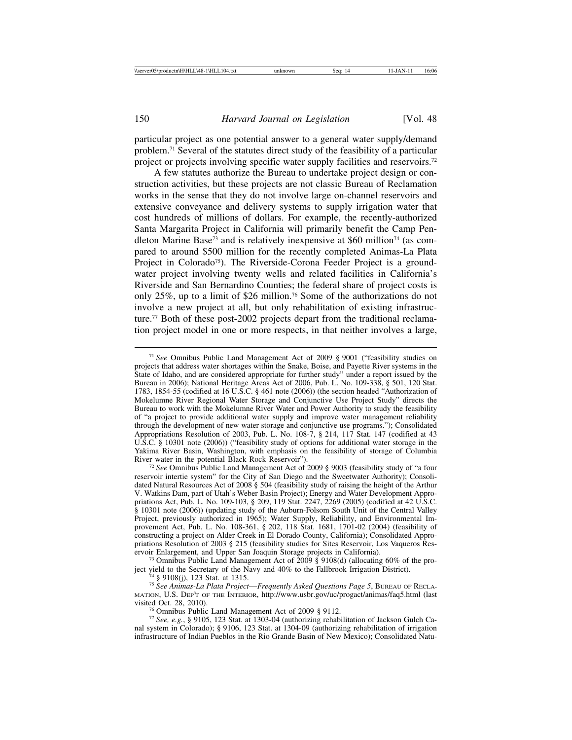particular project as one potential answer to a general water supply/demand problem.[71] Several of the statutes direct study of the feasibility of a particular project or projects involving specific water supply facilities and reservoirs.[72]

A few statutes authorize the Bureau to undertake project design or construction activities, but these projects are not classic Bureau of Reclamation works in the sense that they do not involve large on-channel reservoirs and extensive conveyance and delivery systems to supply irrigation water that cost hundreds of millions of dollars. For example, the recently-authorized Santa Margarita Project in California will primarily benefit the Camp Pendleton Marine Base[73] and is relatively inexpensive at $60 million[74] (as compared to around $500 million for the recently completed Animas-La Plata Project in Colorado[75]). The Riverside-Corona Feeder Project is a groundwater project involving twenty wells and related facilities in California's Riverside and San Bernardino Counties; the federal share of project costs is only 25%, up to a limit of $26 million.[76] Some of the authorizations do not involve a new project at all, but only rehabilitation of existing infrastructure.[77] Both of these post-2002 projects depart from the traditional reclamation project model in one or more respects, in that neither involves a large,

---

[71] *See* Omnibus Public Land Management Act of 2009 § 9001 ("feasibility studies on projects that address water shortages within the Snake, Boise, and Payette River systems in the State of Idaho, and are considered appropriate for further study" under a report issued by the Bureau in 2006); National Heritage Areas Act of 2006, Pub. L. No. 109-338, § 501, 120 Stat. 1783, 1854-55 (codified at 16 U.S.C. § 461 note (2006)) (the section headed "Authorization of Mokelumne River Regional Water Storage and Conjunctive Use Project Study" directs the Bureau to work with the Mokelumne River Water and Power Authority to study the feasibility of "a project to provide additional water supply and improve water management reliability through the development of new water storage and conjunctive use programs."); Consolidated Appropriations Resolution of 2003, Pub. L. No. 108-7, § 214, 117 Stat. 147 (codified at 43 U.S.C. § 10301 note (2006)) ("feasibility study of options for additional water storage in the Yakima River Basin, Washington, with emphasis on the feasibility of storage of Columbia River water in the potential Black Rock Reservoir").

[72] *See* Omnibus Public Land Management Act of 2009 § 9003 (feasibility study of "a four reservoir intertie system" for the City of San Diego and the Sweetwater Authority); Consolidated Natural Resources Act of 2008 § 504 (feasibility study of raising the height of the Arthur V. Watkins Dam, part of Utah's Weber Basin Project); Energy and Water Development Appropriations Act, Pub. L. No. 109-103, § 209, 119 Stat. 2247, 2269 (2005) (codified at 42 U.S.C. § 10301 note (2006)) (updating study of the Auburn-Folsom South Unit of the Central Valley Project, previously authorized in 1965); Water Supply, Reliability, and Environmental Improvement Act, Pub. L. No. 108-361, § 202, 118 Stat. 1681, 1701-02 (2004) (feasibility of constructing a project on Alder Creek in El Dorado County, California); Consolidated Appropriations Resolution of 2003 § 215 (feasibility studies for Sites Reservoir, Los Vaqueros Reservoir Enlargement, and Upper San Joaquin Storage projects in California).

[73] Omnibus Public Land Management Act of 2009 § 9108(d) (allocating 60% of the project yield to the Secretary of the Navy and 40% to the Fallbrook Irrigation District).

[74] § 9108(j), 123 Stat. at 1315.

[75] *See Animas-La Plata Project—Frequently Asked Questions Page 5*, Bureau of Reclamation, U.S. Dep't of the Interior, http://www.usbr.gov/uc/progact/animas/faq5.html (last visited Oct. 28, 2010).

[76] Omnibus Public Land Management Act of 2009 § 9112.

[77] *See, e.g.*, § 9105, 123 Stat. at 1303-04 (authorizing rehabilitation of Jackson Gulch Canal system in Colorado); § 9106, 123 Stat. at 1304-09 (authorizing rehabilitation of irrigation infrastructure of Indian Pueblos in the Rio Grande Basin of New Mexico); Consolidated Natu-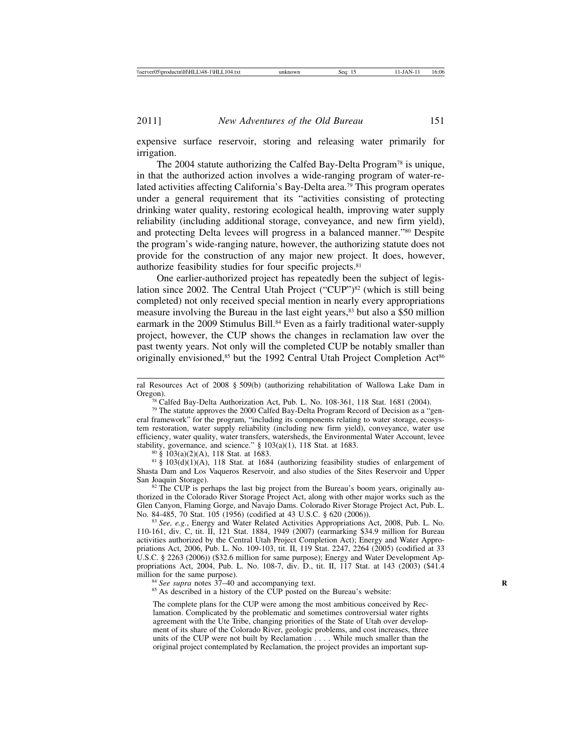expensive surface reservoir, storing and releasing water primarily for irrigation.

The 2004 statute authorizing the Calfed Bay-Delta Program[78] is unique, in that the authorized action involves a wide-ranging program of water-related activities affecting California's Bay-Delta area.[79] This program operates under a general requirement that its "activities consisting of protecting drinking water quality, restoring ecological health, improving water supply reliability (including additional storage, conveyance, and new firm yield), and protecting Delta levees will progress in a balanced manner."[80] Despite the program's wide-ranging nature, however, the authorizing statute does not provide for the construction of any major new project. It does, however, authorize feasibility studies for four specific projects.[81]

One earlier-authorized project has repeatedly been the subject of legislation since 2002. The Central Utah Project ("CUP")[82] (which is still being completed) not only received special mention in nearly every appropriations measure involving the Bureau in the last eight years,[83] but also a $50 million earmark in the 2009 Stimulus Bill.[84] Even as a fairly traditional water-supply project, however, the CUP shows the changes in reclamation law over the past twenty years. Not only will the completed CUP be notably smaller than originally envisioned,[85] but the 1992 Central Utah Project Completion Act[86]

---

ral Resources Act of 2008 § 509(b) (authorizing rehabilitation of Wallowa Lake Dam in Oregon).

[78] Calfed Bay-Delta Authorization Act, Pub. L. No. 108-361, 118 Stat. 1681 (2004).

[79] The statute approves the 2000 Calfed Bay-Delta Program Record of Decision as a "general framework" for the program, "including its components relating to water storage, ecosystem restoration, water supply reliability (including new firm yield), conveyance, water use efficiency, water quality, water transfers, watersheds, the Environmental Water Account, levee stability, governance, and science." § 103(a)(1), 118 Stat. at 1683.

[80] § 103(a)(2)(A), 118 Stat. at 1683.

[81] § 103(d)(1)(A), 118 Stat. at 1684 (authorizing feasibility studies of enlargement of Shasta Dam and Los Vaqueros Reservoir, and also studies of the Sites Reservoir and Upper San Joaquin Storage).

[82] The CUP is perhaps the last big project from the Bureau's boom years, originally authorized in the Colorado River Storage Project Act, along with other major works such as the Glen Canyon, Flaming Gorge, and Navajo Dams. Colorado River Storage Project Act, Pub. L. No. 84-485, 70 Stat. 105 (1956) (codified at 43 U.S.C. § 620 (2006)).

[83] *See, e.g.*, Energy and Water Related Activities Appropriations Act, 2008, Pub. L. No. 110-161, div. C, tit. II, 121 Stat. 1884, 1949 (2007) (earmarking $34.9 million for Bureau activities authorized by the Central Utah Project Completion Act); Energy and Water Appropriations Act, 2006, Pub. L. No. 109-103, tit. II, 119 Stat. 2247, 2264 (2005) (codified at 33 U.S.C. § 2263 (2006)) ($32.6 million for same purpose); Energy and Water Development Appropriations Act, 2004, Pub. L. No. 108-7, div. D., tit. II, 117 Stat. at 143 (2003) ($41.4 million for the same purpose).

[84] *See supra* notes 37–40 and accompanying text.

[85] As described in a history of the CUP posted on the Bureau's website:

> The complete plans for the CUP were among the most ambitious conceived by Reclamation. Complicated by the problematic and sometimes controversial water rights agreement with the Ute Tribe, changing priorities of the State of Utah over development of its share of the Colorado River, geologic problems, and cost increases, three units of the CUP were not built by Reclamation . . . . While much smaller than the original project contemplated by Reclamation, the project provides an important sup-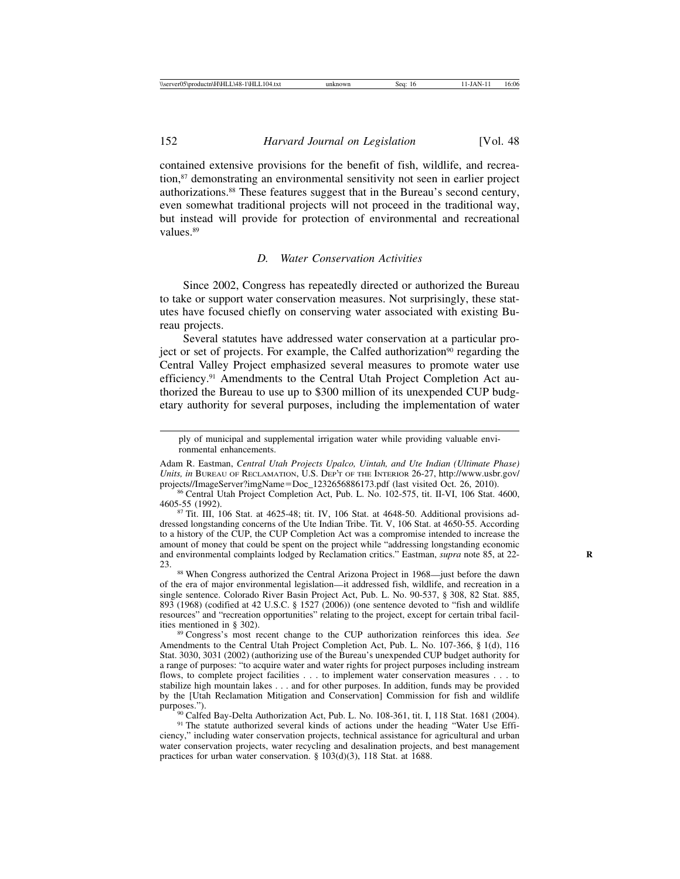contained extensive provisions for the benefit of fish, wildlife, and recreation,[87] demonstrating an environmental sensitivity not seen in earlier project authorizations.[88] These features suggest that in the Bureau's second century, even somewhat traditional projects will not proceed in the traditional way, but instead will provide for protection of environmental and recreational values.[89]

### *D. Water Conservation Activities*

Since 2002, Congress has repeatedly directed or authorized the Bureau to take or support water conservation measures. Not surprisingly, these statutes have focused chiefly on conserving water associated with existing Bureau projects.

Several statutes have addressed water conservation at a particular project or set of projects. For example, the Calfed authorization[90] regarding the Central Valley Project emphasized several measures to promote water use efficiency.[91] Amendments to the Central Utah Project Completion Act authorized the Bureau to use up to $300 million of its unexpended CUP budgetary authority for several purposes, including the implementation of water

---

ply of municipal and supplemental irrigation water while providing valuable environmental enhancements.

Adam R. Eastman, *Central Utah Projects Upalco, Uintah, and Ute Indian (Ultimate Phase) Units, in* BUREAU OF RECLAMATION, U.S. DEP'T OF THE INTERIOR 26-27, http://www.usbr.gov/projects//ImageServer?imgName=Doc_1232656886173.pdf (last visited Oct. 26, 2010).

[86] Central Utah Project Completion Act, Pub. L. No. 102-575, tit. II-VI, 106 Stat. 4600, 4605-55 (1992).

[87] Tit. III, 106 Stat. at 4625-48; tit. IV, 106 Stat. at 4648-50. Additional provisions addressed longstanding concerns of the Ute Indian Tribe. Tit. V, 106 Stat. at 4650-55. According to a history of the CUP, the CUP Completion Act was a compromise intended to increase the amount of money that could be spent on the project while "addressing longstanding economic and environmental complaints lodged by Reclamation critics." Eastman, *supra* note 85, at 22-23.

[88] When Congress authorized the Central Arizona Project in 1968—just before the dawn of the era of major environmental legislation—it addressed fish, wildlife, and recreation in a single sentence. Colorado River Basin Project Act, Pub. L. No. 90-537, § 308, 82 Stat. 885, 893 (1968) (codified at 42 U.S.C. § 1527 (2006)) (one sentence devoted to "fish and wildlife resources" and "recreation opportunities" relating to the project, except for certain tribal facilities mentioned in § 302).

[89] Congress's most recent change to the CUP authorization reinforces this idea. *See* Amendments to the Central Utah Project Completion Act, Pub. L. No. 107-366, § 1(d), 116 Stat. 3030, 3031 (2002) (authorizing use of the Bureau's unexpended CUP budget authority for a range of purposes: "to acquire water and water rights for project purposes including instream flows, to complete project facilities . . . to implement water conservation measures . . . to stabilize high mountain lakes . . . and for other purposes. In addition, funds may be provided by the [Utah Reclamation Mitigation and Conservation] Commission for fish and wildlife purposes.").

[90] Calfed Bay-Delta Authorization Act, Pub. L. No. 108-361, tit. I, 118 Stat. 1681 (2004).

[91] The statute authorized several kinds of actions under the heading "Water Use Efficiency," including water conservation projects, technical assistance for agricultural and urban water conservation projects, water recycling and desalination projects, and best management practices for urban water conservation. § 103(d)(3), 118 Stat. at 1688.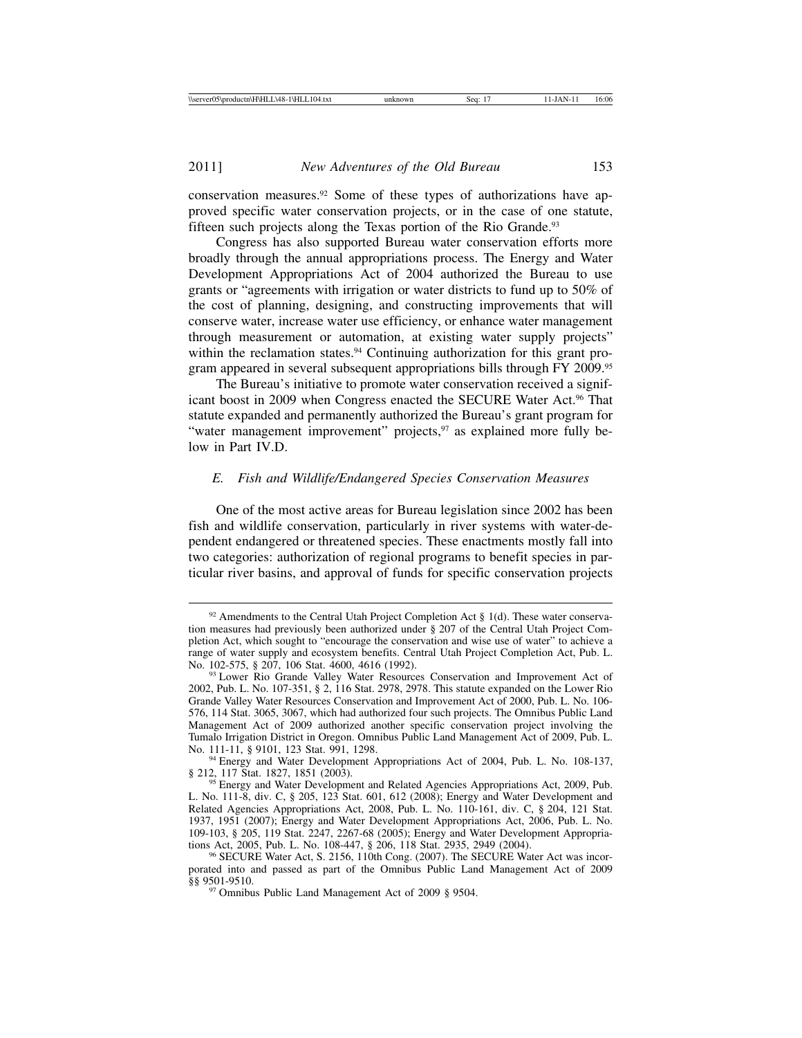conservation measures.[92] Some of these types of authorizations have approved specific water conservation projects, or in the case of one statute, fifteen such projects along the Texas portion of the Rio Grande.[93]

Congress has also supported Bureau water conservation efforts more broadly through the annual appropriations process. The Energy and Water Development Appropriations Act of 2004 authorized the Bureau to use grants or "agreements with irrigation or water districts to fund up to 50% of the cost of planning, designing, and constructing improvements that will conserve water, increase water use efficiency, or enhance water management through measurement or automation, at existing water supply projects" within the reclamation states.[94] Continuing authorization for this grant program appeared in several subsequent appropriations bills through FY 2009.[95]

The Bureau's initiative to promote water conservation received a significant boost in 2009 when Congress enacted the SECURE Water Act.[96] That statute expanded and permanently authorized the Bureau's grant program for "water management improvement" projects,[97] as explained more fully below in Part IV.D.

### *E. Fish and Wildlife/Endangered Species Conservation Measures*

One of the most active areas for Bureau legislation since 2002 has been fish and wildlife conservation, particularly in river systems with water-dependent endangered or threatened species. These enactments mostly fall into two categories: authorization of regional programs to benefit species in particular river basins, and approval of funds for specific conservation projects

---

[92] Amendments to the Central Utah Project Completion Act § 1(d). These water conservation measures had previously been authorized under § 207 of the Central Utah Project Completion Act, which sought to "encourage the conservation and wise use of water" to achieve a range of water supply and ecosystem benefits. Central Utah Project Completion Act, Pub. L. No. 102-575, § 207, 106 Stat. 4600, 4616 (1992).

[93] Lower Rio Grande Valley Water Resources Conservation and Improvement Act of 2002, Pub. L. No. 107-351, § 2, 116 Stat. 2978, 2978. This statute expanded on the Lower Rio Grande Valley Water Resources Conservation and Improvement Act of 2000, Pub. L. No. 106-576, 114 Stat. 3065, 3067, which had authorized four such projects. The Omnibus Public Land Management Act of 2009 authorized another specific conservation project involving the Tumalo Irrigation District in Oregon. Omnibus Public Land Management Act of 2009, Pub. L. No. 111-11, § 9101, 123 Stat. 991, 1298.

[94] Energy and Water Development Appropriations Act of 2004, Pub. L. No. 108-137, § 212, 117 Stat. 1827, 1851 (2003).

[95] Energy and Water Development and Related Agencies Appropriations Act, 2009, Pub. L. No. 111-8, div. C, § 205, 123 Stat. 601, 612 (2008); Energy and Water Development and Related Agencies Appropriations Act, 2008, Pub. L. No. 110-161, div. C, § 204, 121 Stat. 1937, 1951 (2007); Energy and Water Development Appropriations Act, 2006, Pub. L. No. 109-103, § 205, 119 Stat. 2247, 2267-68 (2005); Energy and Water Development Appropriations Act, 2005, Pub. L. No. 108-447, § 206, 118 Stat. 2935, 2949 (2004).

[96] SECURE Water Act, S. 2156, 110th Cong. (2007). The SECURE Water Act was incorporated into and passed as part of the Omnibus Public Land Management Act of 2009 §§ 9501-9510.

[97] Omnibus Public Land Management Act of 2009 § 9504.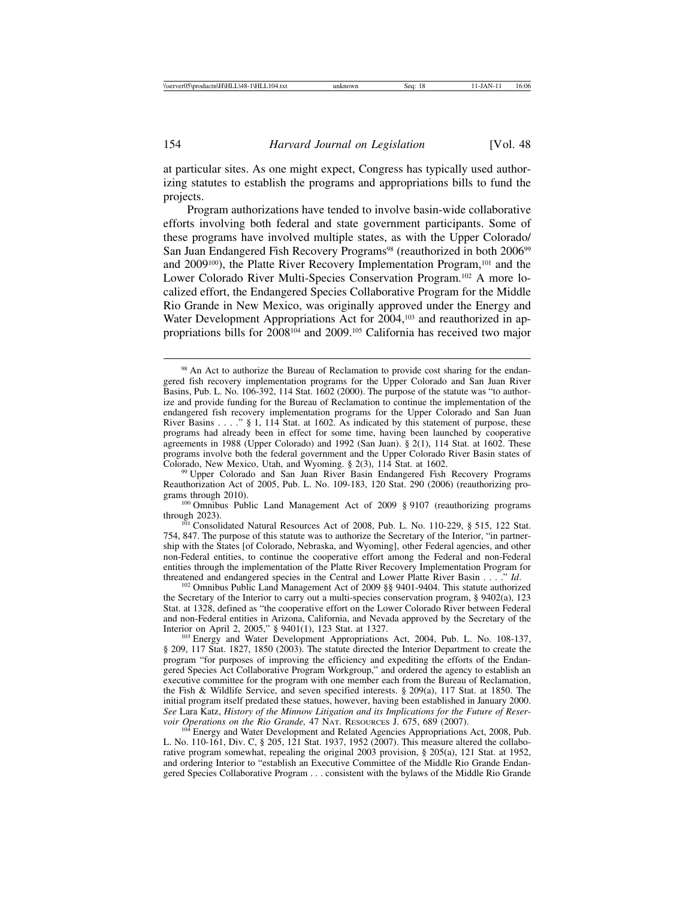at particular sites. As one might expect, Congress has typically used authorizing statutes to establish the programs and appropriations bills to fund the projects.

Program authorizations have tended to involve basin-wide collaborative efforts involving both federal and state government participants. Some of these programs have involved multiple states, as with the Upper Colorado/ San Juan Endangered Fish Recovery Programs[98] (reauthorized in both 2006[99] and 2009[100]), the Platte River Recovery Implementation Program,[101] and the Lower Colorado River Multi-Species Conservation Program.[102] A more localized effort, the Endangered Species Collaborative Program for the Middle Rio Grande in New Mexico, was originally approved under the Energy and Water Development Appropriations Act for 2004,[103] and reauthorized in appropriations bills for 2008[104] and 2009.[105] California has received two major

[98] An Act to authorize the Bureau of Reclamation to provide cost sharing for the endangered fish recovery implementation programs for the Upper Colorado and San Juan River Basins, Pub. L. No. 106-392, 114 Stat. 1602 (2000). The purpose of the statute was "to authorize and provide funding for the Bureau of Reclamation to continue the implementation of the endangered fish recovery implementation programs for the Upper Colorado and San Juan River Basins . . . ." § 1, 114 Stat. at 1602. As indicated by this statement of purpose, these programs had already been in effect for some time, having been launched by cooperative agreements in 1988 (Upper Colorado) and 1992 (San Juan). § 2(1), 114 Stat. at 1602. These programs involve both the federal government and the Upper Colorado River Basin states of Colorado, New Mexico, Utah, and Wyoming. § 2(3), 114 Stat. at 1602.

[99] Upper Colorado and San Juan River Basin Endangered Fish Recovery Programs Reauthorization Act of 2005, Pub. L. No. 109-183, 120 Stat. 290 (2006) (reauthorizing programs through 2010).

[100] Omnibus Public Land Management Act of 2009 § 9107 (reauthorizing programs through 2023).

[101] Consolidated Natural Resources Act of 2008, Pub. L. No. 110-229, § 515, 122 Stat. 754, 847. The purpose of this statute was to authorize the Secretary of the Interior, "in partnership with the States [of Colorado, Nebraska, and Wyoming], other Federal agencies, and other non-Federal entities, to continue the cooperative effort among the Federal and non-Federal entities through the implementation of the Platte River Recovery Implementation Program for threatened and endangered species in the Central and Lower Platte River Basin . . . ." *Id*.

[102] Omnibus Public Land Management Act of 2009 §§ 9401-9404. This statute authorized the Secretary of the Interior to carry out a multi-species conservation program, § 9402(a), 123 Stat. at 1328, defined as "the cooperative effort on the Lower Colorado River between Federal and non-Federal entities in Arizona, California, and Nevada approved by the Secretary of the Interior on April 2, 2005," § 9401(1), 123 Stat. at 1327.

[103] Energy and Water Development Appropriations Act, 2004, Pub. L. No. 108-137, § 209, 117 Stat. 1827, 1850 (2003). The statute directed the Interior Department to create the program "for purposes of improving the efficiency and expediting the efforts of the Endangered Species Act Collaborative Program Workgroup," and ordered the agency to establish an executive committee for the program with one member each from the Bureau of Reclamation, the Fish & Wildlife Service, and seven specified interests. § 209(a), 117 Stat. at 1850. The initial program itself predated these statues, however, having been established in January 2000. *See* Lara Katz, *History of the Minnow Litigation and its Implications for the Future of Reservoir Operations on the Rio Grande,* 47 NAT. RESOURCES J. 675, 689 (2007).

[104] Energy and Water Development and Related Agencies Appropriations Act, 2008, Pub. L. No. 110-161, Div. C, § 205, 121 Stat. 1937, 1952 (2007). This measure altered the collaborative program somewhat, repealing the original 2003 provision, § 205(a), 121 Stat. at 1952, and ordering Interior to "establish an Executive Committee of the Middle Rio Grande Endangered Species Collaborative Program . . . consistent with the bylaws of the Middle Rio Grande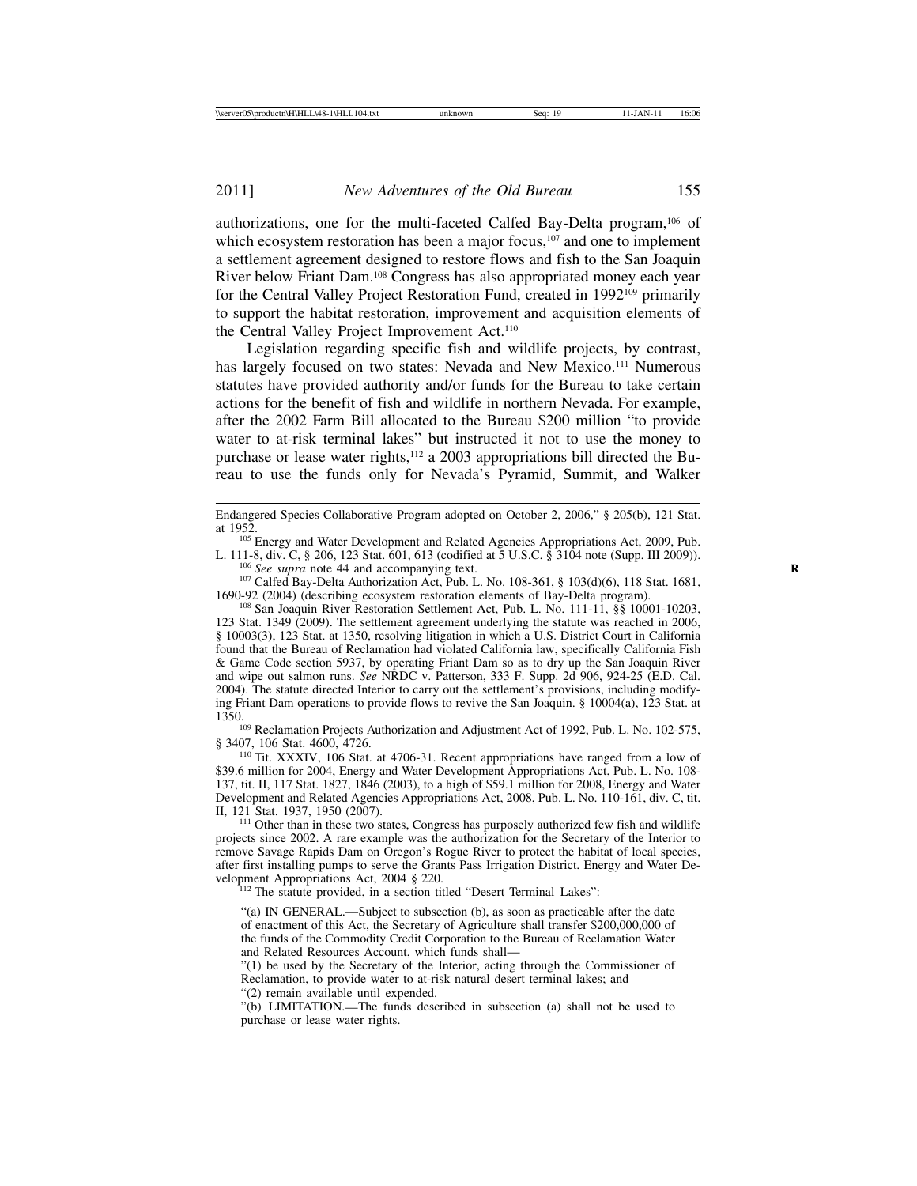authorizations, one for the multi-faceted Calfed Bay-Delta program,[106] of which ecosystem restoration has been a major focus,[107] and one to implement a settlement agreement designed to restore flows and fish to the San Joaquin River below Friant Dam.[108] Congress has also appropriated money each year for the Central Valley Project Restoration Fund, created in 1992[109] primarily to support the habitat restoration, improvement and acquisition elements of the Central Valley Project Improvement Act.[110]

Legislation regarding specific fish and wildlife projects, by contrast, has largely focused on two states: Nevada and New Mexico.[111] Numerous statutes have provided authority and/or funds for the Bureau to take certain actions for the benefit of fish and wildlife in northern Nevada. For example, after the 2002 Farm Bill allocated to the Bureau $200 million "to provide water to at-risk terminal lakes" but instructed it not to use the money to purchase or lease water rights,[112] a 2003 appropriations bill directed the Bureau to use the funds only for Nevada's Pyramid, Summit, and Walker

---

Endangered Species Collaborative Program adopted on October 2, 2006," § 205(b), 121 Stat. at 1952.

[105] Energy and Water Development and Related Agencies Appropriations Act, 2009, Pub. L. 111-8, div. C, § 206, 123 Stat. 601, 613 (codified at 5 U.S.C. § 3104 note (Supp. III 2009)).

[106] *See supra* note 44 and accompanying text.

[107] Calfed Bay-Delta Authorization Act, Pub. L. No. 108-361, § 103(d)(6), 118 Stat. 1681, 1690-92 (2004) (describing ecosystem restoration elements of Bay-Delta program).

[108] San Joaquin River Restoration Settlement Act, Pub. L. No. 111-11, §§ 10001-10203, 123 Stat. 1349 (2009). The settlement agreement underlying the statute was reached in 2006, § 10003(3), 123 Stat. at 1350, resolving litigation in which a U.S. District Court in California found that the Bureau of Reclamation had violated California law, specifically California Fish & Game Code section 5937, by operating Friant Dam so as to dry up the San Joaquin River and wipe out salmon runs. *See* NRDC v. Patterson, 333 F. Supp. 2d 906, 924-25 (E.D. Cal. 2004). The statute directed Interior to carry out the settlement's provisions, including modifying Friant Dam operations to provide flows to revive the San Joaquin. § 10004(a), 123 Stat. at 1350.

[109] Reclamation Projects Authorization and Adjustment Act of 1992, Pub. L. No. 102-575, § 3407, 106 Stat. 4600, 4726.

[110] Tit. XXXIV, 106 Stat. at 4706-31. Recent appropriations have ranged from a low of $39.6 million for 2004, Energy and Water Development Appropriations Act, Pub. L. No. 108-137, tit. II, 117 Stat. 1827, 1846 (2003), to a high of $59.1 million for 2008, Energy and Water Development and Related Agencies Appropriations Act, 2008, Pub. L. No. 110-161, div. C, tit. II, 121 Stat. 1937, 1950 (2007).

[111] Other than in these two states, Congress has purposely authorized few fish and wildlife projects since 2002. A rare example was the authorization for the Secretary of the Interior to remove Savage Rapids Dam on Oregon's Rogue River to protect the habitat of local species, after first installing pumps to serve the Grants Pass Irrigation District. Energy and Water Development Appropriations Act, 2004 § 220.

[112] The statute provided, in a section titled "Desert Terminal Lakes":

> "(a) IN GENERAL.—Subject to subsection (b), as soon as practicable after the date of enactment of this Act, the Secretary of Agriculture shall transfer $200,000,000 of the funds of the Commodity Credit Corporation to the Bureau of Reclamation Water and Related Resources Account, which funds shall—
>
> "(1) be used by the Secretary of the Interior, acting through the Commissioner of Reclamation, to provide water to at-risk natural desert terminal lakes; and
>
> "(2) remain available until expended.
>
> "(b) LIMITATION.—The funds described in subsection (a) shall not be used to purchase or lease water rights.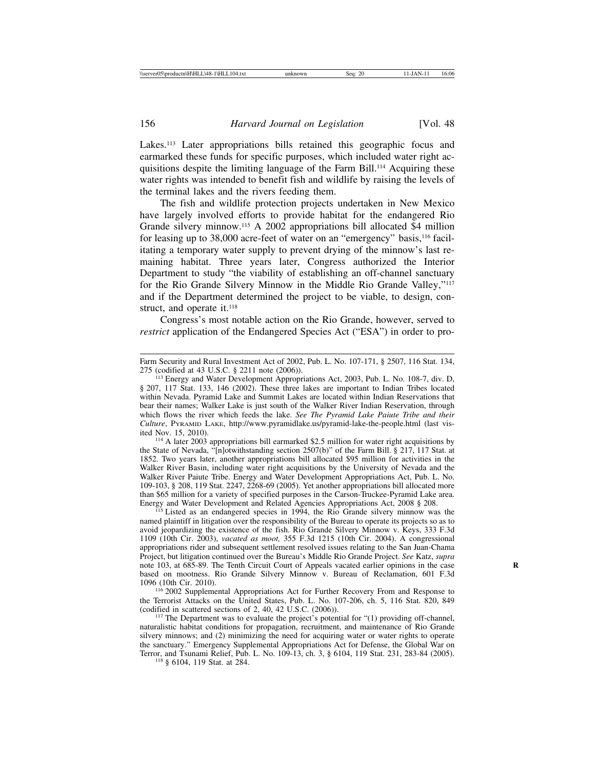Lakes.[113] Later appropriations bills retained this geographic focus and earmarked these funds for specific purposes, which included water right acquisitions despite the limiting language of the Farm Bill.[114] Acquiring these water rights was intended to benefit fish and wildlife by raising the levels of the terminal lakes and the rivers feeding them.

The fish and wildlife protection projects undertaken in New Mexico have largely involved efforts to provide habitat for the endangered Rio Grande silvery minnow.[115] A 2002 appropriations bill allocated $4 million for leasing up to 38,000 acre-feet of water on an "emergency" basis,[116] facilitating a temporary water supply to prevent drying of the minnow's last remaining habitat. Three years later, Congress authorized the Interior Department to study "the viability of establishing an off-channel sanctuary for the Rio Grande Silvery Minnow in the Middle Rio Grande Valley,"[117] and if the Department determined the project to be viable, to design, construct, and operate it.[118]

Congress's most notable action on the Rio Grande, however, served to *restrict* application of the Endangered Species Act ("ESA") in order to pro-

---

Farm Security and Rural Investment Act of 2002, Pub. L. No. 107-171, § 2507, 116 Stat. 134, 275 (codified at 43 U.S.C. § 2211 note (2006)).

[113] Energy and Water Development Appropriations Act, 2003, Pub. L. No. 108-7, div. D, § 207, 117 Stat. 133, 146 (2002). These three lakes are important to Indian Tribes located within Nevada. Pyramid Lake and Summit Lakes are located within Indian Reservations that bear their names; Walker Lake is just south of the Walker River Indian Reservation, through which flows the river which feeds the lake. *See The Pyramid Lake Paiute Tribe and their Culture*, PYRAMID LAKE, http://www.pyramidlake.us/pyramid-lake-the-people.html (last visited Nov. 15, 2010).

[114] A later 2003 appropriations bill earmarked $2.5 million for water right acquisitions by the State of Nevada, "[n]otwithstanding section 2507(b)" of the Farm Bill. § 217, 117 Stat. at 1852. Two years later, another appropriations bill allocated $95 million for activities in the Walker River Basin, including water right acquisitions by the University of Nevada and the Walker River Paiute Tribe. Energy and Water Development Appropriations Act, Pub. L. No. 109-103, § 208, 119 Stat. 2247, 2268-69 (2005). Yet another appropriations bill allocated more than $65 million for a variety of specified purposes in the Carson-Truckee-Pyramid Lake area. Energy and Water Development and Related Agencies Appropriations Act, 2008 § 208.

[115] Listed as an endangered species in 1994, the Rio Grande silvery minnow was the named plaintiff in litigation over the responsibility of the Bureau to operate its projects so as to avoid jeopardizing the existence of the fish. Rio Grande Silvery Minnow v. Keys, 333 F.3d 1109 (10th Cir. 2003), *vacated as moot,* 355 F.3d 1215 (10th Cir. 2004). A congressional appropriations rider and subsequent settlement resolved issues relating to the San Juan-Chama Project, but litigation continued over the Bureau's Middle Rio Grande Project. *See* Katz, *supra* note 103, at 685-89. The Tenth Circuit Court of Appeals vacated earlier opinions in the case based on mootness. Rio Grande Silvery Minnow v. Bureau of Reclamation, 601 F.3d 1096 (10th Cir. 2010).

[116] 2002 Supplemental Appropriations Act for Further Recovery From and Response to the Terrorist Attacks on the United States, Pub. L. No. 107-206, ch. 5, 116 Stat. 820, 849 (codified in scattered sections of 2, 40, 42 U.S.C. (2006)).

[117] The Department was to evaluate the project's potential for "(1) providing off-channel, naturalistic habitat conditions for propagation, recruitment, and maintenance of Rio Grande silvery minnows; and (2) minimizing the need for acquiring water or water rights to operate the sanctuary." Emergency Supplemental Appropriations Act for Defense, the Global War on Terror, and Tsunami Relief, Pub. L. No. 109-13, ch. 3, § 6104, 119 Stat. 231, 283-84 (2005).

[118] § 6104, 119 Stat. at 284.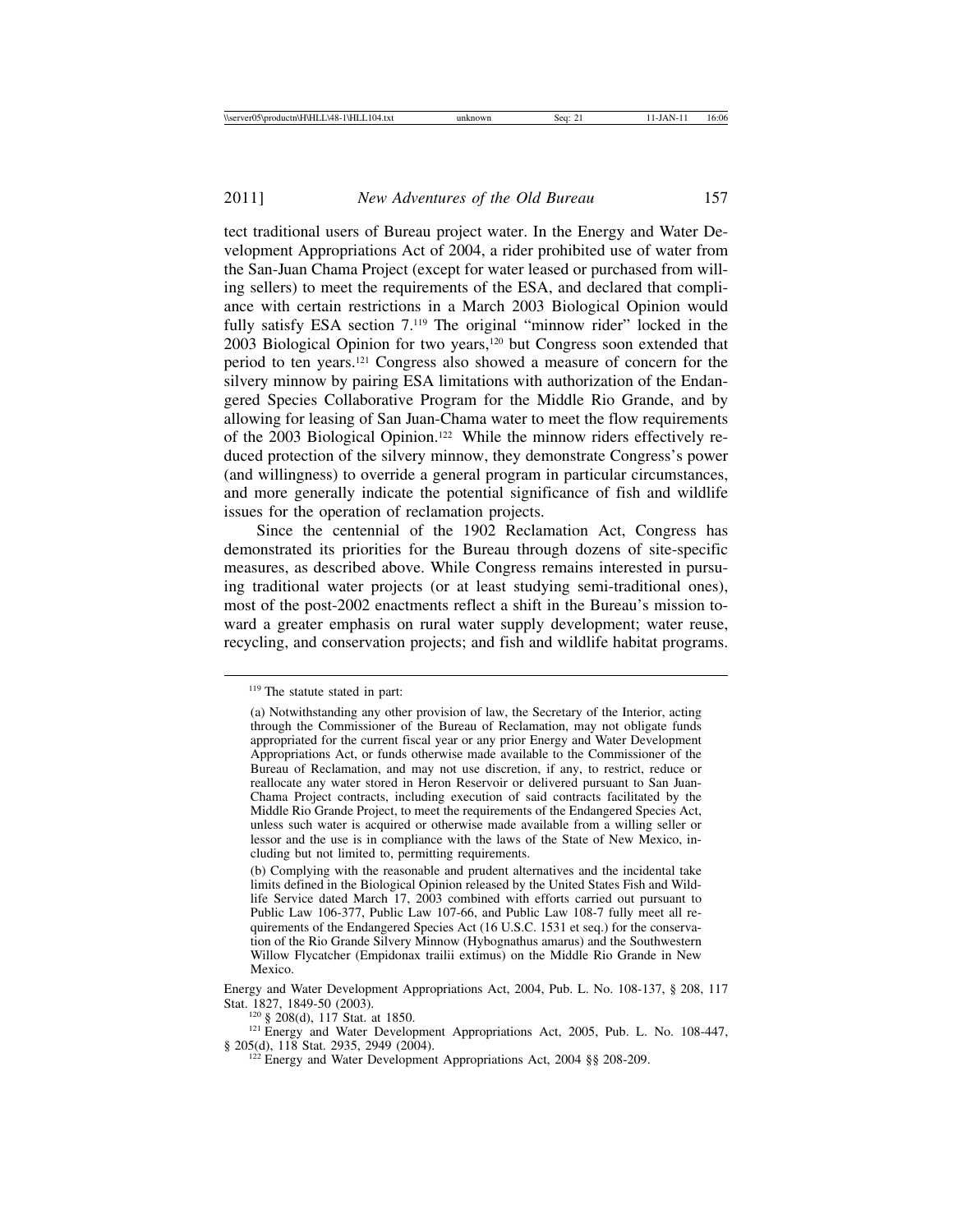tect traditional users of Bureau project water. In the Energy and Water Development Appropriations Act of 2004, a rider prohibited use of water from the San-Juan Chama Project (except for water leased or purchased from willing sellers) to meet the requirements of the ESA, and declared that compliance with certain restrictions in a March 2003 Biological Opinion would fully satisfy ESA section 7.[119] The original "minnow rider" locked in the 2003 Biological Opinion for two years,[120] but Congress soon extended that period to ten years.[121] Congress also showed a measure of concern for the silvery minnow by pairing ESA limitations with authorization of the Endangered Species Collaborative Program for the Middle Rio Grande, and by allowing for leasing of San Juan-Chama water to meet the flow requirements of the 2003 Biological Opinion.[122] While the minnow riders effectively reduced protection of the silvery minnow, they demonstrate Congress's power (and willingness) to override a general program in particular circumstances, and more generally indicate the potential significance of fish and wildlife issues for the operation of reclamation projects.

Since the centennial of the 1902 Reclamation Act, Congress has demonstrated its priorities for the Bureau through dozens of site-specific measures, as described above. While Congress remains interested in pursuing traditional water projects (or at least studying semi-traditional ones), most of the post-2002 enactments reflect a shift in the Bureau's mission toward a greater emphasis on rural water supply development; water reuse, recycling, and conservation projects; and fish and wildlife habitat programs.

---

[119] The statute stated in part:

> (a) Notwithstanding any other provision of law, the Secretary of the Interior, acting through the Commissioner of the Bureau of Reclamation, may not obligate funds appropriated for the current fiscal year or any prior Energy and Water Development Appropriations Act, or funds otherwise made available to the Commissioner of the Bureau of Reclamation, and may not use discretion, if any, to restrict, reduce or reallocate any water stored in Heron Reservoir or delivered pursuant to San Juan-Chama Project contracts, including execution of said contracts facilitated by the Middle Rio Grande Project, to meet the requirements of the Endangered Species Act, unless such water is acquired or otherwise made available from a willing seller or lessor and the use is in compliance with the laws of the State of New Mexico, including but not limited to, permitting requirements.
>
> (b) Complying with the reasonable and prudent alternatives and the incidental take limits defined in the Biological Opinion released by the United States Fish and Wildlife Service dated March 17, 2003 combined with efforts carried out pursuant to Public Law 106-377, Public Law 107-66, and Public Law 108-7 fully meet all requirements of the Endangered Species Act (16 U.S.C. 1531 et seq.) for the conservation of the Rio Grande Silvery Minnow (Hybognathus amarus) and the Southwestern Willow Flycatcher (Empidonax trailii extimus) on the Middle Rio Grande in New Mexico.

Energy and Water Development Appropriations Act, 2004, Pub. L. No. 108-137, § 208, 117 Stat. 1827, 1849-50 (2003).

[120] § 208(d), 117 Stat. at 1850.

[121] Energy and Water Development Appropriations Act, 2005, Pub. L. No. 108-447, § 205(d), 118 Stat. 2935, 2949 (2004).

[122] Energy and Water Development Appropriations Act, 2004 §§ 208-209.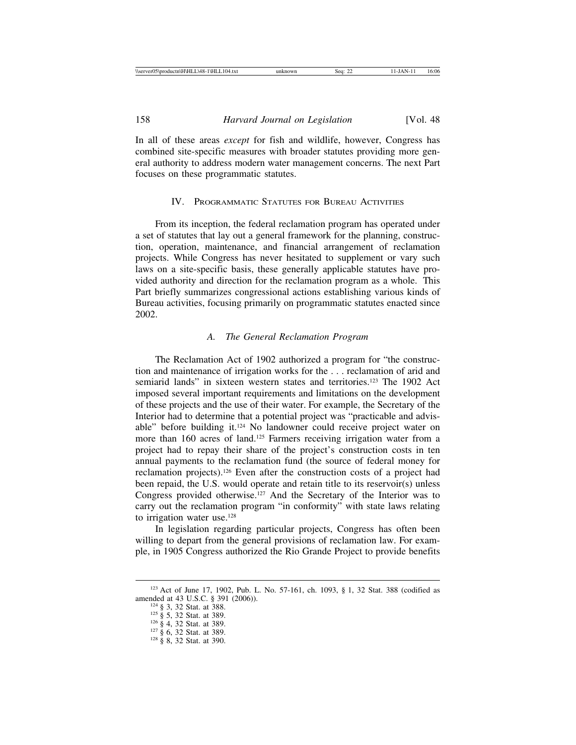In all of these areas *except* for fish and wildlife, however, Congress has combined site-specific measures with broader statutes providing more general authority to address modern water management concerns. The next Part focuses on these programmatic statutes.

## IV. Programmatic Statutes for Bureau Activities

From its inception, the federal reclamation program has operated under a set of statutes that lay out a general framework for the planning, construction, operation, maintenance, and financial arrangement of reclamation projects. While Congress has never hesitated to supplement or vary such laws on a site-specific basis, these generally applicable statutes have provided authority and direction for the reclamation program as a whole. This Part briefly summarizes congressional actions establishing various kinds of Bureau activities, focusing primarily on programmatic statutes enacted since 2002.

### *A. The General Reclamation Program*

The Reclamation Act of 1902 authorized a program for "the construction and maintenance of irrigation works for the . . . reclamation of arid and semiarid lands" in sixteen western states and territories.[123] The 1902 Act imposed several important requirements and limitations on the development of these projects and the use of their water. For example, the Secretary of the Interior had to determine that a potential project was "practicable and advisable" before building it.[124] No landowner could receive project water on more than 160 acres of land.[125] Farmers receiving irrigation water from a project had to repay their share of the project's construction costs in ten annual payments to the reclamation fund (the source of federal money for reclamation projects).[126] Even after the construction costs of a project had been repaid, the U.S. would operate and retain title to its reservoir(s) unless Congress provided otherwise.[127] And the Secretary of the Interior was to carry out the reclamation program "in conformity" with state laws relating to irrigation water use.[128]

In legislation regarding particular projects, Congress has often been willing to depart from the general provisions of reclamation law. For example, in 1905 Congress authorized the Rio Grande Project to provide benefits

---

[123] Act of June 17, 1902, Pub. L. No. 57-161, ch. 1093, § 1, 32 Stat. 388 (codified as amended at 43 U.S.C. § 391 (2006)).

[124] § 3, 32 Stat. at 388.

[125] § 5, 32 Stat. at 389.

[126] § 4, 32 Stat. at 389.

[127] § 6, 32 Stat. at 389.

[128] § 8, 32 Stat. at 390.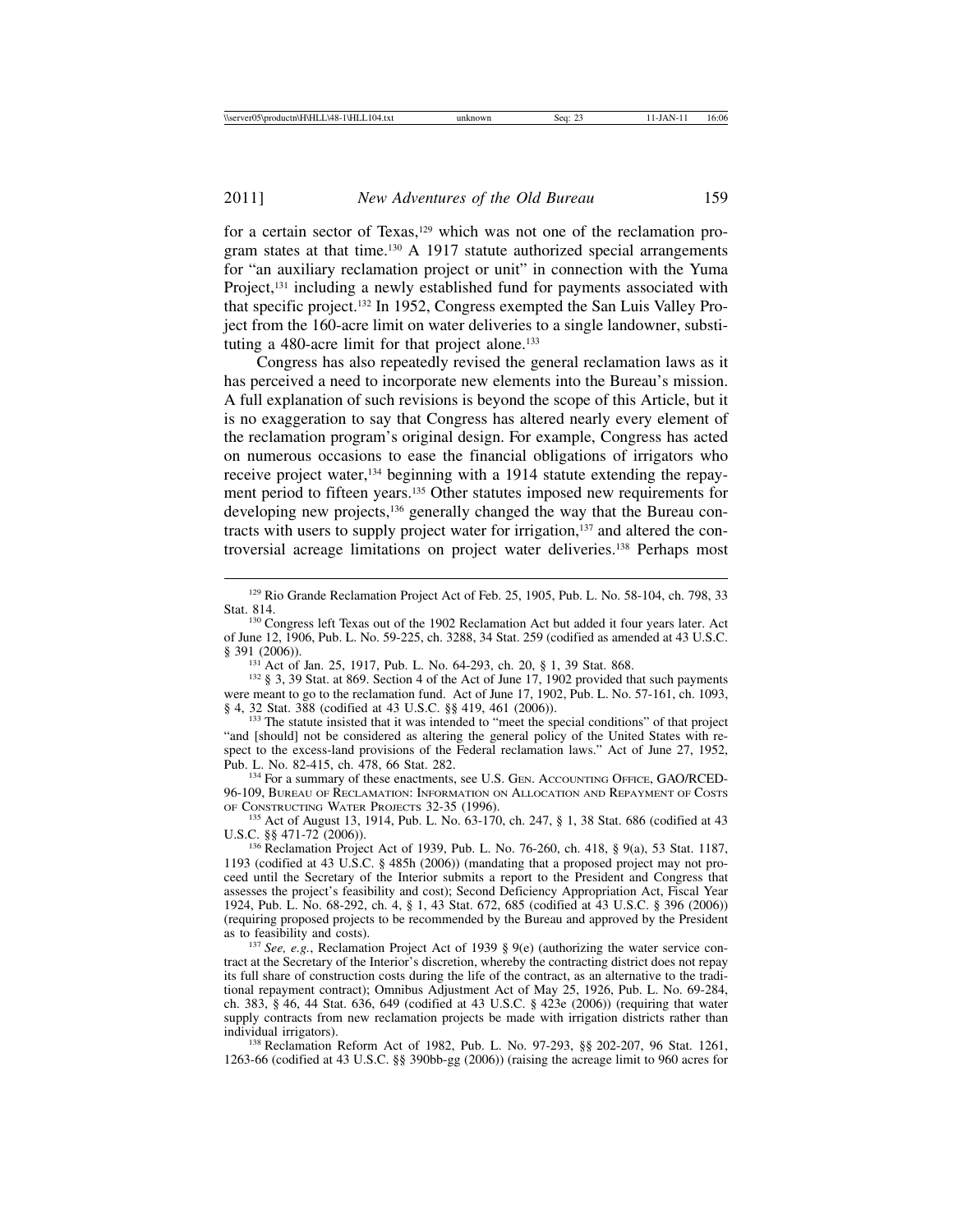for a certain sector of Texas,[129] which was not one of the reclamation program states at that time.[130] A 1917 statute authorized special arrangements for "an auxiliary reclamation project or unit" in connection with the Yuma Project,[131] including a newly established fund for payments associated with that specific project.[132] In 1952, Congress exempted the San Luis Valley Project from the 160-acre limit on water deliveries to a single landowner, substituting a 480-acre limit for that project alone.[133]

Congress has also repeatedly revised the general reclamation laws as it has perceived a need to incorporate new elements into the Bureau's mission. A full explanation of such revisions is beyond the scope of this Article, but it is no exaggeration to say that Congress has altered nearly every element of the reclamation program's original design. For example, Congress has acted on numerous occasions to ease the financial obligations of irrigators who receive project water,[134] beginning with a 1914 statute extending the repayment period to fifteen years.[135] Other statutes imposed new requirements for developing new projects,[136] generally changed the way that the Bureau contracts with users to supply project water for irrigation,[137] and altered the controversial acreage limitations on project water deliveries.[138] Perhaps most

---

[129] Rio Grande Reclamation Project Act of Feb. 25, 1905, Pub. L. No. 58-104, ch. 798, 33 Stat. 814.

[130] Congress left Texas out of the 1902 Reclamation Act but added it four years later. Act of June 12, 1906, Pub. L. No. 59-225, ch. 3288, 34 Stat. 259 (codified as amended at 43 U.S.C. § 391 (2006)).

[131] Act of Jan. 25, 1917, Pub. L. No. 64-293, ch. 20, § 1, 39 Stat. 868.

[132] § 3, 39 Stat. at 869. Section 4 of the Act of June 17, 1902 provided that such payments were meant to go to the reclamation fund. Act of June 17, 1902, Pub. L. No. 57-161, ch. 1093, § 4, 32 Stat. 388 (codified at 43 U.S.C. §§ 419, 461 (2006)).

[133] The statute insisted that it was intended to "meet the special conditions" of that project "and [should] not be considered as altering the general policy of the United States with respect to the excess-land provisions of the Federal reclamation laws." Act of June 27, 1952, Pub. L. No. 82-415, ch. 478, 66 Stat. 282.

[134] For a summary of these enactments, see U.S. Gen. Accounting Office, GAO/RCED-96-109, Bureau of Reclamation: Information on Allocation and Repayment of Costs of Constructing Water Projects 32-35 (1996).

[135] Act of August 13, 1914, Pub. L. No. 63-170, ch. 247, § 1, 38 Stat. 686 (codified at 43 U.S.C. §§ 471-72 (2006)).

[136] Reclamation Project Act of 1939, Pub. L. No. 76-260, ch. 418, § 9(a), 53 Stat. 1187, 1193 (codified at 43 U.S.C. § 485h (2006)) (mandating that a proposed project may not proceed until the Secretary of the Interior submits a report to the President and Congress that assesses the project's feasibility and cost); Second Deficiency Appropriation Act, Fiscal Year 1924, Pub. L. No. 68-292, ch. 4, § 1, 43 Stat. 672, 685 (codified at 43 U.S.C. § 396 (2006)) (requiring proposed projects to be recommended by the Bureau and approved by the President as to feasibility and costs).

[137] *See, e.g.*, Reclamation Project Act of 1939 § 9(e) (authorizing the water service contract at the Secretary of the Interior's discretion, whereby the contracting district does not repay its full share of construction costs during the life of the contract, as an alternative to the traditional repayment contract); Omnibus Adjustment Act of May 25, 1926, Pub. L. No. 69-284, ch. 383, § 46, 44 Stat. 636, 649 (codified at 43 U.S.C. § 423e (2006)) (requiring that water supply contracts from new reclamation projects be made with irrigation districts rather than individual irrigators).

[138] Reclamation Reform Act of 1982, Pub. L. No. 97-293, §§ 202-207, 96 Stat. 1261, 1263-66 (codified at 43 U.S.C. §§ 390bb-gg (2006)) (raising the acreage limit to 960 acres for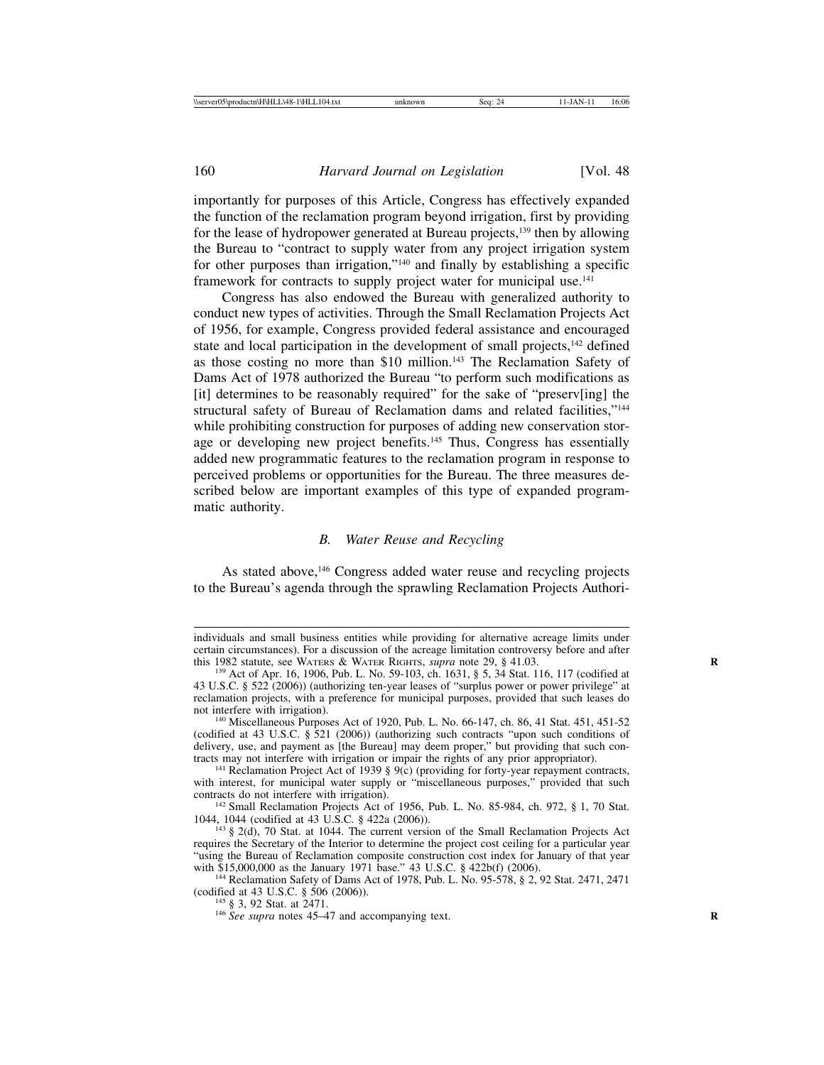importantly for purposes of this Article, Congress has effectively expanded the function of the reclamation program beyond irrigation, first by providing for the lease of hydropower generated at Bureau projects,[139] then by allowing the Bureau to "contract to supply water from any project irrigation system for other purposes than irrigation,"[140] and finally by establishing a specific framework for contracts to supply project water for municipal use.[141]

Congress has also endowed the Bureau with generalized authority to conduct new types of activities. Through the Small Reclamation Projects Act of 1956, for example, Congress provided federal assistance and encouraged state and local participation in the development of small projects,[142] defined as those costing no more than $10 million.[143] The Reclamation Safety of Dams Act of 1978 authorized the Bureau "to perform such modifications as [it] determines to be reasonably required" for the sake of "preserv[ing] the structural safety of Bureau of Reclamation dams and related facilities,"[144] while prohibiting construction for purposes of adding new conservation storage or developing new project benefits.[145] Thus, Congress has essentially added new programmatic features to the reclamation program in response to perceived problems or opportunities for the Bureau. The three measures described below are important examples of this type of expanded programmatic authority.

### *B. Water Reuse and Recycling*

As stated above,[146] Congress added water reuse and recycling projects to the Bureau's agenda through the sprawling Reclamation Projects Authori-

---

individuals and small business entities while providing for alternative acreage limits under certain circumstances). For a discussion of the acreage limitation controversy before and after this 1982 statute, see WATERS & WATER RIGHTS, *supra* note 29, § 41.03.

[139] Act of Apr. 16, 1906, Pub. L. No. 59-103, ch. 1631, § 5, 34 Stat. 116, 117 (codified at 43 U.S.C. § 522 (2006)) (authorizing ten-year leases of "surplus power or power privilege" at reclamation projects, with a preference for municipal purposes, provided that such leases do not interfere with irrigation).

[140] Miscellaneous Purposes Act of 1920, Pub. L. No. 66-147, ch. 86, 41 Stat. 451, 451-52 (codified at 43 U.S.C. § 521 (2006)) (authorizing such contracts "upon such conditions of delivery, use, and payment as [the Bureau] may deem proper," but providing that such contracts may not interfere with irrigation or impair the rights of any prior appropriator).

[141] Reclamation Project Act of 1939 § 9(c) (providing for forty-year repayment contracts, with interest, for municipal water supply or "miscellaneous purposes," provided that such contracts do not interfere with irrigation).

[142] Small Reclamation Projects Act of 1956, Pub. L. No. 85-984, ch. 972, § 1, 70 Stat. 1044, 1044 (codified at 43 U.S.C. § 422a (2006)).

[143] § 2(d), 70 Stat. at 1044. The current version of the Small Reclamation Projects Act requires the Secretary of the Interior to determine the project cost ceiling for a particular year "using the Bureau of Reclamation composite construction cost index for January of that year with $15,000,000 as the January 1971 base." 43 U.S.C. § 422b(f) (2006).

[144] Reclamation Safety of Dams Act of 1978, Pub. L. No. 95-578, § 2, 92 Stat. 2471, 2471 (codified at 43 U.S.C. § 506 (2006)).

[145] § 3, 92 Stat. at 2471.

[146] *See supra* notes 45–47 and accompanying text.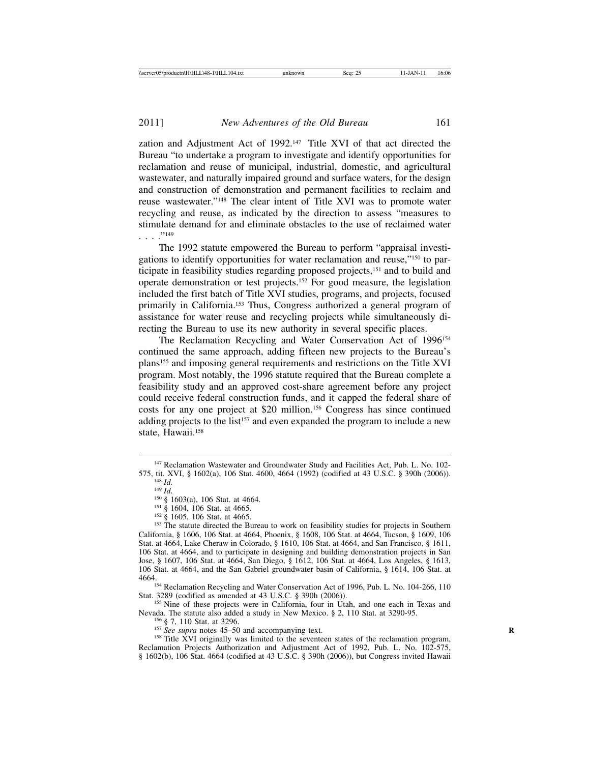zation and Adjustment Act of 1992.[147] Title XVI of that act directed the Bureau "to undertake a program to investigate and identify opportunities for reclamation and reuse of municipal, industrial, domestic, and agricultural wastewater, and naturally impaired ground and surface waters, for the design and construction of demonstration and permanent facilities to reclaim and reuse wastewater."[148] The clear intent of Title XVI was to promote water recycling and reuse, as indicated by the direction to assess "measures to stimulate demand for and eliminate obstacles to the use of reclaimed water . . . ."[149]

The 1992 statute empowered the Bureau to perform "appraisal investigations to identify opportunities for water reclamation and reuse,"[150] to participate in feasibility studies regarding proposed projects,[151] and to build and operate demonstration or test projects.[152] For good measure, the legislation included the first batch of Title XVI studies, programs, and projects, focused primarily in California.[153] Thus, Congress authorized a general program of assistance for water reuse and recycling projects while simultaneously directing the Bureau to use its new authority in several specific places.

The Reclamation Recycling and Water Conservation Act of 1996[154] continued the same approach, adding fifteen new projects to the Bureau's plans[155] and imposing general requirements and restrictions on the Title XVI program. Most notably, the 1996 statute required that the Bureau complete a feasibility study and an approved cost-share agreement before any project could receive federal construction funds, and it capped the federal share of costs for any one project at $20 million.[156] Congress has since continued adding projects to the list[157] and even expanded the program to include a new state, Hawaii.[158]

---

[147] Reclamation Wastewater and Groundwater Study and Facilities Act, Pub. L. No. 102-575, tit. XVI, § 1602(a), 106 Stat. 4600, 4664 (1992) (codified at 43 U.S.C. § 390h (2006)).

[148] *Id.*

[149] *Id.*

[150] § 1603(a), 106 Stat. at 4664.

[151] § 1604, 106 Stat. at 4665.

[152] § 1605, 106 Stat. at 4665.

[153] The statute directed the Bureau to work on feasibility studies for projects in Southern California, § 1606, 106 Stat. at 4664, Phoenix, § 1608, 106 Stat. at 4664, Tucson, § 1609, 106 Stat. at 4664, Lake Cheraw in Colorado, § 1610, 106 Stat. at 4664, and San Francisco, § 1611, 106 Stat. at 4664, and to participate in designing and building demonstration projects in San Jose, § 1607, 106 Stat. at 4664, San Diego, § 1612, 106 Stat. at 4664, Los Angeles, § 1613, 106 Stat. at 4664, and the San Gabriel groundwater basin of California, § 1614, 106 Stat. at 4664.

[154] Reclamation Recycling and Water Conservation Act of 1996, Pub. L. No. 104-266, 110 Stat. 3289 (codified as amended at 43 U.S.C. § 390h (2006)).

[155] Nine of these projects were in California, four in Utah, and one each in Texas and Nevada. The statute also added a study in New Mexico. § 2, 110 Stat. at 3290-95.

[156] § 7, 110 Stat. at 3296.

[157] *See supra* notes 45–50 and accompanying text.

[158] Title XVI originally was limited to the seventeen states of the reclamation program, Reclamation Projects Authorization and Adjustment Act of 1992, Pub. L. No. 102-575, § 1602(b), 106 Stat. 4664 (codified at 43 U.S.C. § 390h (2006)), but Congress invited Hawaii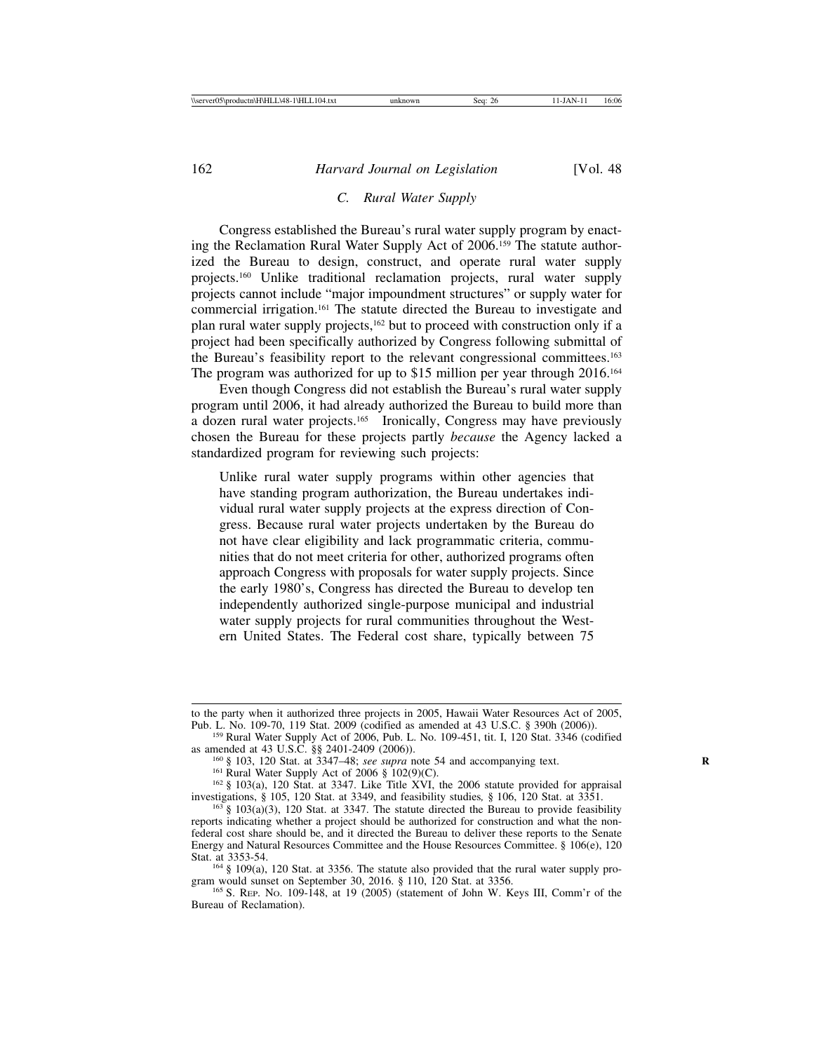### *C. Rural Water Supply*

Congress established the Bureau's rural water supply program by enacting the Reclamation Rural Water Supply Act of 2006.[159] The statute authorized the Bureau to design, construct, and operate rural water supply projects.[160] Unlike traditional reclamation projects, rural water supply projects cannot include "major impoundment structures" or supply water for commercial irrigation.[161] The statute directed the Bureau to investigate and plan rural water supply projects,[162] but to proceed with construction only if a project had been specifically authorized by Congress following submittal of the Bureau's feasibility report to the relevant congressional committees.[163] The program was authorized for up to $15 million per year through 2016.[164]

Even though Congress did not establish the Bureau's rural water supply program until 2006, it had already authorized the Bureau to build more than a dozen rural water projects.[165] Ironically, Congress may have previously chosen the Bureau for these projects partly *because* the Agency lacked a standardized program for reviewing such projects:

> Unlike rural water supply programs within other agencies that have standing program authorization, the Bureau undertakes individual rural water supply projects at the express direction of Congress. Because rural water projects undertaken by the Bureau do not have clear eligibility and lack programmatic criteria, communities that do not meet criteria for other, authorized programs often approach Congress with proposals for water supply projects. Since the early 1980's, Congress has directed the Bureau to develop ten independently authorized single-purpose municipal and industrial water supply projects for rural communities throughout the Western United States. The Federal cost share, typically between 75

---

to the party when it authorized three projects in 2005, Hawaii Water Resources Act of 2005, Pub. L. No. 109-70, 119 Stat. 2009 (codified as amended at 43 U.S.C. § 390h (2006)).

[159] Rural Water Supply Act of 2006, Pub. L. No. 109-451, tit. I, 120 Stat. 3346 (codified as amended at 43 U.S.C. §§ 2401-2409 (2006)).

[160] § 103, 120 Stat. at 3347–48; *see supra* note 54 and accompanying text.

[161] Rural Water Supply Act of 2006 § 102(9)(C).

[162] § 103(a), 120 Stat. at 3347. Like Title XVI, the 2006 statute provided for appraisal investigations, § 105, 120 Stat. at 3349, and feasibility studies*,* § 106, 120 Stat. at 3351.

[163] § 103(a)(3), 120 Stat. at 3347. The statute directed the Bureau to provide feasibility reports indicating whether a project should be authorized for construction and what the non-federal cost share should be, and it directed the Bureau to deliver these reports to the Senate Energy and Natural Resources Committee and the House Resources Committee. § 106(e), 120 Stat. at 3353-54.

[164] § 109(a), 120 Stat. at 3356. The statute also provided that the rural water supply program would sunset on September 30, 2016. § 110, 120 Stat. at 3356.

[165] S. REP. NO. 109-148, at 19 (2005) (statement of John W. Keys III, Comm'r of the Bureau of Reclamation).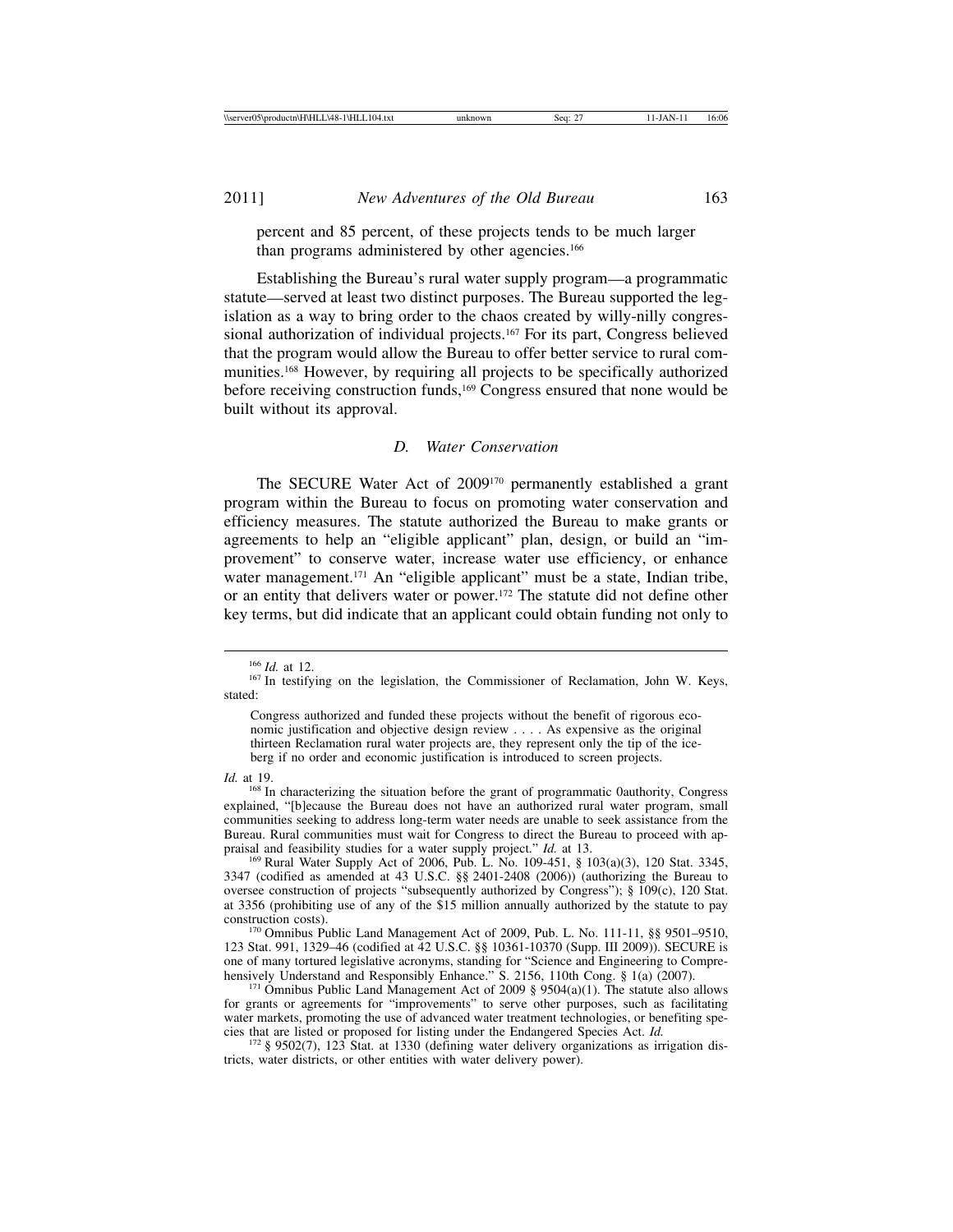percent and 85 percent, of these projects tends to be much larger than programs administered by other agencies.[166]

Establishing the Bureau's rural water supply program—a programmatic statute—served at least two distinct purposes. The Bureau supported the legislation as a way to bring order to the chaos created by willy-nilly congressional authorization of individual projects.[167] For its part, Congress believed that the program would allow the Bureau to offer better service to rural communities.[168] However, by requiring all projects to be specifically authorized before receiving construction funds,[169] Congress ensured that none would be built without its approval.

### *D. Water Conservation*

The SECURE Water Act of 2009[170] permanently established a grant program within the Bureau to focus on promoting water conservation and efficiency measures. The statute authorized the Bureau to make grants or agreements to help an "eligible applicant" plan, design, or build an "improvement" to conserve water, increase water use efficiency, or enhance water management.[171] An "eligible applicant" must be a state, Indian tribe, or an entity that delivers water or power.[172] The statute did not define other key terms, but did indicate that an applicant could obtain funding not only to

---

[166] *Id.* at 12.

[167] In testifying on the legislation, the Commissioner of Reclamation, John W. Keys, stated:

> Congress authorized and funded these projects without the benefit of rigorous economic justification and objective design review . . . . As expensive as the original thirteen Reclamation rural water projects are, they represent only the tip of the iceberg if no order and economic justification is introduced to screen projects.

*Id.* at 19.

[168] In characterizing the situation before the grant of programmatic 0authority, Congress explained, "[b]ecause the Bureau does not have an authorized rural water program, small communities seeking to address long-term water needs are unable to seek assistance from the Bureau. Rural communities must wait for Congress to direct the Bureau to proceed with appraisal and feasibility studies for a water supply project." *Id.* at 13.

[169] Rural Water Supply Act of 2006, Pub. L. No. 109-451, § 103(a)(3), 120 Stat. 3345, 3347 (codified as amended at 43 U.S.C. §§ 2401-2408 (2006)) (authorizing the Bureau to oversee construction of projects "subsequently authorized by Congress"); § 109(c), 120 Stat. at 3356 (prohibiting use of any of the $15 million annually authorized by the statute to pay construction costs).

[170] Omnibus Public Land Management Act of 2009, Pub. L. No. 111-11, §§ 9501–9510, 123 Stat. 991, 1329–46 (codified at 42 U.S.C. §§ 10361-10370 (Supp. III 2009)). SECURE is one of many tortured legislative acronyms, standing for "Science and Engineering to Comprehensively Understand and Responsibly Enhance." S. 2156, 110th Cong. § 1(a) (2007).

[171] Omnibus Public Land Management Act of 2009 § 9504(a)(1). The statute also allows for grants or agreements for "improvements" to serve other purposes, such as facilitating water markets, promoting the use of advanced water treatment technologies, or benefiting species that are listed or proposed for listing under the Endangered Species Act. *Id.*

[172] § 9502(7), 123 Stat. at 1330 (defining water delivery organizations as irrigation districts, water districts, or other entities with water delivery power).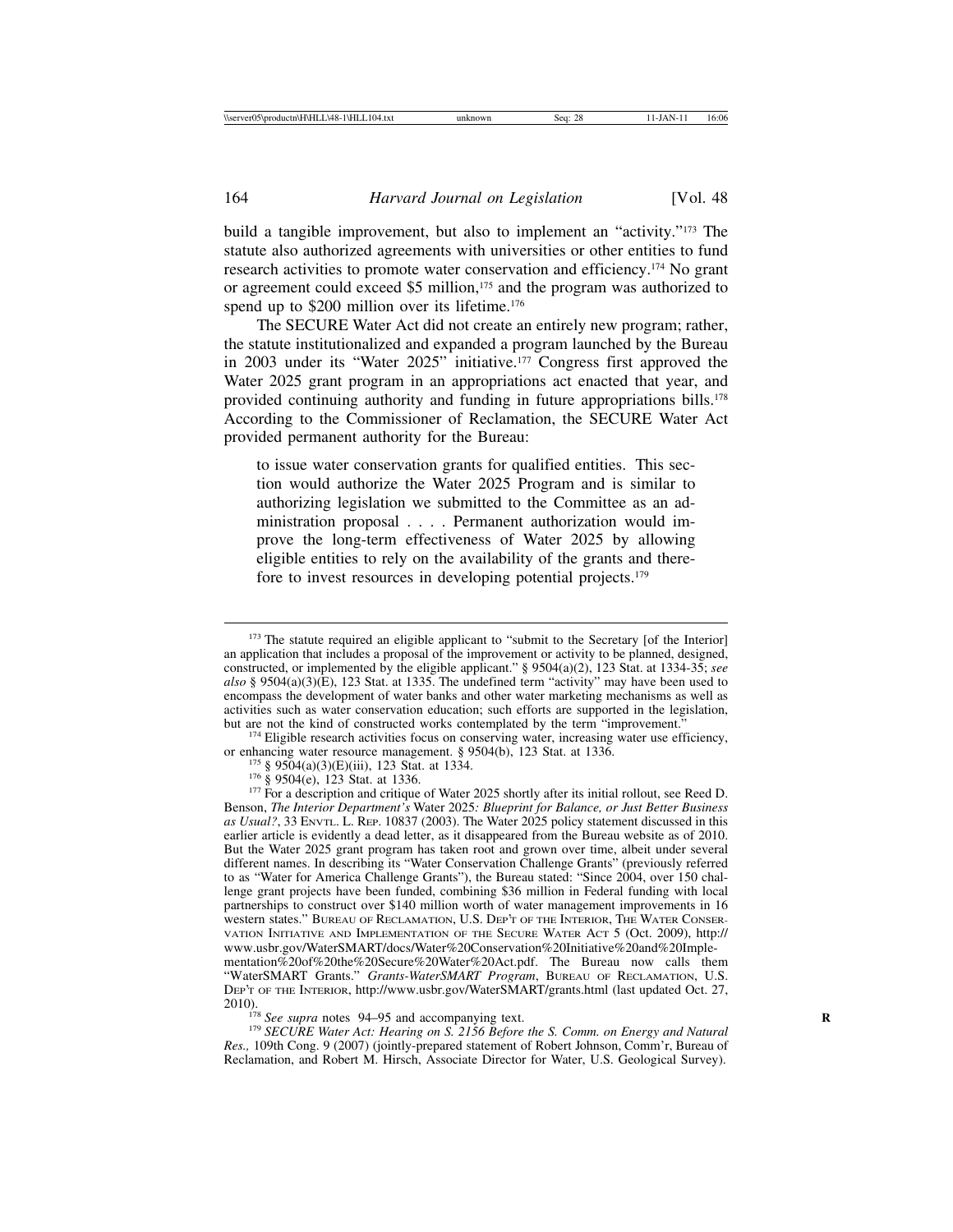build a tangible improvement, but also to implement an "activity."[173] The statute also authorized agreements with universities or other entities to fund research activities to promote water conservation and efficiency.[174] No grant or agreement could exceed $5 million,[175] and the program was authorized to spend up to $200 million over its lifetime.[176]

The SECURE Water Act did not create an entirely new program; rather, the statute institutionalized and expanded a program launched by the Bureau in 2003 under its "Water 2025" initiative.[177] Congress first approved the Water 2025 grant program in an appropriations act enacted that year, and provided continuing authority and funding in future appropriations bills.[178] According to the Commissioner of Reclamation, the SECURE Water Act provided permanent authority for the Bureau:

> to issue water conservation grants for qualified entities. This section would authorize the Water 2025 Program and is similar to authorizing legislation we submitted to the Committee as an administration proposal . . . . Permanent authorization would improve the long-term effectiveness of Water 2025 by allowing eligible entities to rely on the availability of the grants and therefore to invest resources in developing potential projects.[179]

---

[173] The statute required an eligible applicant to "submit to the Secretary [of the Interior] an application that includes a proposal of the improvement or activity to be planned, designed, constructed, or implemented by the eligible applicant." § 9504(a)(2), 123 Stat. at 1334-35; *see also* § 9504(a)(3)(E), 123 Stat. at 1335. The undefined term "activity" may have been used to encompass the development of water banks and other water marketing mechanisms as well as activities such as water conservation education; such efforts are supported in the legislation, but are not the kind of constructed works contemplated by the term "improvement."

[174] Eligible research activities focus on conserving water, increasing water use efficiency, or enhancing water resource management. § 9504(b), 123 Stat. at 1336.

[175] § 9504(a)(3)(E)(iii), 123 Stat. at 1334.

[176] § 9504(e), 123 Stat. at 1336.

[177] For a description and critique of Water 2025 shortly after its initial rollout, see Reed D. Benson, *The Interior Department's* Water 2025*: Blueprint for Balance, or Just Better Business as Usual?*, 33 ENVTL. L. REP. 10837 (2003). The Water 2025 policy statement discussed in this earlier article is evidently a dead letter, as it disappeared from the Bureau website as of 2010. But the Water 2025 grant program has taken root and grown over time, albeit under several different names. In describing its "Water Conservation Challenge Grants" (previously referred to as "Water for America Challenge Grants"), the Bureau stated: "Since 2004, over 150 challenge grant projects have been funded, combining $36 million in Federal funding with local partnerships to construct over $140 million worth of water management improvements in 16 western states." BUREAU OF RECLAMATION, U.S. DEP'T OF THE INTERIOR, THE WATER CONSERVATION INITIATIVE AND IMPLEMENTATION OF THE SECURE WATER ACT 5 (Oct. 2009), http://www.usbr.gov/WaterSMART/docs/Water%20Conserving%20Initiative%20and%20Implementation%20of%20the%20Secure%20Water%20Act.pdf. The Bureau now calls them "WaterSMART Grants." *Grants-WaterSMART Program*, BUREAU OF RECLAMATION, U.S. DEP'T OF THE INTERIOR, http://www.usbr.gov/WaterSMART/grants.html (last updated Oct. 27, 2010).

[178] *See supra* notes 94–95 and accompanying text.

[179] *SECURE Water Act: Hearing on S. 2156 Before the S. Comm. on Energy and Natural Res.,* 109th Cong. 9 (2007) (jointly-prepared statement of Robert Johnson, Comm'r, Bureau of Reclamation, and Robert M. Hirsch, Associate Director for Water, U.S. Geological Survey).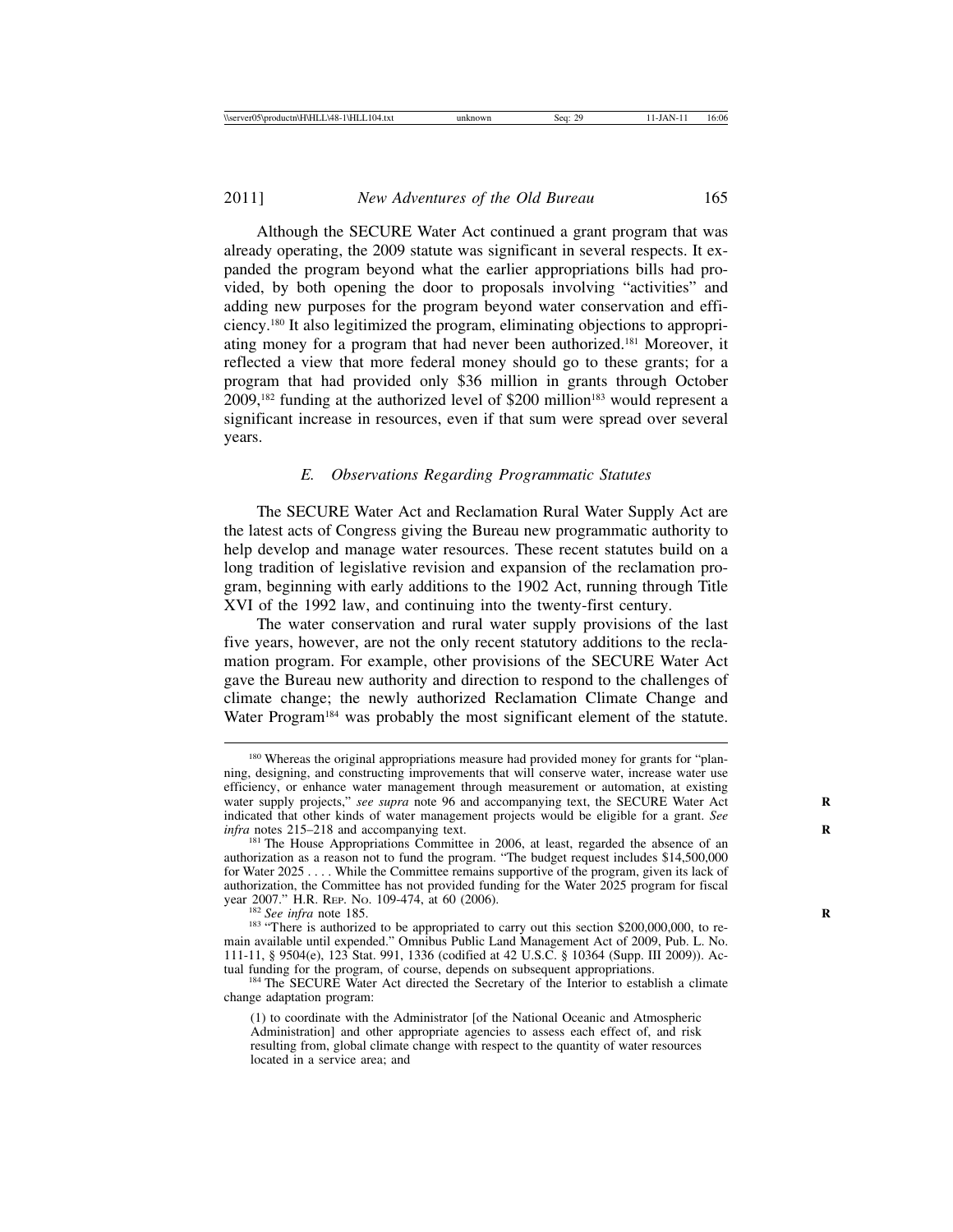Although the SECURE Water Act continued a grant program that was already operating, the 2009 statute was significant in several respects. It expanded the program beyond what the earlier appropriations bills had provided, by both opening the door to proposals involving "activities" and adding new purposes for the program beyond water conservation and efficiency.[180] It also legitimized the program, eliminating objections to appropriating money for a program that had never been authorized.[181] Moreover, it reflected a view that more federal money should go to these grants; for a program that had provided only $36 million in grants through October 2009,[182] funding at the authorized level of $200 million[183] would represent a significant increase in resources, even if that sum were spread over several years.

### *E. Observations Regarding Programmatic Statutes*

The SECURE Water Act and Reclamation Rural Water Supply Act are the latest acts of Congress giving the Bureau new programmatic authority to help develop and manage water resources. These recent statutes build on a long tradition of legislative revision and expansion of the reclamation program, beginning with early additions to the 1902 Act, running through Title XVI of the 1992 law, and continuing into the twenty-first century.

The water conservation and rural water supply provisions of the last five years, however, are not the only recent statutory additions to the reclamation program. For example, other provisions of the SECURE Water Act gave the Bureau new authority and direction to respond to the challenges of climate change; the newly authorized Reclamation Climate Change and Water Program[184] was probably the most significant element of the statute.

---

[180] Whereas the original appropriations measure had provided money for grants for "planning, designing, and constructing improvements that will conserve water, increase water use efficiency, or enhance water management through measurement or automation, at existing water supply projects," *see supra* note 96 and accompanying text, the SECURE Water Act indicated that other kinds of water management projects would be eligible for a grant. *See infra* notes 215–218 and accompanying text.

[181] The House Appropriations Committee in 2006, at least, regarded the absence of an authorization as a reason not to fund the program. "The budget request includes $14,500,000 for Water 2025 . . . . While the Committee remains supportive of the program, given its lack of authorization, the Committee has not provided funding for the Water 2025 program for fiscal year 2007." H.R. REP. NO. 109-474, at 60 (2006).

[182] *See infra* note 185.

[183] "There is authorized to be appropriated to carry out this section $200,000,000, to remain available until expended." Omnibus Public Land Management Act of 2009, Pub. L. No. 111-11, § 9504(e), 123 Stat. 991, 1336 (codified at 42 U.S.C. § 10364 (Supp. III 2009)). Actual funding for the program, of course, depends on subsequent appropriations.

[184] The SECURE Water Act directed the Secretary of the Interior to establish a climate change adaptation program:

> (1) to coordinate with the Administrator [of the National Oceanic and Atmospheric Administration] and other appropriate agencies to assess each effect of, and risk resulting from, global climate change with respect to the quantity of water resources located in a service area; and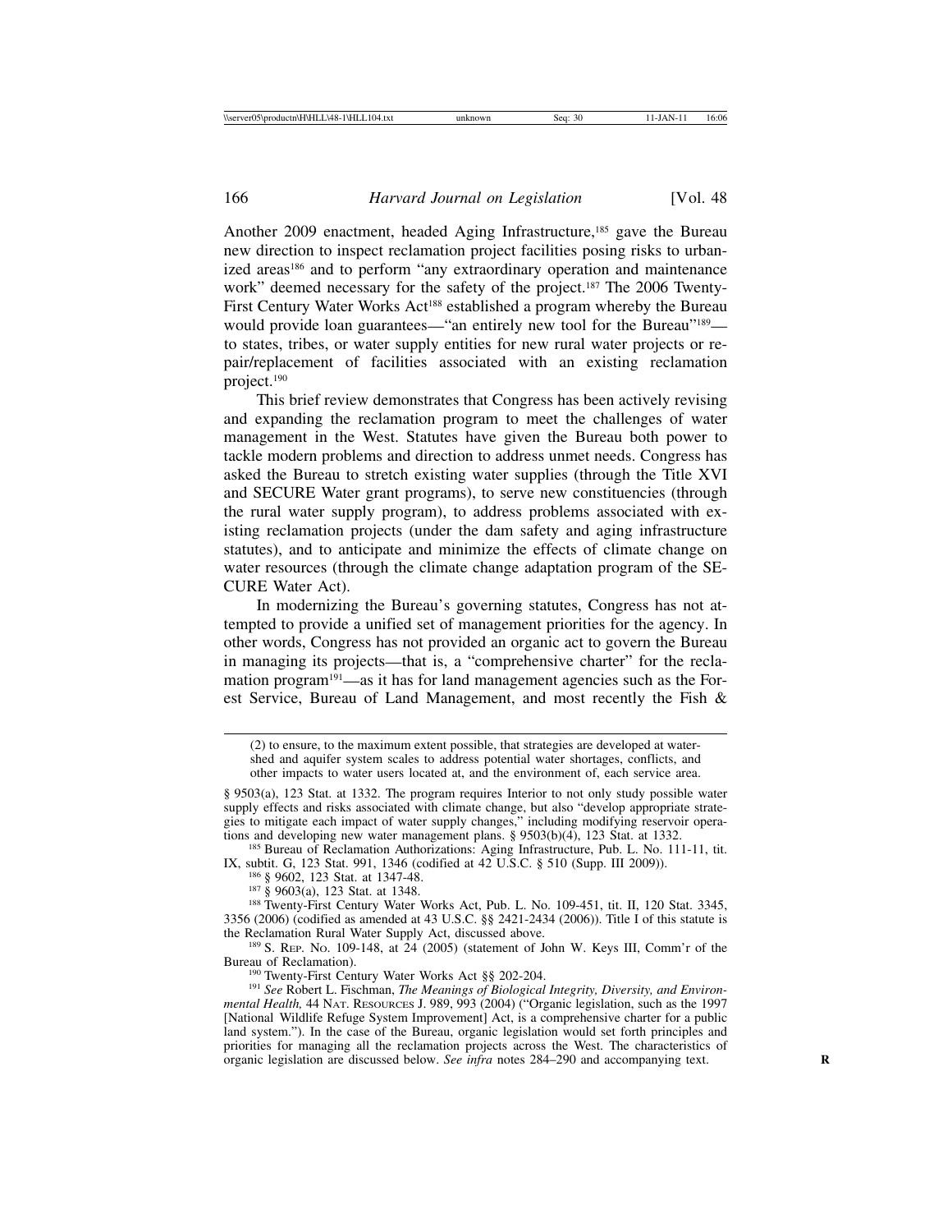Another 2009 enactment, headed Aging Infrastructure,[185] gave the Bureau new direction to inspect reclamation project facilities posing risks to urbanized areas[186] and to perform "any extraordinary operation and maintenance work" deemed necessary for the safety of the project.[187] The 2006 Twenty-First Century Water Works Act[188] established a program whereby the Bureau would provide loan guarantees—"an entirely new tool for the Bureau"[189]—to states, tribes, or water supply entities for new rural water projects or repair/replacement of facilities associated with an existing reclamation project.[190]

This brief review demonstrates that Congress has been actively revising and expanding the reclamation program to meet the challenges of water management in the West. Statutes have given the Bureau both power to tackle modern problems and direction to address unmet needs. Congress has asked the Bureau to stretch existing water supplies (through the Title XVI and SECURE Water grant programs), to serve new constituencies (through the rural water supply program), to address problems associated with existing reclamation projects (under the dam safety and aging infrastructure statutes), and to anticipate and minimize the effects of climate change on water resources (through the climate change adaptation program of the SECURE Water Act).

In modernizing the Bureau's governing statutes, Congress has not attempted to provide a unified set of management priorities for the agency. In other words, Congress has not provided an organic act to govern the Bureau in managing its projects—that is, a "comprehensive charter" for the reclamation program[191]—as it has for land management agencies such as the Forest Service, Bureau of Land Management, and most recently the Fish &

---

(2) to ensure, to the maximum extent possible, that strategies are developed at watershed and aquifer system scales to address potential water shortages, conflicts, and other impacts to water users located at, and the environment of, each service area.

§ 9503(a), 123 Stat. at 1332. The program requires Interior to not only study possible water supply effects and risks associated with climate change, but also "develop appropriate strategies to mitigate each impact of water supply changes," including modifying reservoir operations and developing new water management plans. § 9503(b)(4), 123 Stat. at 1332.

[185] Bureau of Reclamation Authorizations: Aging Infrastructure, Pub. L. No. 111-11, tit. IX, subtit. G, 123 Stat. 991, 1346 (codified at 42 U.S.C. § 510 (Supp. III 2009)).

[186] § 9602, 123 Stat. at 1347-48.

[187] § 9603(a), 123 Stat. at 1348.

[188] Twenty-First Century Water Works Act, Pub. L. No. 109-451, tit. II, 120 Stat. 3345, 3356 (2006) (codified as amended at 43 U.S.C. §§ 2421-2434 (2006)). Title I of this statute is the Reclamation Rural Water Supply Act, discussed above.

[189] S. Rep. No. 109-148, at 24 (2005) (statement of John W. Keys III, Comm'r of the Bureau of Reclamation).

[190] Twenty-First Century Water Works Act §§ 202-204.

[191] *See* Robert L. Fischman, *The Meanings of Biological Integrity, Diversity, and Environmental Health,* 44 Nat. Resources J. 989, 993 (2004) ("Organic legislation, such as the 1997 [National Wildlife Refuge System Improvement] Act, is a comprehensive charter for a public land system."). In the case of the Bureau, organic legislation would set forth principles and priorities for managing all the reclamation projects across the West. The characteristics of organic legislation are discussed below. *See infra* notes 284–290 and accompanying text.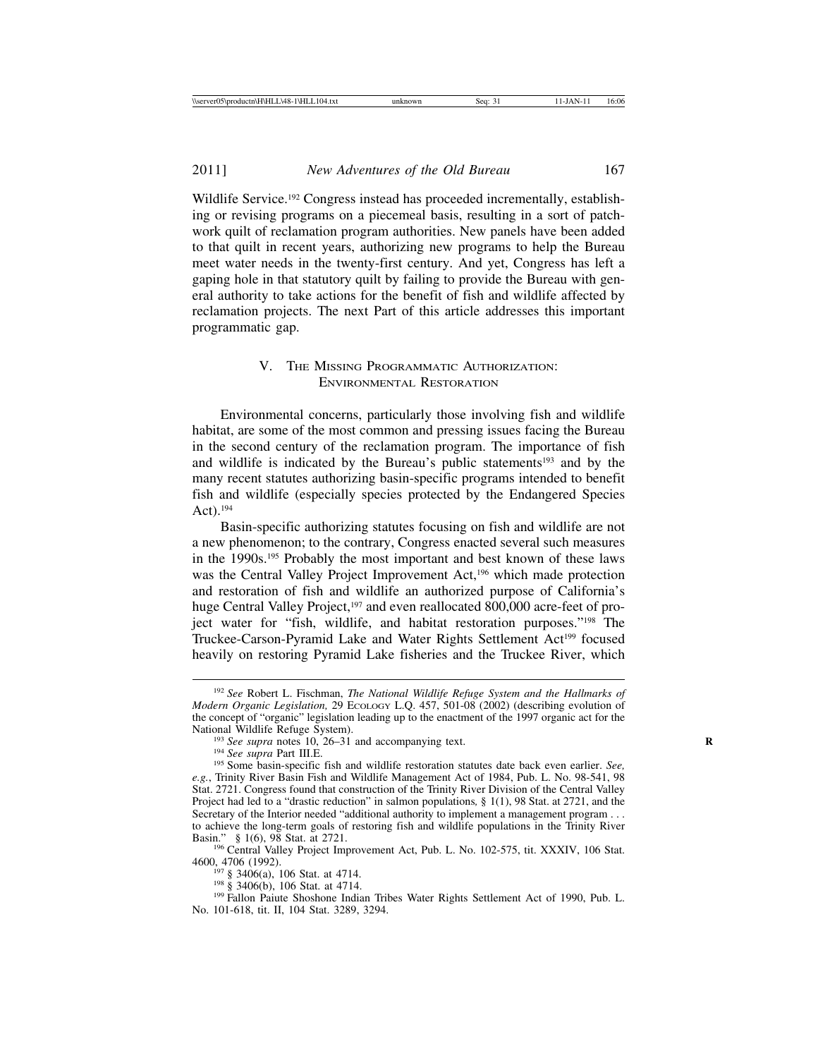Wildlife Service.[192] Congress instead has proceeded incrementally, establishing or revising programs on a piecemeal basis, resulting in a sort of patchwork quilt of reclamation program authorities. New panels have been added to that quilt in recent years, authorizing new programs to help the Bureau meet water needs in the twenty-first century. And yet, Congress has left a gaping hole in that statutory quilt by failing to provide the Bureau with general authority to take actions for the benefit of fish and wildlife affected by reclamation projects. The next Part of this article addresses this important programmatic gap.

## V. The Missing Programmatic Authorization: Environmental Restoration

Environmental concerns, particularly those involving fish and wildlife habitat, are some of the most common and pressing issues facing the Bureau in the second century of the reclamation program. The importance of fish and wildlife is indicated by the Bureau's public statements[193] and by the many recent statutes authorizing basin-specific programs intended to benefit fish and wildlife (especially species protected by the Endangered Species Act).[194]

Basin-specific authorizing statutes focusing on fish and wildlife are not a new phenomenon; to the contrary, Congress enacted several such measures in the 1990s.[195] Probably the most important and best known of these laws was the Central Valley Project Improvement Act,[196] which made protection and restoration of fish and wildlife an authorized purpose of California's huge Central Valley Project,[197] and even reallocated 800,000 acre-feet of project water for "fish, wildlife, and habitat restoration purposes."[198] The Truckee-Carson-Pyramid Lake and Water Rights Settlement Act[199] focused heavily on restoring Pyramid Lake fisheries and the Truckee River, which

---

[192] *See* Robert L. Fischman, *The National Wildlife Refuge System and the Hallmarks of Modern Organic Legislation,* 29 Ecology L.Q. 457, 501-08 (2002) (describing evolution of the concept of "organic" legislation leading up to the enactment of the 1997 organic act for the National Wildlife Refuge System).

[193] *See supra* notes 10, 26–31 and accompanying text.

[194] *See supra* Part III.E.

[195] Some basin-specific fish and wildlife restoration statutes date back even earlier. *See, e.g.*, Trinity River Basin Fish and Wildlife Management Act of 1984, Pub. L. No. 98-541, 98 Stat. 2721. Congress found that construction of the Trinity River Division of the Central Valley Project had led to a "drastic reduction" in salmon populations, § 1(1), 98 Stat. at 2721, and the Secretary of the Interior needed "additional authority to implement a management program . . . to achieve the long-term goals of restoring fish and wildlife populations in the Trinity River Basin." § 1(6), 98 Stat. at 2721.

[196] Central Valley Project Improvement Act, Pub. L. No. 102-575, tit. XXXIV, 106 Stat. 4600, 4706 (1992).

[197] § 3406(a), 106 Stat. at 4714.

[198] § 3406(b), 106 Stat. at 4714.

[199] Fallon Paiute Shoshone Indian Tribes Water Rights Settlement Act of 1990, Pub. L. No. 101-618, tit. II, 104 Stat. 3289, 3294.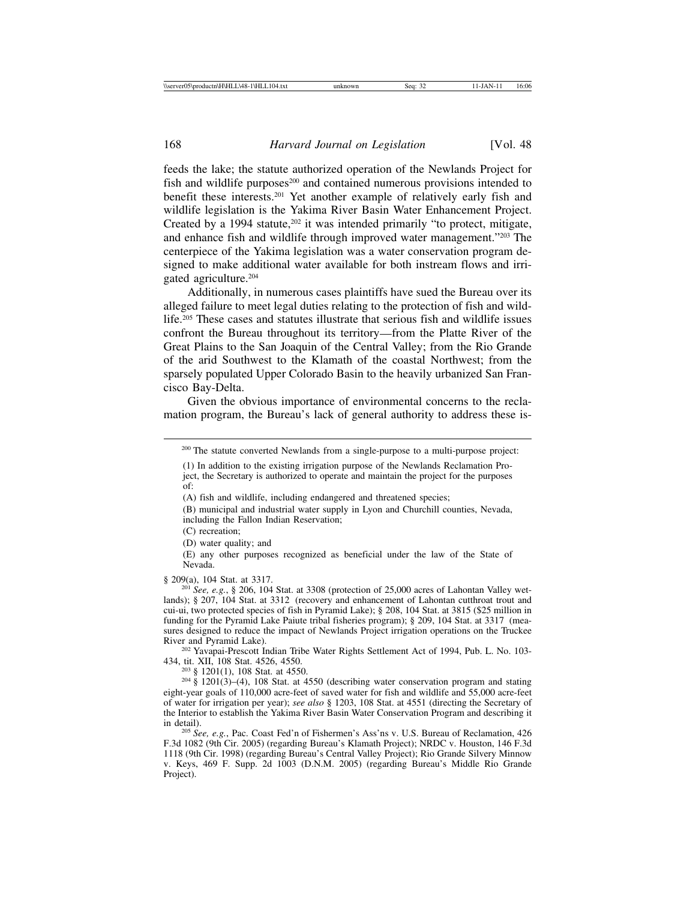feeds the lake; the statute authorized operation of the Newlands Project for fish and wildlife purposes[200] and contained numerous provisions intended to benefit these interests.[201] Yet another example of relatively early fish and wildlife legislation is the Yakima River Basin Water Enhancement Project. Created by a 1994 statute,[202] it was intended primarily "to protect, mitigate, and enhance fish and wildlife through improved water management."[203] The centerpiece of the Yakima legislation was a water conservation program designed to make additional water available for both instream flows and irrigated agriculture.[204]

Additionally, in numerous cases plaintiffs have sued the Bureau over its alleged failure to meet legal duties relating to the protection of fish and wildlife.[205] These cases and statutes illustrate that serious fish and wildlife issues confront the Bureau throughout its territory—from the Platte River of the Great Plains to the San Joaquin of the Central Valley; from the Rio Grande of the arid Southwest to the Klamath of the coastal Northwest; from the sparsely populated Upper Colorado Basin to the heavily urbanized San Francisco Bay-Delta.

Given the obvious importance of environmental concerns to the reclamation program, the Bureau's lack of general authority to address these is-

---

[200] The statute converted Newlands from a single-purpose to a multi-purpose project:

> (1) In addition to the existing irrigation purpose of the Newlands Reclamation Project, the Secretary is authorized to operate and maintain the project for the purposes of:
>
> (A) fish and wildlife, including endangered and threatened species;
>
> (B) municipal and industrial water supply in Lyon and Churchill counties, Nevada, including the Fallon Indian Reservation;
>
> (C) recreation;
>
> (D) water quality; and
>
> (E) any other purposes recognized as beneficial under the law of the State of Nevada.

§ 209(a), 104 Stat. at 3317.

[201] *See, e.g.*, § 206, 104 Stat. at 3308 (protection of 25,000 acres of Lahontan Valley wetlands); § 207, 104 Stat. at 3312 (recovery and enhancement of Lahontan cutthroat trout and cui-ui, two protected species of fish in Pyramid Lake); § 208, 104 Stat. at 3815 ($25 million in funding for the Pyramid Lake Paiute tribal fisheries program); § 209, 104 Stat. at 3317 (measures designed to reduce the impact of Newlands Project irrigation operations on the Truckee River and Pyramid Lake).

[202] Yavapai-Prescott Indian Tribe Water Rights Settlement Act of 1994, Pub. L. No. 103-434, tit. XII, 108 Stat. 4526, 4550.

[203] § 1201(1), 108 Stat. at 4550.

[204] § 1201(3)–(4), 108 Stat. at 4550 (describing water conservation program and stating eight-year goals of 110,000 acre-feet of saved water for fish and wildlife and 55,000 acre-feet of water for irrigation per year); *see also* § 1203, 108 Stat. at 4551 (directing the Secretary of the Interior to establish the Yakima River Basin Water Conservation Program and describing it in detail).

[205] *See, e.g.*, Pac. Coast Fed'n of Fishermen's Ass'ns v. U.S. Bureau of Reclamation, 426 F.3d 1082 (9th Cir. 2005) (regarding Bureau's Klamath Project); NRDC v. Houston, 146 F.3d 1118 (9th Cir. 1998) (regarding Bureau's Central Valley Project); Rio Grande Silvery Minnow v. Keys, 469 F. Supp. 2d 1003 (D.N.M. 2005) (regarding Bureau's Middle Rio Grande Project).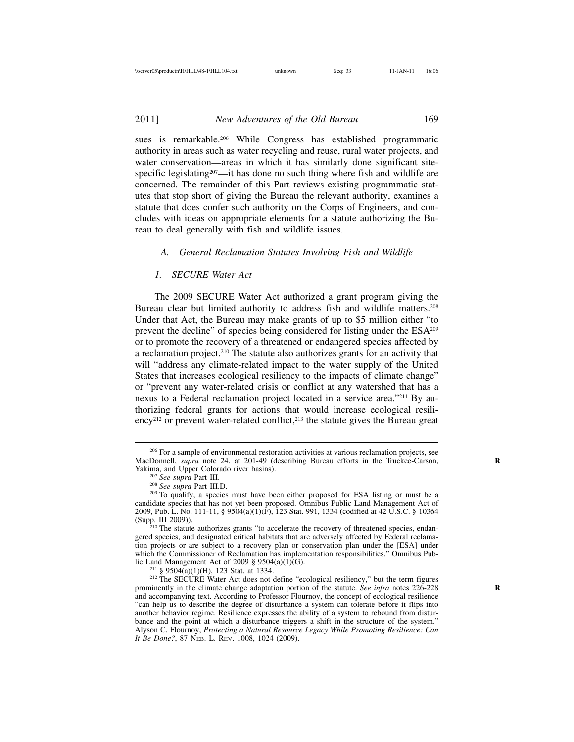sues is remarkable.[206] While Congress has established programmatic authority in areas such as water recycling and reuse, rural water projects, and water conservation—areas in which it has similarly done significant site-specific legislating[207]—it has done no such thing where fish and wildlife are concerned. The remainder of this Part reviews existing programmatic statutes that stop short of giving the Bureau the relevant authority, examines a statute that does confer such authority on the Corps of Engineers, and concludes with ideas on appropriate elements for a statute authorizing the Bureau to deal generally with fish and wildlife issues.

### *A. General Reclamation Statutes Involving Fish and Wildlife*

#### *1. SECURE Water Act*

The 2009 SECURE Water Act authorized a grant program giving the Bureau clear but limited authority to address fish and wildlife matters.[208] Under that Act, the Bureau may make grants of up to $5 million either "to prevent the decline" of species being considered for listing under the ESA[209] or to promote the recovery of a threatened or endangered species affected by a reclamation project.[210] The statute also authorizes grants for an activity that will "address any climate-related impact to the water supply of the United States that increases ecological resiliency to the impacts of climate change" or "prevent any water-related crisis or conflict at any watershed that has a nexus to a Federal reclamation project located in a service area."[211] By authorizing federal grants for actions that would increase ecological resiliency[212] or prevent water-related conflict,[213] the statute gives the Bureau great

---

[206] For a sample of environmental restoration activities at various reclamation projects, see MacDonnell, *supra* note 24, at 201-49 (describing Bureau efforts in the Truckee-Carson, Yakima, and Upper Colorado river basins).

[207] *See supra* Part III.

[208] *See supra* Part III.D.

[209] To qualify, a species must have been either proposed for ESA listing or must be a candidate species that has not yet been proposed. Omnibus Public Land Management Act of 2009, Pub. L. No. 111-11, § 9504(a)(1)(F), 123 Stat. 991, 1334 (codified at 42 U.S.C. § 10364 (Supp. III 2009)).

[210] The statute authorizes grants "to accelerate the recovery of threatened species, endangered species, and designated critical habitats that are adversely affected by Federal reclamation projects or are subject to a recovery plan or conservation plan under the [ESA] under which the Commissioner of Reclamation has implementation responsibilities." Omnibus Public Land Management Act of 2009 § 9504(a)(1)(G).

[211] § 9504(a)(1)(H), 123 Stat. at 1334.

[212] The SECURE Water Act does not define "ecological resiliency," but the term figures prominently in the climate change adaptation portion of the statute. *See infra* notes 226-228 and accompanying text. According to Professor Flournoy, the concept of ecological resilience "can help us to describe the degree of disturbance a system can tolerate before it flips into another behavior regime. Resilience expresses the ability of a system to rebound from disturbance and the point at which a disturbance triggers a shift in the structure of the system." Alyson C. Flournoy, *Protecting a Natural Resource Legacy While Promoting Resilience: Can It Be Done?*, 87 NEB. L. REV. 1008, 1024 (2009).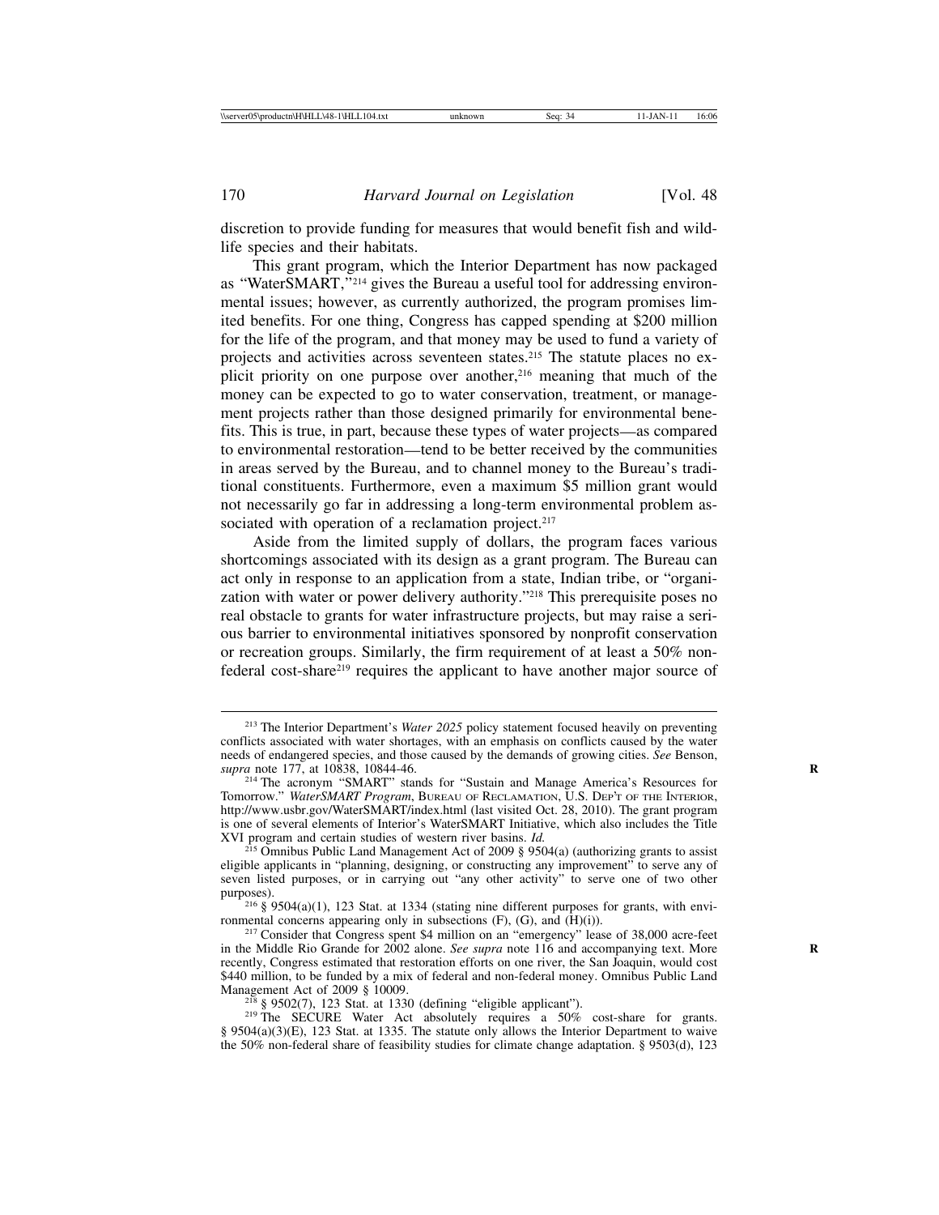discretion to provide funding for measures that would benefit fish and wildlife species and their habitats.

This grant program, which the Interior Department has now packaged as "WaterSMART,"[214] gives the Bureau a useful tool for addressing environmental issues; however, as currently authorized, the program promises limited benefits. For one thing, Congress has capped spending at $200 million for the life of the program, and that money may be used to fund a variety of projects and activities across seventeen states.[215] The statute places no explicit priority on one purpose over another,[216] meaning that much of the money can be expected to go to water conservation, treatment, or management projects rather than those designed primarily for environmental benefits. This is true, in part, because these types of water projects—as compared to environmental restoration—tend to be better received by the communities in areas served by the Bureau, and to channel money to the Bureau's traditional constituents. Furthermore, even a maximum $5 million grant would not necessarily go far in addressing a long-term environmental problem associated with operation of a reclamation project.[217]

Aside from the limited supply of dollars, the program faces various shortcomings associated with its design as a grant program. The Bureau can act only in response to an application from a state, Indian tribe, or "organization with water or power delivery authority."[218] This prerequisite poses no real obstacle to grants for water infrastructure projects, but may raise a serious barrier to environmental initiatives sponsored by nonprofit conservation or recreation groups. Similarly, the firm requirement of at least a 50% non-federal cost-share[219] requires the applicant to have another major source of

---

[213] The Interior Department's *Water 2025* policy statement focused heavily on preventing conflicts associated with water shortages, with an emphasis on conflicts caused by the water needs of endangered species, and those caused by the demands of growing cities. *See* Benson, *supra* note 177, at 10838, 10844-46.

[214] The acronym "SMART" stands for "Sustain and Manage America's Resources for Tomorrow." *WaterSMART Program*, BUREAU OF RECLAMATION, U.S. DEP'T OF THE INTERIOR, http://www.usbr.gov/WaterSMART/index.html (last visited Oct. 28, 2010). The grant program is one of several elements of Interior's WaterSMART Initiative, which also includes the Title XVI program and certain studies of western river basins. *Id.*

[215] Omnibus Public Land Management Act of 2009 § 9504(a) (authorizing grants to assist eligible applicants in "planning, designing, or constructing any improvement" to serve any of seven listed purposes, or in carrying out "any other activity" to serve one of two other purposes).

[216] § 9504(a)(1), 123 Stat. at 1334 (stating nine different purposes for grants, with environmental concerns appearing only in subsections (F), (G), and (H)(i)).

[217] Consider that Congress spent $4 million on an "emergency" lease of 38,000 acre-feet in the Middle Rio Grande for 2002 alone. *See supra* note 116 and accompanying text. More recently, Congress estimated that restoration efforts on one river, the San Joaquin, would cost $440 million, to be funded by a mix of federal and non-federal money. Omnibus Public Land Management Act of 2009 § 10009.

[218] § 9502(7), 123 Stat. at 1330 (defining "eligible applicant").

[219] The SECURE Water Act absolutely requires a 50% cost-share for grants. § 9504(a)(3)(E), 123 Stat. at 1335. The statute only allows the Interior Department to waive the 50% non-federal share of feasibility studies for climate change adaptation. § 9503(d), 123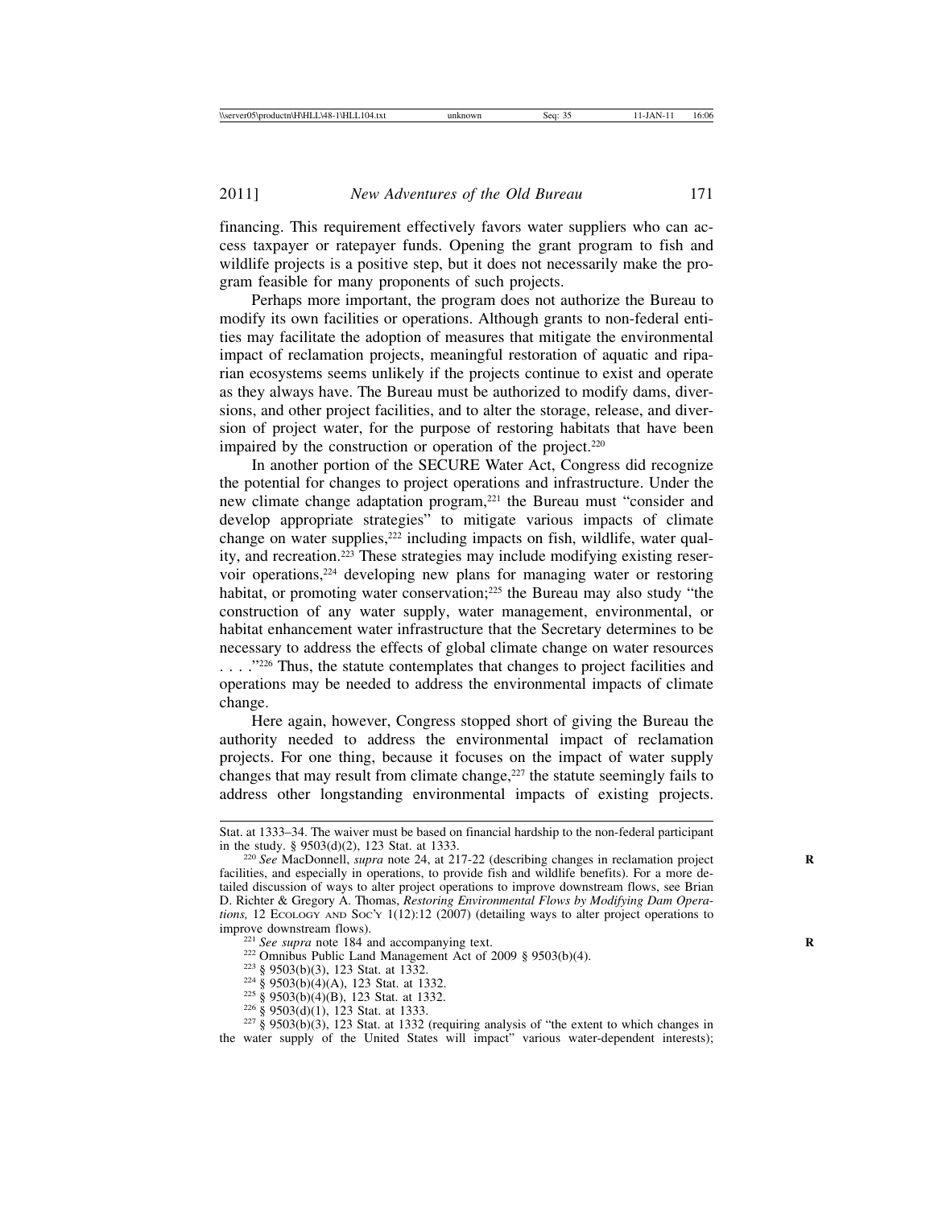financing. This requirement effectively favors water suppliers who can access taxpayer or ratepayer funds. Opening the grant program to fish and wildlife projects is a positive step, but it does not necessarily make the program feasible for many proponents of such projects.

Perhaps more important, the program does not authorize the Bureau to modify its own facilities or operations. Although grants to non-federal entities may facilitate the adoption of measures that mitigate the environmental impact of reclamation projects, meaningful restoration of aquatic and riparian ecosystems seems unlikely if the projects continue to exist and operate as they always have. The Bureau must be authorized to modify dams, diversions, and other project facilities, and to alter the storage, release, and diversion of project water, for the purpose of restoring habitats that have been impaired by the construction or operation of the project.[220]

In another portion of the SECURE Water Act, Congress did recognize the potential for changes to project operations and infrastructure. Under the new climate change adaptation program,[221] the Bureau must "consider and develop appropriate strategies" to mitigate various impacts of climate change on water supplies,[222] including impacts on fish, wildlife, water quality, and recreation.[223] These strategies may include modifying existing reservoir operations,[224] developing new plans for managing water or restoring habitat, or promoting water conservation;[225] the Bureau may also study "the construction of any water supply, water management, environmental, or habitat enhancement water infrastructure that the Secretary determines to be necessary to address the effects of global climate change on water resources . . . ."[226] Thus, the statute contemplates that changes to project facilities and operations may be needed to address the environmental impacts of climate change.

Here again, however, Congress stopped short of giving the Bureau the authority needed to address the environmental impact of reclamation projects. For one thing, because it focuses on the impact of water supply changes that may result from climate change,[227] the statute seemingly fails to address other longstanding environmental impacts of existing projects.

---

Stat. at 1333–34. The waiver must be based on financial hardship to the non-federal participant in the study. § 9503(d)(2), 123 Stat. at 1333.

[220] *See* MacDonnell, *supra* note 24, at 217-22 (describing changes in reclamation project facilities, and especially in operations, to provide fish and wildlife benefits). For a more detailed discussion of ways to alter project operations to improve downstream flows, see Brian D. Richter & Gregory A. Thomas, *Restoring Environmental Flows by Modifying Dam Operations,* 12 Ecology and Soc'y 1(12):12 (2007) (detailing ways to alter project operations to improve downstream flows).

[221] *See supra* note 184 and accompanying text.

[222] Omnibus Public Land Management Act of 2009 § 9503(b)(4).

[223] § 9503(b)(3), 123 Stat. at 1332.

[224] § 9503(b)(4)(A), 123 Stat. at 1332.

[225] § 9503(b)(4)(B), 123 Stat. at 1332.

[226] § 9503(d)(1), 123 Stat. at 1333.

[227] § 9503(b)(3), 123 Stat. at 1332 (requiring analysis of "the extent to which changes in the water supply of the United States will impact" various water-dependent interests);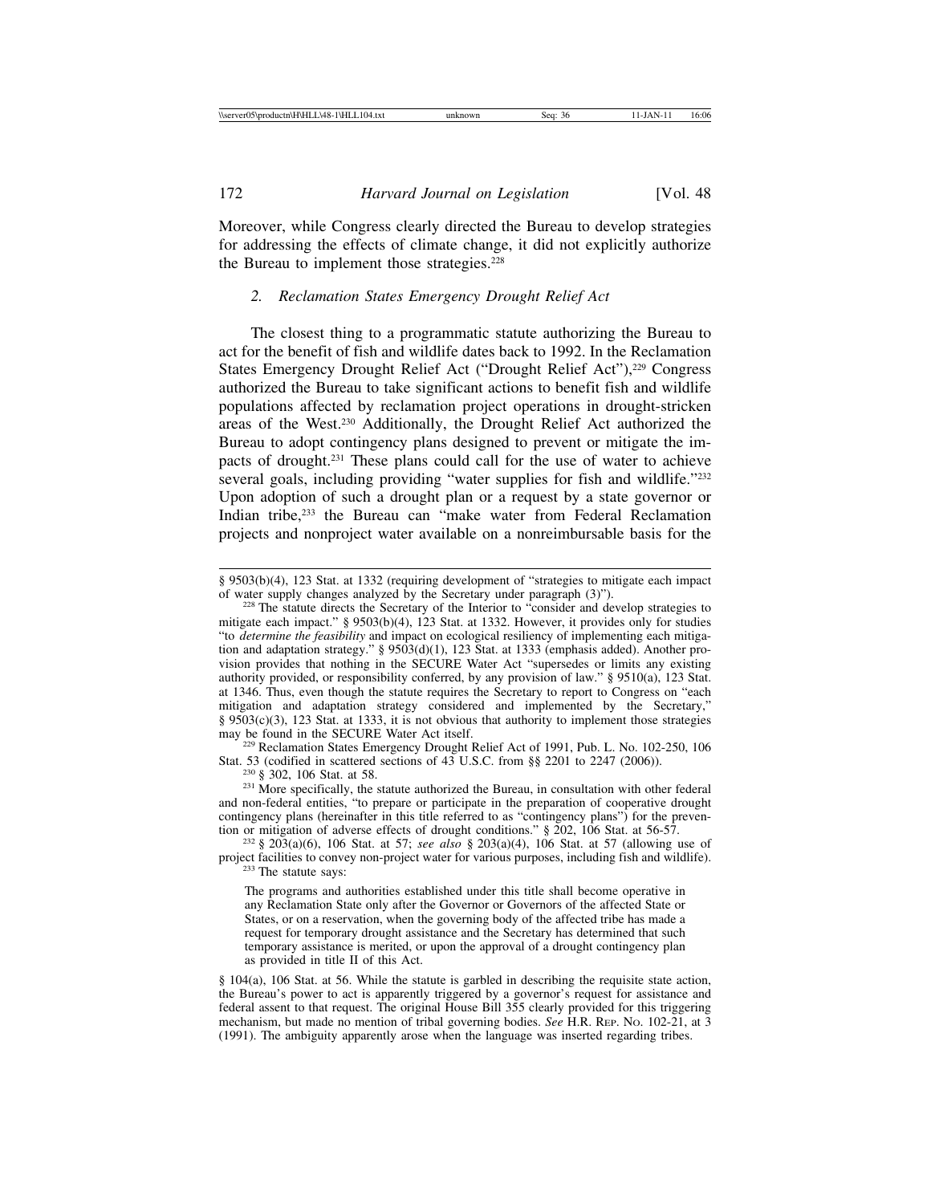Moreover, while Congress clearly directed the Bureau to develop strategies for addressing the effects of climate change, it did not explicitly authorize the Bureau to implement those strategies.[228]

### 2. *Reclamation States Emergency Drought Relief Act*

The closest thing to a programmatic statute authorizing the Bureau to act for the benefit of fish and wildlife dates back to 1992. In the Reclamation States Emergency Drought Relief Act ("Drought Relief Act"),[229] Congress authorized the Bureau to take significant actions to benefit fish and wildlife populations affected by reclamation project operations in drought-stricken areas of the West.[230] Additionally, the Drought Relief Act authorized the Bureau to adopt contingency plans designed to prevent or mitigate the impacts of drought.[231] These plans could call for the use of water to achieve several goals, including providing "water supplies for fish and wildlife."[232] Upon adoption of such a drought plan or a request by a state governor or Indian tribe,[233] the Bureau can "make water from Federal Reclamation projects and nonproject water available on a nonreimbursable basis for the

---

§ 9503(b)(4), 123 Stat. at 1332 (requiring development of "strategies to mitigate each impact of water supply changes analyzed by the Secretary under paragraph (3)").

[228] The statute directs the Secretary of the Interior to "consider and develop strategies to mitigate each impact." § 9503(b)(4), 123 Stat. at 1332. However, it provides only for studies "to *determine the feasibility* and impact on ecological resiliency of implementing each mitigation and adaptation strategy." § 9503(d)(1), 123 Stat. at 1333 (emphasis added). Another provision provides that nothing in the SECURE Water Act "supersedes or limits any existing authority provided, or responsibility conferred, by any provision of law." § 9510(a), 123 Stat. at 1346. Thus, even though the statute requires the Secretary to report to Congress on "each mitigation and adaptation strategy considered and implemented by the Secretary," § 9503(c)(3), 123 Stat. at 1333, it is not obvious that authority to implement those strategies may be found in the SECURE Water Act itself.

[229] Reclamation States Emergency Drought Relief Act of 1991, Pub. L. No. 102-250, 106 Stat. 53 (codified in scattered sections of 43 U.S.C. from §§ 2201 to 2247 (2006)).

[230] § 302, 106 Stat. at 58.

[231] More specifically, the statute authorized the Bureau, in consultation with other federal and non-federal entities, "to prepare or participate in the preparation of cooperative drought contingency plans (hereinafter in this title referred to as "contingency plans") for the prevention or mitigation of adverse effects of drought conditions." § 202, 106 Stat. at 56-57.

[232] § 203(a)(6), 106 Stat. at 57; *see also* § 203(a)(4), 106 Stat. at 57 (allowing use of project facilities to convey non-project water for various purposes, including fish and wildlife).

[233] The statute says:

> The programs and authorities established under this title shall become operative in any Reclamation State only after the Governor or Governors of the affected State or States, or on a reservation, when the governing body of the affected tribe has made a request for temporary drought assistance and the Secretary has determined that such temporary assistance is merited, or upon the approval of a drought contingency plan as provided in title II of this Act.

§ 104(a), 106 Stat. at 56. While the statute is garbled in describing the requisite state action, the Bureau's power to act is apparently triggered by a governor's request for assistance and federal assent to that request. The original House Bill 355 clearly provided for this triggering mechanism, but made no mention of tribal governing bodies. *See* H.R. Rep. No. 102-21, at 3 (1991). The ambiguity apparently arose when the language was inserted regarding tribes.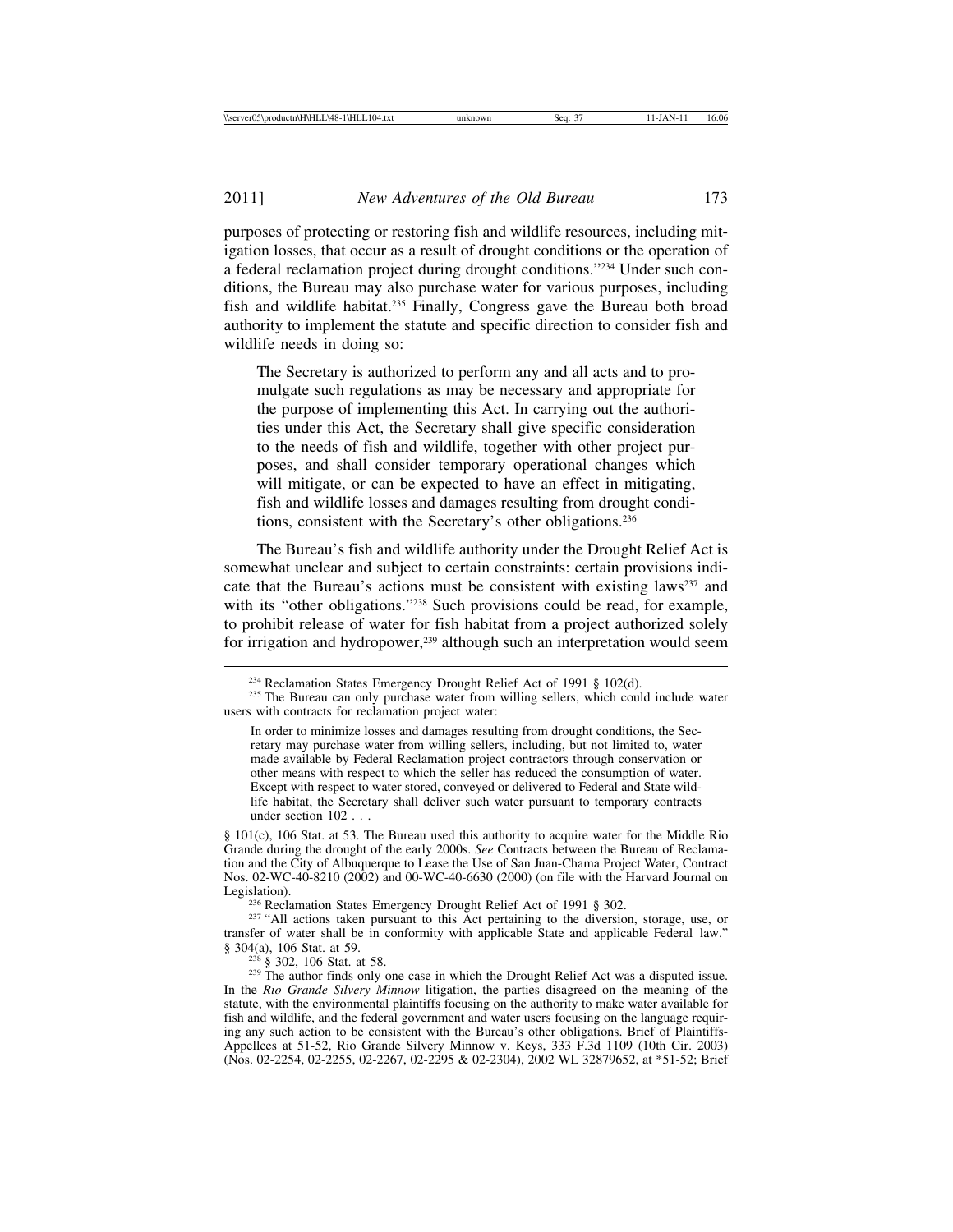purposes of protecting or restoring fish and wildlife resources, including mitigation losses, that occur as a result of drought conditions or the operation of a federal reclamation project during drought conditions."[234] Under such conditions, the Bureau may also purchase water for various purposes, including fish and wildlife habitat.[235] Finally, Congress gave the Bureau both broad authority to implement the statute and specific direction to consider fish and wildlife needs in doing so:

> The Secretary is authorized to perform any and all acts and to promulgate such regulations as may be necessary and appropriate for the purpose of implementing this Act. In carrying out the authorities under this Act, the Secretary shall give specific consideration to the needs of fish and wildlife, together with other project purposes, and shall consider temporary operational changes which will mitigate, or can be expected to have an effect in mitigating, fish and wildlife losses and damages resulting from drought conditions, consistent with the Secretary's other obligations.[236]

The Bureau's fish and wildlife authority under the Drought Relief Act is somewhat unclear and subject to certain constraints: certain provisions indicate that the Bureau's actions must be consistent with existing laws[237] and with its "other obligations."[238] Such provisions could be read, for example, to prohibit release of water for fish habitat from a project authorized solely for irrigation and hydropower,[239] although such an interpretation would seem

---

[234] Reclamation States Emergency Drought Relief Act of 1991 § 102(d).

[235] The Bureau can only purchase water from willing sellers, which could include water users with contracts for reclamation project water:

> In order to minimize losses and damages resulting from drought conditions, the Secretary may purchase water from willing sellers, including, but not limited to, water made available by Federal Reclamation project contractors through conservation or other means with respect to which the seller has reduced the consumption of water. Except with respect to water stored, conveyed or delivered to Federal and State wildlife habitat, the Secretary shall deliver such water pursuant to temporary contracts under section 102 . . .

§ 101(c), 106 Stat. at 53. The Bureau used this authority to acquire water for the Middle Rio Grande during the drought of the early 2000s. *See* Contracts between the Bureau of Reclamation and the City of Albuquerque to Lease the Use of San Juan-Chama Project Water, Contract Nos. 02-WC-40-8210 (2002) and 00-WC-40-6630 (2000) (on file with the Harvard Journal on Legislation).

[236] Reclamation States Emergency Drought Relief Act of 1991 § 302.

[237] "All actions taken pursuant to this Act pertaining to the diversion, storage, use, or transfer of water shall be in conformity with applicable State and applicable Federal law." § 304(a), 106 Stat. at 59.

[238] § 302, 106 Stat. at 58.

[239] The author finds only one case in which the Drought Relief Act was a disputed issue. In the *Rio Grande Silvery Minnow* litigation, the parties disagreed on the meaning of the statute, with the environmental plaintiffs focusing on the authority to make water available for fish and wildlife, and the federal government and water users focusing on the language requiring any such action to be consistent with the Bureau's other obligations. Brief of Plaintiffs-Appellees at 51-52, Rio Grande Silvery Minnow v. Keys, 333 F.3d 1109 (10th Cir. 2003) (Nos. 02-2254, 02-2255, 02-2267, 02-2295 & 02-2304), 2002 WL 32879652, at *51-52; Brief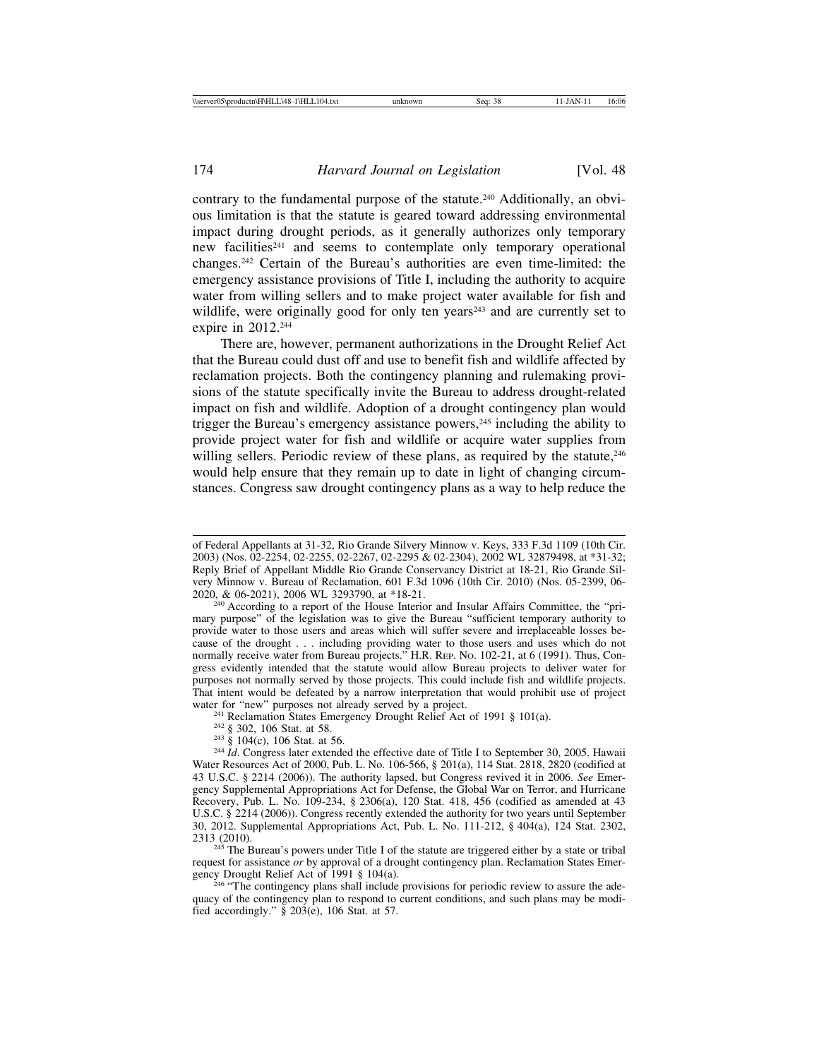contrary to the fundamental purpose of the statute.[240] Additionally, an obvious limitation is that the statute is geared toward addressing environmental impact during drought periods, as it generally authorizes only temporary new facilities[241] and seems to contemplate only temporary operational changes.[242] Certain of the Bureau's authorities are even time-limited: the emergency assistance provisions of Title I, including the authority to acquire water from willing sellers and to make project water available for fish and wildlife, were originally good for only ten years[243] and are currently set to expire in 2012.[244]

There are, however, permanent authorizations in the Drought Relief Act that the Bureau could dust off and use to benefit fish and wildlife affected by reclamation projects. Both the contingency planning and rulemaking provisions of the statute specifically invite the Bureau to address drought-related impact on fish and wildlife. Adoption of a drought contingency plan would trigger the Bureau's emergency assistance powers,[245] including the ability to provide project water for fish and wildlife or acquire water supplies from willing sellers. Periodic review of these plans, as required by the statute,[246] would help ensure that they remain up to date in light of changing circumstances. Congress saw drought contingency plans as a way to help reduce the

---

of Federal Appellants at 31-32, Rio Grande Silvery Minnow v. Keys, 333 F.3d 1109 (10th Cir. 2003) (Nos. 02-2254, 02-2255, 02-2267, 02-2295 & 02-2304), 2002 WL 32879498, at *31-32; Reply Brief of Appellant Middle Rio Grande Conservancy District at 18-21, Rio Grande Silvery Minnow v. Bureau of Reclamation, 601 F.3d 1096 (10th Cir. 2010) (Nos. 05-2399, 06-2020, & 06-2021), 2006 WL 3293790, at *18-21.

[240] According to a report of the House Interior and Insular Affairs Committee, the "primary purpose" of the legislation was to give the Bureau "sufficient temporary authority to provide water to those users and areas which will suffer severe and irreplaceable losses because of the drought . . . including providing water to those users and uses which do not normally receive water from Bureau projects." H.R. Rep. No. 102-21, at 6 (1991). Thus, Congress evidently intended that the statute would allow Bureau projects to deliver water for purposes not normally served by those projects. This could include fish and wildlife projects. That intent would be defeated by a narrow interpretation that would prohibit use of project water for "new" purposes not already served by a project.

[241] Reclamation States Emergency Drought Relief Act of 1991 § 101(a).

[242] § 302, 106 Stat. at 58.

[243] § 104(c), 106 Stat. at 56.

[244] *Id*. Congress later extended the effective date of Title I to September 30, 2005. Hawaii Water Resources Act of 2000, Pub. L. No. 106-566, § 201(a), 114 Stat. 2818, 2820 (codified at 43 U.S.C. § 2214 (2006)). The authority lapsed, but Congress revived it in 2006. *See* Emergency Supplemental Appropriations Act for Defense, the Global War on Terror, and Hurricane Recovery, Pub. L. No. 109-234, § 2306(a), 120 Stat. 418, 456 (codified as amended at 43 U.S.C. § 2214 (2006)). Congress recently extended the authority for two years until September 30, 2012. Supplemental Appropriations Act, Pub. L. No. 111-212, § 404(a), 124 Stat. 2302, 2313 (2010).

[245] The Bureau's powers under Title I of the statute are triggered either by a state or tribal request for assistance *or* by approval of a drought contingency plan. Reclamation States Emergency Drought Relief Act of 1991 § 104(a).

[246] "The contingency plans shall include provisions for periodic review to assure the adequacy of the contingency plan to respond to current conditions, and such plans may be modified accordingly." § 203(e), 106 Stat. at 57.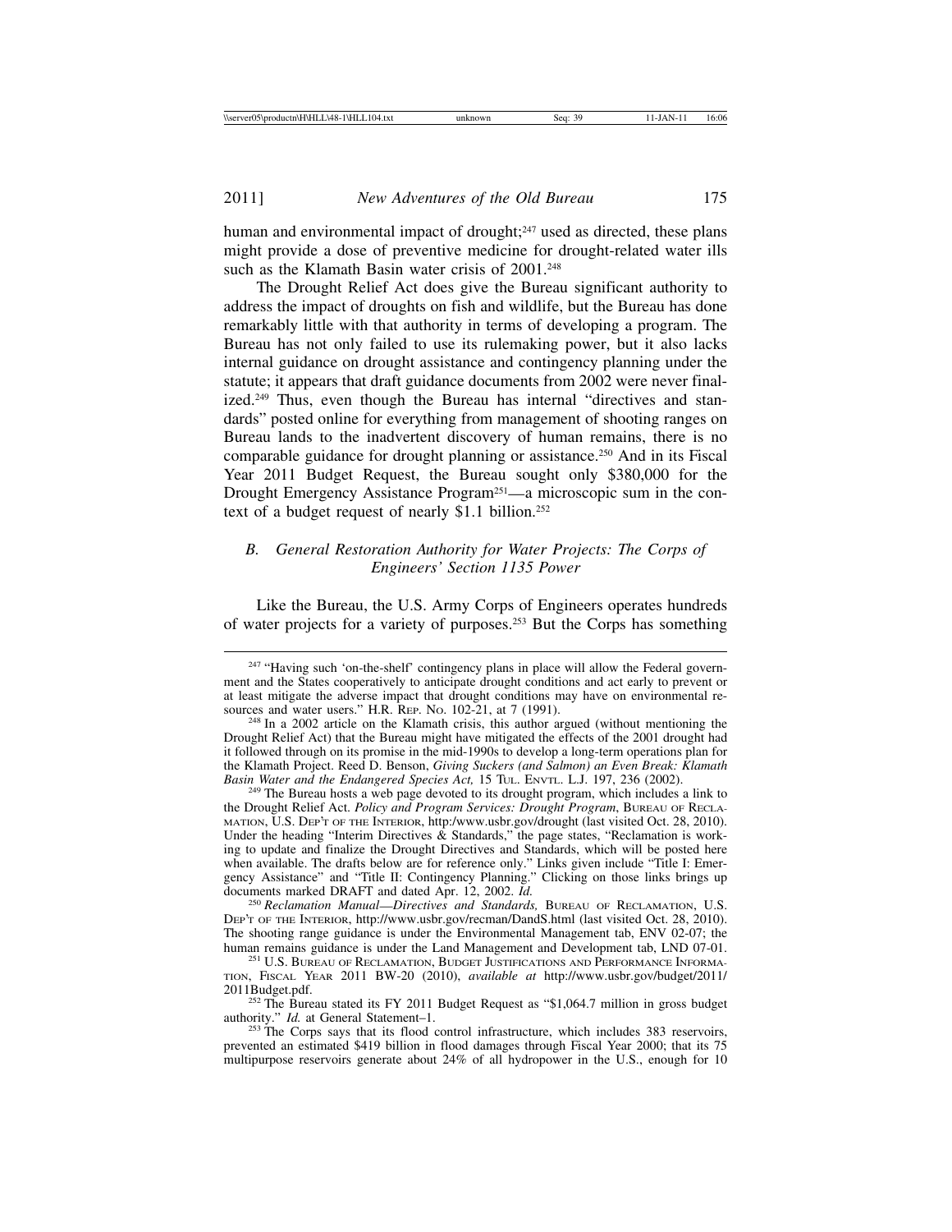human and environmental impact of drought;[247] used as directed, these plans might provide a dose of preventive medicine for drought-related water ills such as the Klamath Basin water crisis of 2001.[248]

The Drought Relief Act does give the Bureau significant authority to address the impact of droughts on fish and wildlife, but the Bureau has done remarkably little with that authority in terms of developing a program. The Bureau has not only failed to use its rulemaking power, but it also lacks internal guidance on drought assistance and contingency planning under the statute; it appears that draft guidance documents from 2002 were never finalized.[249] Thus, even though the Bureau has internal "directives and standards" posted online for everything from management of shooting ranges on Bureau lands to the inadvertent discovery of human remains, there is no comparable guidance for drought planning or assistance.[250] And in its Fiscal Year 2011 Budget Request, the Bureau sought only $380,000 for the Drought Emergency Assistance Program[251]—a microscopic sum in the context of a budget request of nearly $1.1 billion.[252]

### *B. General Restoration Authority for Water Projects: The Corps of Engineers' Section 1135 Power*

Like the Bureau, the U.S. Army Corps of Engineers operates hundreds of water projects for a variety of purposes.[253] But the Corps has something

---

[247] "Having such 'on-the-shelf' contingency plans in place will allow the Federal government and the States cooperatively to anticipate drought conditions and act early to prevent or at least mitigate the adverse impact that drought conditions may have on environmental resources and water users." H.R. REP. NO. 102-21, at 7 (1991).

[248] In a 2002 article on the Klamath crisis, this author argued (without mentioning the Drought Relief Act) that the Bureau might have mitigated the effects of the 2001 drought had it followed through on its promise in the mid-1990s to develop a long-term operations plan for the Klamath Project. Reed D. Benson, *Giving Suckers (and Salmon) an Even Break: Klamath Basin Water and the Endangered Species Act,* 15 TUL. ENVTL. L.J. 197, 236 (2002).

[249] The Bureau hosts a web page devoted to its drought program, which includes a link to the Drought Relief Act. *Policy and Program Services: Drought Program*, BUREAU OF RECLAMATION, U.S. DEP'T OF THE INTERIOR, http:/www.usbr.gov/drought (last visited Oct. 28, 2010). Under the heading "Interim Directives & Standards," the page states, "Reclamation is working to update and finalize the Drought Directives and Standards, which will be posted here when available. The drafts below are for reference only." Links given include "Title I: Emergency Assistance" and "Title II: Contingency Planning." Clicking on those links brings up documents marked DRAFT and dated Apr. 12, 2002. *Id.*

[250] *Reclamation Manual—Directives and Standards,* BUREAU OF RECLAMATION, U.S. DEP'T OF THE INTERIOR, http://www.usbr.gov/recman/DandS.html (last visited Oct. 28, 2010). The shooting range guidance is under the Environmental Management tab, ENV 02-07; the human remains guidance is under the Land Management and Development tab, LND 07-01.

[251] U.S. BUREAU OF RECLAMATION, BUDGET JUSTIFICATIONS AND PERFORMANCE INFORMATION, FISCAL YEAR 2011 BW-20 (2010), *available at* http://www.usbr.gov/budget/2011/2011Budget.pdf.

[252] The Bureau stated its FY 2011 Budget Request as "$1,064.7 million in gross budget authority." *Id.* at General Statement–1.

[253] The Corps says that its flood control infrastructure, which includes 383 reservoirs, prevented an estimated $419 billion in flood damages through Fiscal Year 2000; that its 75 multipurpose reservoirs generate about 24% of all hydropower in the U.S., enough for 10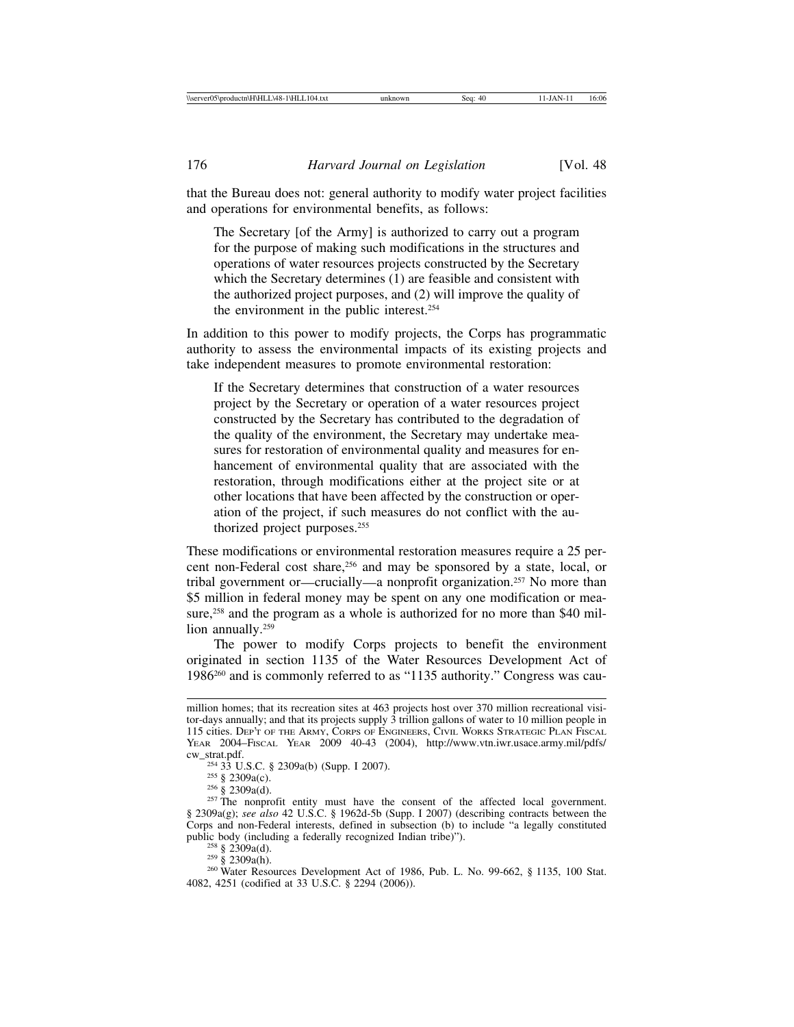that the Bureau does not: general authority to modify water project facilities and operations for environmental benefits, as follows:

> The Secretary [of the Army] is authorized to carry out a program for the purpose of making such modifications in the structures and operations of water resources projects constructed by the Secretary which the Secretary determines (1) are feasible and consistent with the authorized project purposes, and (2) will improve the quality of the environment in the public interest.[254]

In addition to this power to modify projects, the Corps has programmatic authority to assess the environmental impacts of its existing projects and take independent measures to promote environmental restoration:

> If the Secretary determines that construction of a water resources project by the Secretary or operation of a water resources project constructed by the Secretary has contributed to the degradation of the quality of the environment, the Secretary may undertake measures for restoration of environmental quality and measures for enhancement of environmental quality that are associated with the restoration, through modifications either at the project site or at other locations that have been affected by the construction or operation of the project, if such measures do not conflict with the authorized project purposes.[255]

These modifications or environmental restoration measures require a 25 percent non-Federal cost share,[256] and may be sponsored by a state, local, or tribal government or—crucially—a nonprofit organization.[257] No more than \$5 million in federal money may be spent on any one modification or measure,[258] and the program as a whole is authorized for no more than \$40 million annually.[259]

The power to modify Corps projects to benefit the environment originated in section 1135 of the Water Resources Development Act of 1986[260] and is commonly referred to as "1135 authority." Congress was cau-

---

million homes; that its recreation sites at 463 projects host over 370 million recreational visitor-days annually; and that its projects supply 3 trillion gallons of water to 10 million people in 115 cities. DEP'T OF THE ARMY, CORPS OF ENGINEERS, CIVIL WORKS STRATEGIC PLAN FISCAL YEAR 2004–FISCAL YEAR 2009 40-43 (2004), http://www.vtn.iwr.usace.army.mil/pdfs/cw_strat.pdf.

[254] 33 U.S.C. § 2309a(b) (Supp. I 2007).

[255] § 2309a(c).

[256] § 2309a(d).

[257] The nonprofit entity must have the consent of the affected local government. § 2309a(g); *see also* 42 U.S.C. § 1962d-5b (Supp. I 2007) (describing contracts between the Corps and non-Federal interests, defined in subsection (b) to include "a legally constituted public body (including a federally recognized Indian tribe)").

[258] § 2309a(d).

[259] § 2309a(h).

[260] Water Resources Development Act of 1986, Pub. L. No. 99-662, § 1135, 100 Stat. 4082, 4251 (codified at 33 U.S.C. § 2294 (2006)).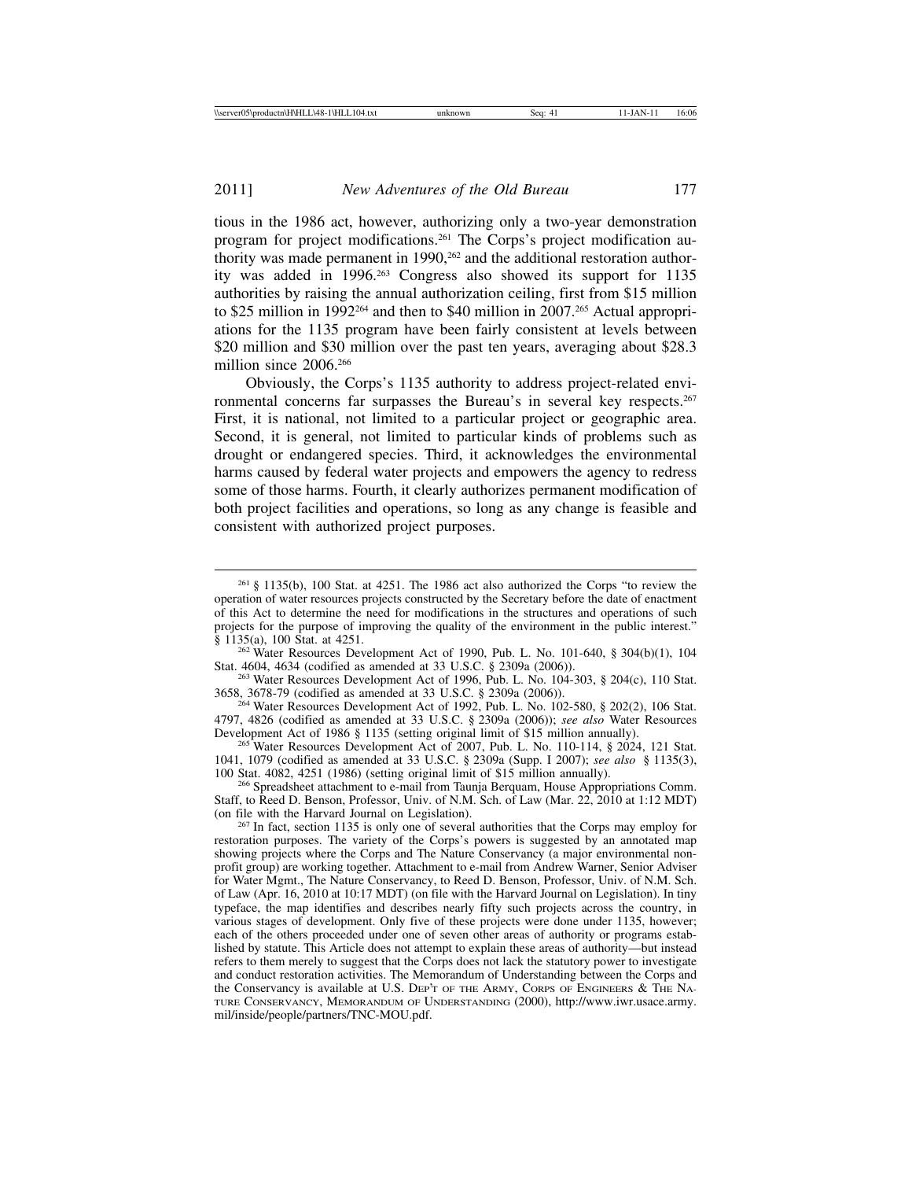tious in the 1986 act, however, authorizing only a two-year demonstration program for project modifications.[261] The Corps's project modification authority was made permanent in 1990,[262] and the additional restoration authority was added in 1996.[263] Congress also showed its support for 1135 authorities by raising the annual authorization ceiling, first from $15 million to $25 million in 1992[264] and then to $40 million in 2007.[265] Actual appropriations for the 1135 program have been fairly consistent at levels between $20 million and $30 million over the past ten years, averaging about $28.3 million since 2006.[266]

Obviously, the Corps's 1135 authority to address project-related environmental concerns far surpasses the Bureau's in several key respects.[267] First, it is national, not limited to a particular project or geographic area. Second, it is general, not limited to particular kinds of problems such as drought or endangered species. Third, it acknowledges the environmental harms caused by federal water projects and empowers the agency to redress some of those harms. Fourth, it clearly authorizes permanent modification of both project facilities and operations, so long as any change is feasible and consistent with authorized project purposes.

---

[261] § 1135(b), 100 Stat. at 4251. The 1986 act also authorized the Corps "to review the operation of water resources projects constructed by the Secretary before the date of enactment of this Act to determine the need for modifications in the structures and operations of such projects for the purpose of improving the quality of the environment in the public interest." § 1135(a), 100 Stat. at 4251.

[262] Water Resources Development Act of 1990, Pub. L. No. 101-640, § 304(b)(1), 104 Stat. 4604, 4634 (codified as amended at 33 U.S.C. § 2309a (2006)).

[263] Water Resources Development Act of 1996, Pub. L. No. 104-303, § 204(c), 110 Stat. 3658, 3678-79 (codified as amended at 33 U.S.C. § 2309a (2006)).

[264] Water Resources Development Act of 1992, Pub. L. No. 102-580, § 202(2), 106 Stat. 4797, 4826 (codified as amended at 33 U.S.C. § 2309a (2006)); *see also* Water Resources Development Act of 1986 § 1135 (setting original limit of $15 million annually).

[265] Water Resources Development Act of 2007, Pub. L. No. 110-114, § 2024, 121 Stat. 1041, 1079 (codified as amended at 33 U.S.C. § 2309a (Supp. I 2007); *see also* § 1135(3), 100 Stat. 4082, 4251 (1986) (setting original limit of $15 million annually).

[266] Spreadsheet attachment to e-mail from Taunja Berquam, House Appropriations Comm. Staff, to Reed D. Benson, Professor, Univ. of N.M. Sch. of Law (Mar. 22, 2010 at 1:12 MDT) (on file with the Harvard Journal on Legislation).

[267] In fact, section 1135 is only one of several authorities that the Corps may employ for restoration purposes. The variety of the Corps's powers is suggested by an annotated map showing projects where the Corps and The Nature Conservancy (a major environmental nonprofit group) are working together. Attachment to e-mail from Andrew Warner, Senior Adviser for Water Mgmt., The Nature Conservancy, to Reed D. Benson, Professor, Univ. of N.M. Sch. of Law (Apr. 16, 2010 at 10:17 MDT) (on file with the Harvard Journal on Legislation). In tiny typeface, the map identifies and describes nearly fifty such projects across the country, in various stages of development. Only five of these projects were done under 1135, however; each of the others proceeded under one of seven other areas of authority or programs established by statute. This Article does not attempt to explain these areas of authority—but instead refers to them merely to suggest that the Corps does not lack the statutory power to investigate and conduct restoration activities. The Memorandum of Understanding between the Corps and the Conservancy is available at U.S. DEP'T OF THE ARMY, CORPS OF ENGINEERS & THE NATURE CONSERVANCY, MEMORANDUM OF UNDERSTANDING (2000), http://www.iwr.usace.army.mil/inside/people/partners/TNC-MOU.pdf.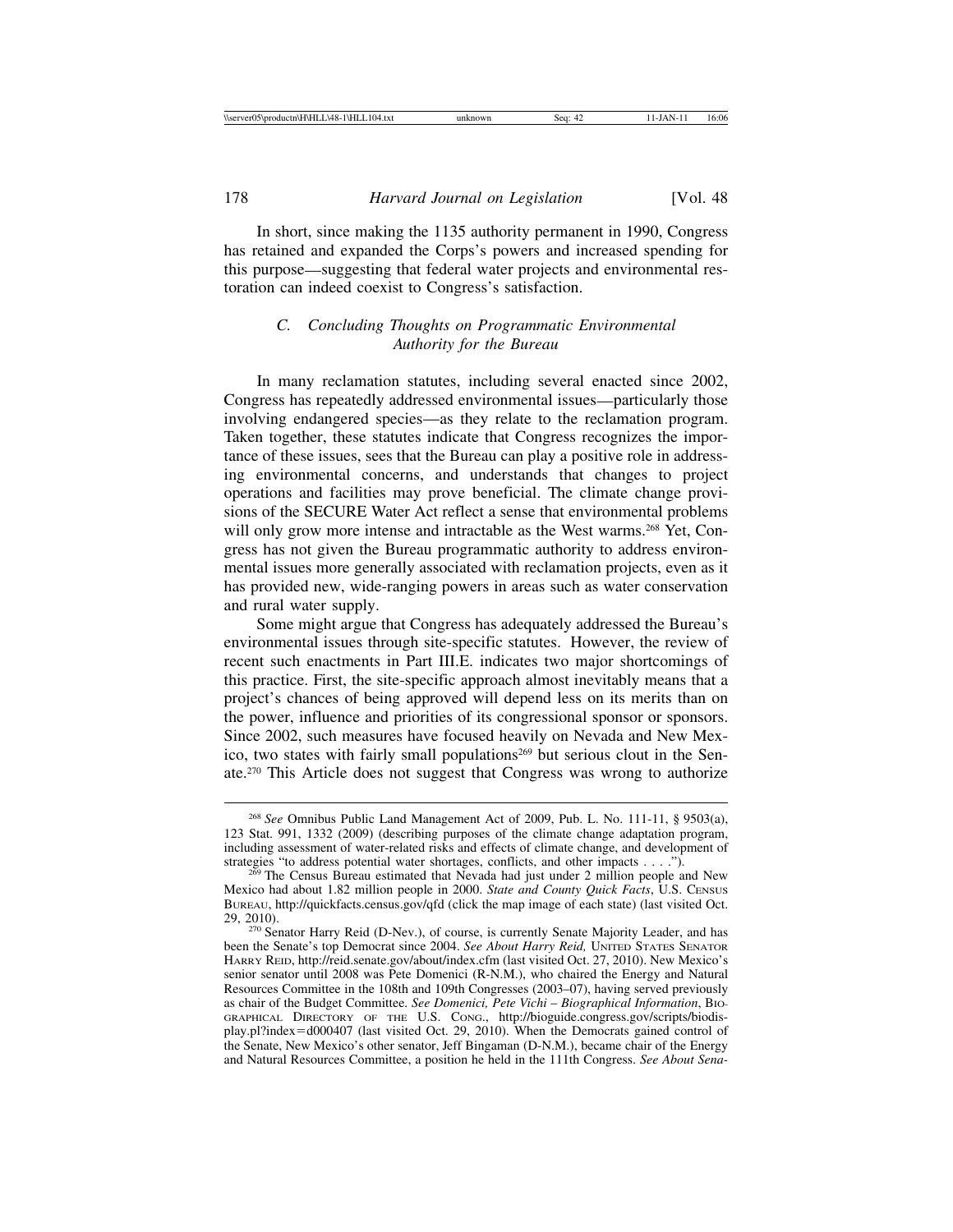In short, since making the 1135 authority permanent in 1990, Congress has retained and expanded the Corps's powers and increased spending for this purpose—suggesting that federal water projects and environmental restoration can indeed coexist to Congress's satisfaction.

### *C. Concluding Thoughts on Programmatic Environmental Authority for the Bureau*

In many reclamation statutes, including several enacted since 2002, Congress has repeatedly addressed environmental issues—particularly those involving endangered species—as they relate to the reclamation program. Taken together, these statutes indicate that Congress recognizes the importance of these issues, sees that the Bureau can play a positive role in addressing environmental concerns, and understands that changes to project operations and facilities may prove beneficial. The climate change provisions of the SECURE Water Act reflect a sense that environmental problems will only grow more intense and intractable as the West warms.[268] Yet, Congress has not given the Bureau programmatic authority to address environmental issues more generally associated with reclamation projects, even as it has provided new, wide-ranging powers in areas such as water conservation and rural water supply.

Some might argue that Congress has adequately addressed the Bureau's environmental issues through site-specific statutes. However, the review of recent such enactments in Part III.E. indicates two major shortcomings of this practice. First, the site-specific approach almost inevitably means that a project's chances of being approved will depend less on its merits than on the power, influence and priorities of its congressional sponsor or sponsors. Since 2002, such measures have focused heavily on Nevada and New Mexico, two states with fairly small populations[269] but serious clout in the Senate.[270] This Article does not suggest that Congress was wrong to authorize

---

[268] *See* Omnibus Public Land Management Act of 2009, Pub. L. No. 111-11, § 9503(a), 123 Stat. 991, 1332 (2009) (describing purposes of the climate change adaptation program, including assessment of water-related risks and effects of climate change, and development of strategies "to address potential water shortages, conflicts, and other impacts . . . .").

[269] The Census Bureau estimated that Nevada had just under 2 million people and New Mexico had about 1.82 million people in 2000. *State and County Quick Facts*, U.S. CENSUS BUREAU, http://quickfacts.census.gov/qfd (click the map image of each state) (last visited Oct. 29, 2010).

[270] Senator Harry Reid (D-Nev.), of course, is currently Senate Majority Leader, and has been the Senate's top Democrat since 2004. *See About Harry Reid,* UNITED STATES SENATOR HARRY REID, http://reid.senate.gov/about/index.cfm (last visited Oct. 27, 2010). New Mexico's senior senator until 2008 was Pete Domenici (R-N.M.), who chaired the Energy and Natural Resources Committee in the 108th and 109th Congresses (2003–07), having served previously as chair of the Budget Committee. *See Domenici, Pete Vichi – Biographical Information*, BIOGRAPHICAL DIRECTORY OF THE U.S. CONG., http://bioguide.congress.gov/scripts/biodisplay.pl?index=d000407 (last visited Oct. 29, 2010). When the Democrats gained control of the Senate, New Mexico's other senator, Jeff Bingaman (D-N.M.), became chair of the Energy and Natural Resources Committee, a position he held in the 111th Congress. *See About Sena-*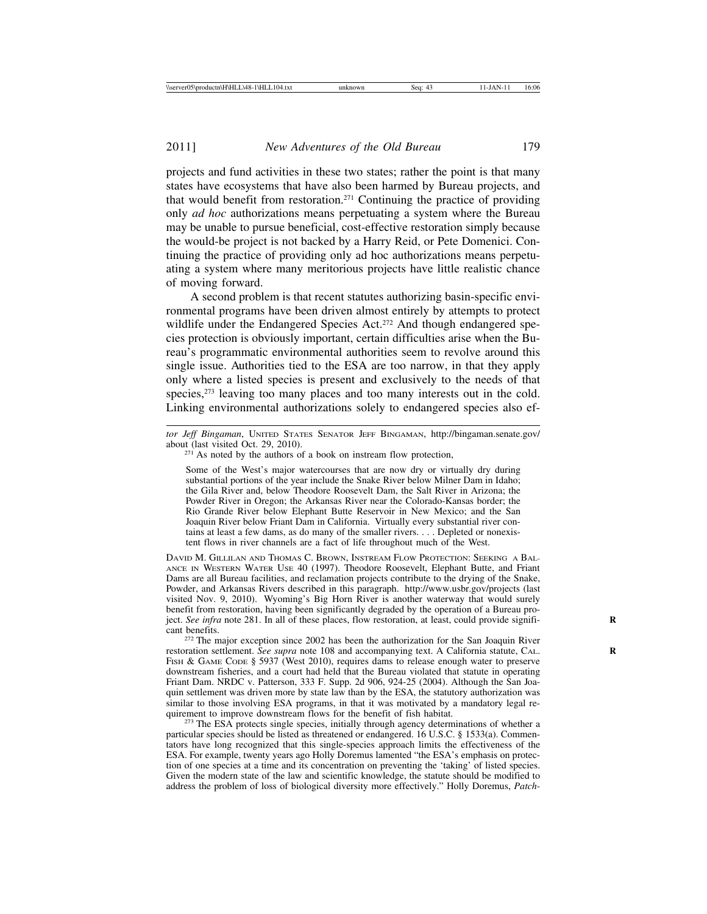projects and fund activities in these two states; rather the point is that many states have ecosystems that have also been harmed by Bureau projects, and that would benefit from restoration.[271] Continuing the practice of providing only *ad hoc* authorizations means perpetuating a system where the Bureau may be unable to pursue beneficial, cost-effective restoration simply because the would-be project is not backed by a Harry Reid, or Pete Domenici. Continuing the practice of providing only ad hoc authorizations means perpetuating a system where many meritorious projects have little realistic chance of moving forward.

A second problem is that recent statutes authorizing basin-specific environmental programs have been driven almost entirely by attempts to protect wildlife under the Endangered Species Act.[272] And though endangered species protection is obviously important, certain difficulties arise when the Bureau's programmatic environmental authorities seem to revolve around this single issue. Authorities tied to the ESA are too narrow, in that they apply only where a listed species is present and exclusively to the needs of that species,[273] leaving too many places and too many interests out in the cold. Linking environmental authorizations solely to endangered species also ef-

---

*tor Jeff Bingaman*, UNITED STATES SENATOR JEFF BINGAMAN, http://bingaman.senate.gov/about (last visited Oct. 29, 2010).

[271] As noted by the authors of a book on instream flow protection,

> Some of the West's major watercourses that are now dry or virtually dry during substantial portions of the year include the Snake River below Milner Dam in Idaho; the Gila River and, below Theodore Roosevelt Dam, the Salt River in Arizona; the Powder River in Oregon; the Arkansas River near the Colorado-Kansas border; the Rio Grande River below Elephant Butte Reservoir in New Mexico; and the San Joaquin River below Friant Dam in California. Virtually every substantial river contains at least a few dams, as do many of the smaller rivers. . . . Depleted or nonexistent flows in river channels are a fact of life throughout much of the West.

DAVID M. GILLILAN AND THOMAS C. BROWN, INSTREAM FLOW PROTECTION: SEEKING A BALANCE IN WESTERN WATER USE 40 (1997). Theodore Roosevelt, Elephant Butte, and Friant Dams are all Bureau facilities, and reclamation projects contribute to the drying of the Snake, Powder, and Arkansas Rivers described in this paragraph. http://www.usbr.gov/projects (last visited Nov. 9, 2010). Wyoming's Big Horn River is another waterway that would surely benefit from restoration, having been significantly degraded by the operation of a Bureau project. *See infra* note 281. In all of these places, flow restoration, at least, could provide significant benefits.

[272] The major exception since 2002 has been the authorization for the San Joaquin River restoration settlement. *See supra* note 108 and accompanying text. A California statute, CAL. FISH & GAME CODE § 5937 (West 2010), requires dams to release enough water to preserve downstream fisheries, and a court had held that the Bureau violated that statute in operating Friant Dam. NRDC v. Patterson, 333 F. Supp. 2d 906, 924-25 (2004). Although the San Joaquin settlement was driven more by state law than by the ESA, the statutory authorization was similar to those involving ESA programs, in that it was motivated by a mandatory legal requirement to improve downstream flows for the benefit of fish habitat.

[273] The ESA protects single species, initially through agency determinations of whether a particular species should be listed as threatened or endangered. 16 U.S.C. § 1533(a). Commentators have long recognized that this single-species approach limits the effectiveness of the ESA. For example, twenty years ago Holly Doremus lamented "the ESA's emphasis on protection of one species at a time and its concentration on preventing the 'taking' of listed species. Given the modern state of the law and scientific knowledge, the statute should be modified to address the problem of loss of biological diversity more effectively." Holly Doremus, *Patch-*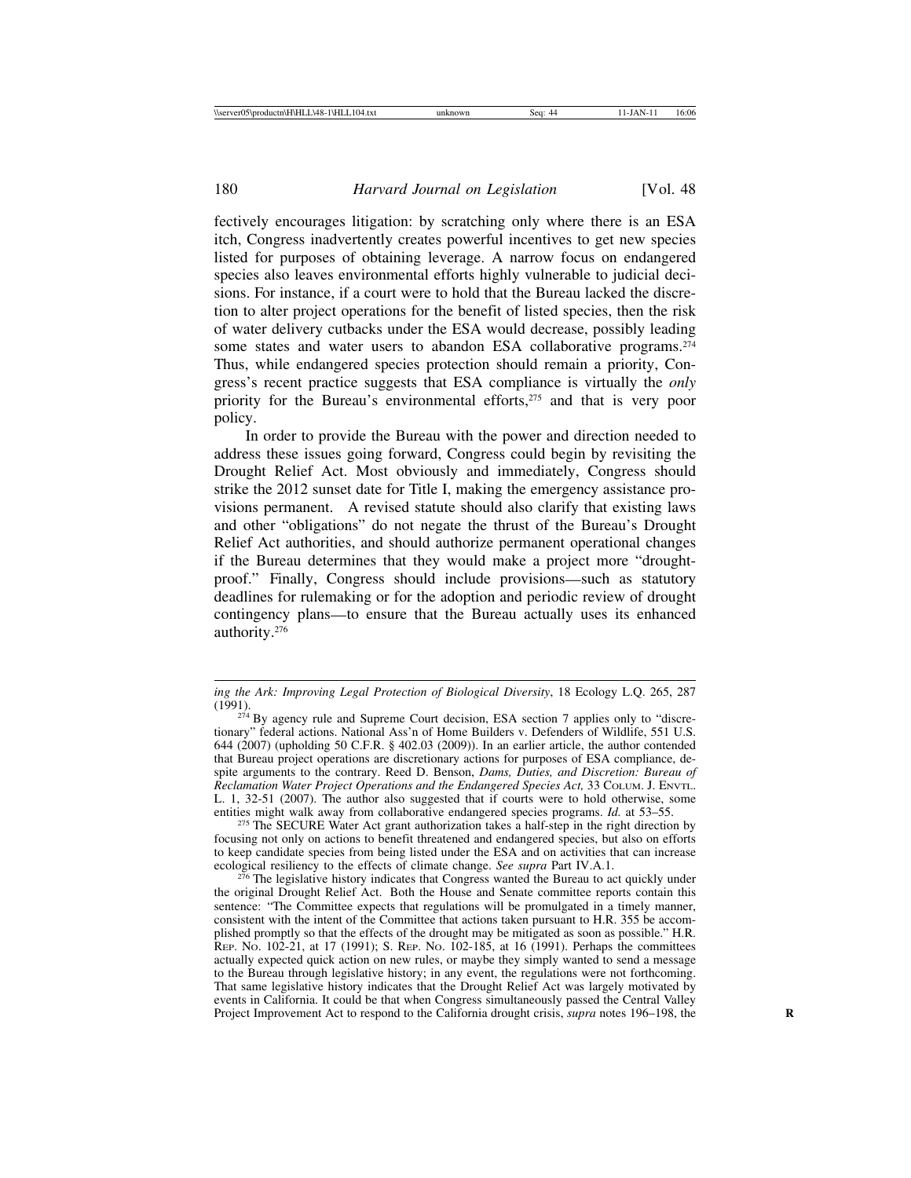fectively encourages litigation: by scratching only where there is an ESA itch, Congress inadvertently creates powerful incentives to get new species listed for purposes of obtaining leverage. A narrow focus on endangered species also leaves environmental efforts highly vulnerable to judicial decisions. For instance, if a court were to hold that the Bureau lacked the discretion to alter project operations for the benefit of listed species, then the risk of water delivery cutbacks under the ESA would decrease, possibly leading some states and water users to abandon ESA collaborative programs.[274] Thus, while endangered species protection should remain a priority, Congress's recent practice suggests that ESA compliance is virtually the *only* priority for the Bureau's environmental efforts,[275] and that is very poor policy.

In order to provide the Bureau with the power and direction needed to address these issues going forward, Congress could begin by revisiting the Drought Relief Act. Most obviously and immediately, Congress should strike the 2012 sunset date for Title I, making the emergency assistance provisions permanent. A revised statute should also clarify that existing laws and other "obligations" do not negate the thrust of the Bureau's Drought Relief Act authorities, and should authorize permanent operational changes if the Bureau determines that they would make a project more "drought-proof." Finally, Congress should include provisions—such as statutory deadlines for rulemaking or for the adoption and periodic review of drought contingency plans—to ensure that the Bureau actually uses its enhanced authority.[276]

---

*ing the Ark: Improving Legal Protection of Biological Diversity*, 18 Ecology L.Q. 265, 287 (1991).

[274] By agency rule and Supreme Court decision, ESA section 7 applies only to "discretionary" federal actions. National Ass'n of Home Builders v. Defenders of Wildlife, 551 U.S. 644 (2007) (upholding 50 C.F.R. § 402.03 (2009)). In an earlier article, the author contended that Bureau project operations are discretionary actions for purposes of ESA compliance, despite arguments to the contrary. Reed D. Benson, *Dams, Duties, and Discretion: Bureau of Reclamation Water Project Operations and the Endangered Species Act,* 33 COLUM. J. ENVTL. L. 1, 32-51 (2007). The author also suggested that if courts were to hold otherwise, some entities might walk away from collaborative endangered species programs. *Id.* at 53–55.

[275] The SECURE Water Act grant authorization takes a half-step in the right direction by focusing not only on actions to benefit threatened and endangered species, but also on efforts to keep candidate species from being listed under the ESA and on activities that can increase ecological resiliency to the effects of climate change. *See supra* Part IV.A.1.

[276] The legislative history indicates that Congress wanted the Bureau to act quickly under the original Drought Relief Act. Both the House and Senate committee reports contain this sentence: "The Committee expects that regulations will be promulgated in a timely manner, consistent with the intent of the Committee that actions taken pursuant to H.R. 355 be accomplished promptly so that the effects of the drought may be mitigated as soon as possible." H.R. REP. NO. 102-21, at 17 (1991); S. REP. NO. 102-185, at 16 (1991). Perhaps the committees actually expected quick action on new rules, or maybe they simply wanted to send a message to the Bureau through legislative history; in any event, the regulations were not forthcoming. That same legislative history indicates that the Drought Relief Act was largely motivated by events in California. It could be that when Congress simultaneously passed the Central Valley Project Improvement Act to respond to the California drought crisis, *supra* notes 196–198, the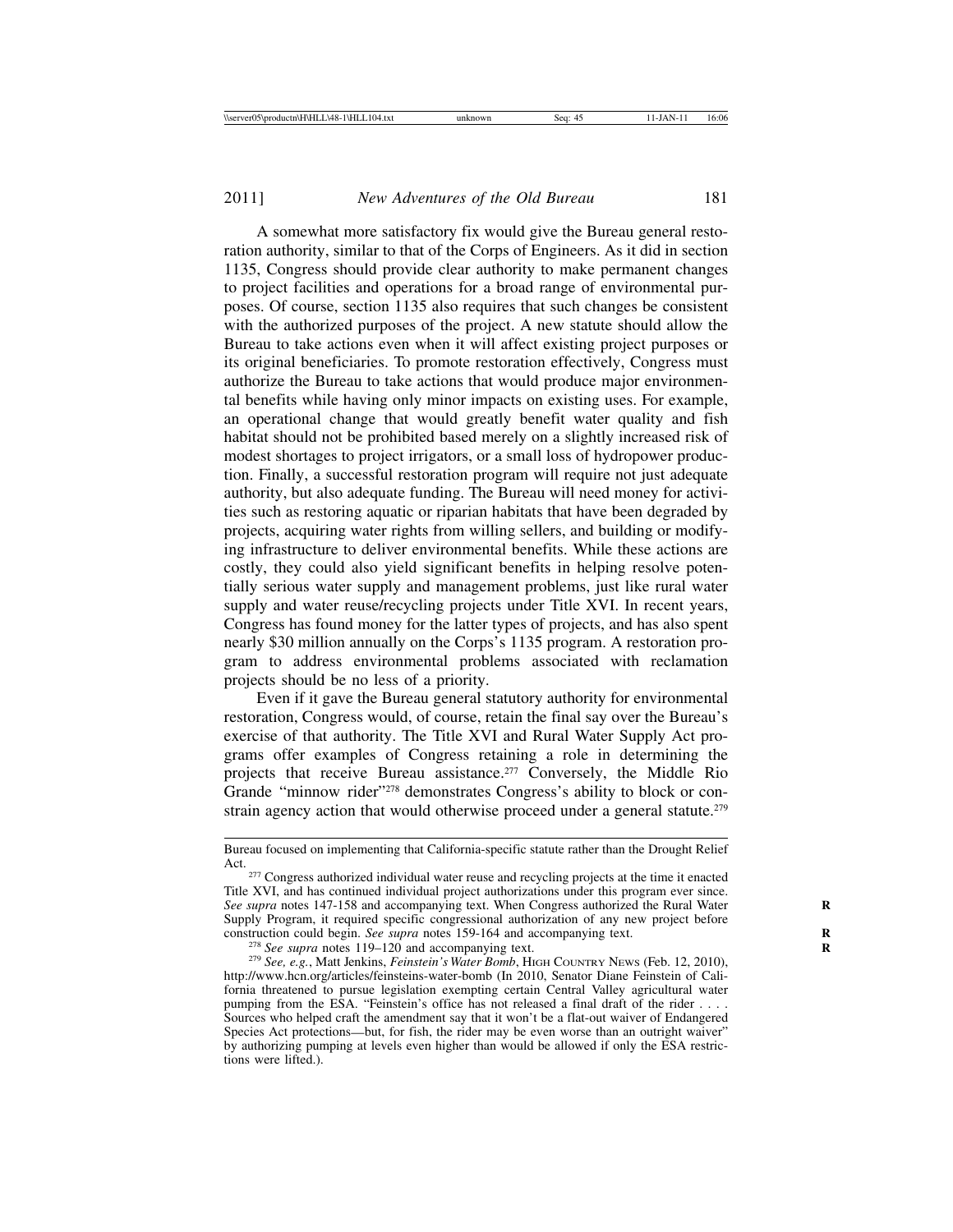A somewhat more satisfactory fix would give the Bureau general restoration authority, similar to that of the Corps of Engineers. As it did in section 1135, Congress should provide clear authority to make permanent changes to project facilities and operations for a broad range of environmental purposes. Of course, section 1135 also requires that such changes be consistent with the authorized purposes of the project. A new statute should allow the Bureau to take actions even when it will affect existing project purposes or its original beneficiaries. To promote restoration effectively, Congress must authorize the Bureau to take actions that would produce major environmental benefits while having only minor impacts on existing uses. For example, an operational change that would greatly benefit water quality and fish habitat should not be prohibited based merely on a slightly increased risk of modest shortages to project irrigators, or a small loss of hydropower production. Finally, a successful restoration program will require not just adequate authority, but also adequate funding. The Bureau will need money for activities such as restoring aquatic or riparian habitats that have been degraded by projects, acquiring water rights from willing sellers, and building or modifying infrastructure to deliver environmental benefits. While these actions are costly, they could also yield significant benefits in helping resolve potentially serious water supply and management problems, just like rural water supply and water reuse/recycling projects under Title XVI. In recent years, Congress has found money for the latter types of projects, and has also spent nearly $30 million annually on the Corps's 1135 program. A restoration program to address environmental problems associated with reclamation projects should be no less of a priority.

Even if it gave the Bureau general statutory authority for environmental restoration, Congress would, of course, retain the final say over the Bureau's exercise of that authority. The Title XVI and Rural Water Supply Act programs offer examples of Congress retaining a role in determining the projects that receive Bureau assistance.[277] Conversely, the Middle Rio Grande "minnow rider"[278] demonstrates Congress's ability to block or constrain agency action that would otherwise proceed under a general statute.[279]

---

Bureau focused on implementing that California-specific statute rather than the Drought Relief Act.

[277] Congress authorized individual water reuse and recycling projects at the time it enacted Title XVI, and has continued individual project authorizations under this program ever since. *See supra* notes 147-158 and accompanying text. When Congress authorized the Rural Water Supply Program, it required specific congressional authorization of any new project before construction could begin. *See supra* notes 159-164 and accompanying text.

[278] *See supra* notes 119–120 and accompanying text.

[279] *See, e.g.*, Matt Jenkins, *Feinstein's Water Bomb*, HIGH COUNTRY NEWS (Feb. 12, 2010), http://www.hcn.org/articles/feinsteins-water-bomb (In 2010, Senator Diane Feinstein of California threatened to pursue legislation exempting certain Central Valley agricultural water pumping from the ESA. "Feinstein's office has not released a final draft of the rider . . . . Sources who helped craft the amendment say that it won't be a flat-out waiver of Endangered Species Act protections—but, for fish, the rider may be even worse than an outright waiver" by authorizing pumping at levels even higher than would be allowed if only the ESA restrictions were lifted.).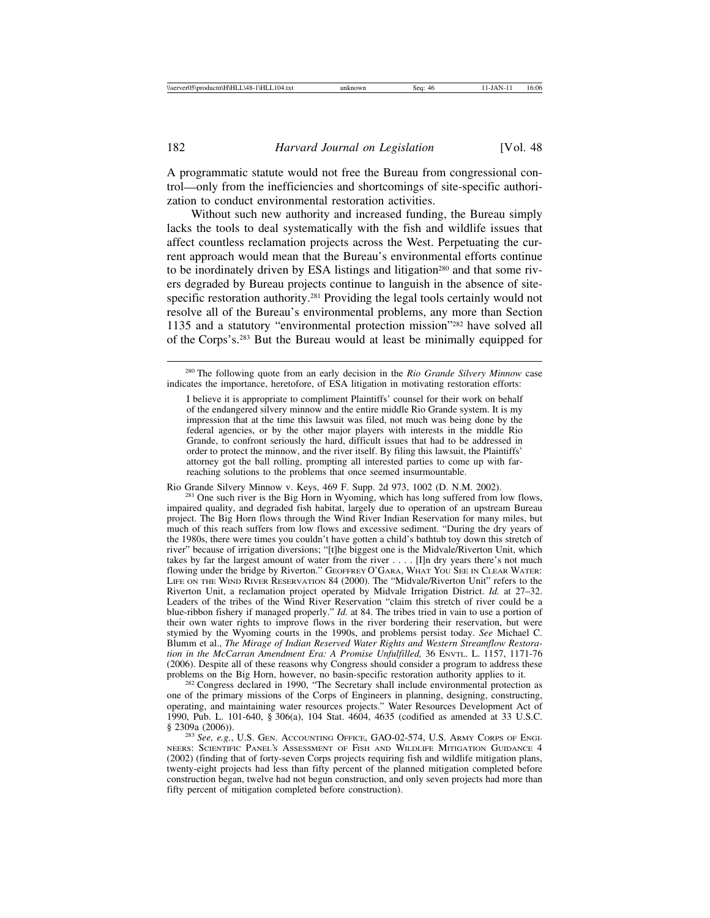A programmatic statute would not free the Bureau from congressional control—only from the inefficiencies and shortcomings of site-specific authorization to conduct environmental restoration activities.

Without such new authority and increased funding, the Bureau simply lacks the tools to deal systematically with the fish and wildlife issues that affect countless reclamation projects across the West. Perpetuating the current approach would mean that the Bureau's environmental efforts continue to be inordinately driven by ESA listings and litigation[280] and that some rivers degraded by Bureau projects continue to languish in the absence of site-specific restoration authority.[281] Providing the legal tools certainly would not resolve all of the Bureau's environmental problems, any more than Section 1135 and a statutory "environmental protection mission"[282] have solved all of the Corps's.[283] But the Bureau would at least be minimally equipped for

---

[280] The following quote from an early decision in the *Rio Grande Silvery Minnow* case indicates the importance, heretofore, of ESA litigation in motivating restoration efforts:

> I believe it is appropriate to compliment Plaintiffs' counsel for their work on behalf of the endangered silvery minnow and the entire middle Rio Grande system. It is my impression that at the time this lawsuit was filed, not much was being done by the federal agencies, or by the other major players with interests in the middle Rio Grande, to confront seriously the hard, difficult issues that had to be addressed in order to protect the minnow, and the river itself. By filing this lawsuit, the Plaintiffs' attorney got the ball rolling, prompting all interested parties to come up with far-reaching solutions to the problems that once seemed insurmountable.

Rio Grande Silvery Minnow v. Keys, 469 F. Supp. 2d 973, 1002 (D. N.M. 2002).

[281] One such river is the Big Horn in Wyoming, which has long suffered from low flows, impaired quality, and degraded fish habitat, largely due to operation of an upstream Bureau project. The Big Horn flows through the Wind River Indian Reservation for many miles, but much of this reach suffers from low flows and excessive sediment. "During the dry years of the 1980s, there were times you couldn't have gotten a child's bathtub toy down this stretch of river" because of irrigation diversions; "[t]he biggest one is the Midvale/Riverton Unit, which takes by far the largest amount of water from the river . . . . [I]n dry years there's not much flowing under the bridge by Riverton." GEOFFREY O'GARA, WHAT YOU SEE IN CLEAR WATER: LIFE ON THE WIND RIVER RESERVATION 84 (2000). The "Midvale/Riverton Unit" refers to the Riverton Unit, a reclamation project operated by Midvale Irrigation District. *Id.* at 27–32. Leaders of the tribes of the Wind River Reservation "claim this stretch of river could be a blue-ribbon fishery if managed properly." *Id.* at 84. The tribes tried in vain to use a portion of their own water rights to improve flows in the river bordering their reservation, but were stymied by the Wyoming courts in the 1990s, and problems persist today. *See* Michael C. Blumm et al., *The Mirage of Indian Reserved Water Rights and Western Streamflow Restoration in the McCarran Amendment Era: A Promise Unfulfilled,* 36 ENVTL. L. 1157, 1171-76 (2006). Despite all of these reasons why Congress should consider a program to address these problems on the Big Horn, however, no basin-specific restoration authority applies to it.

[282] Congress declared in 1990, "The Secretary shall include environmental protection as one of the primary missions of the Corps of Engineers in planning, designing, constructing, operating, and maintaining water resources projects." Water Resources Development Act of 1990, Pub. L. 101-640, § 306(a), 104 Stat. 4604, 4635 (codified as amended at 33 U.S.C. § 2309a (2006)).

[283] *See, e.g.*, U.S. GEN. ACCOUNTING OFFICE, GAO-02-574, U.S. ARMY CORPS OF ENGINEERS: SCIENTIFIC PANEL'S ASSESSMENT OF FISH AND WILDLIFE MITIGATION GUIDANCE 4 (2002) (finding that of forty-seven Corps projects requiring fish and wildlife mitigation plans, twenty-eight projects had less than fifty percent of the planned mitigation completed before construction began, twelve had not begun construction, and only seven projects had more than fifty percent of mitigation completed before construction).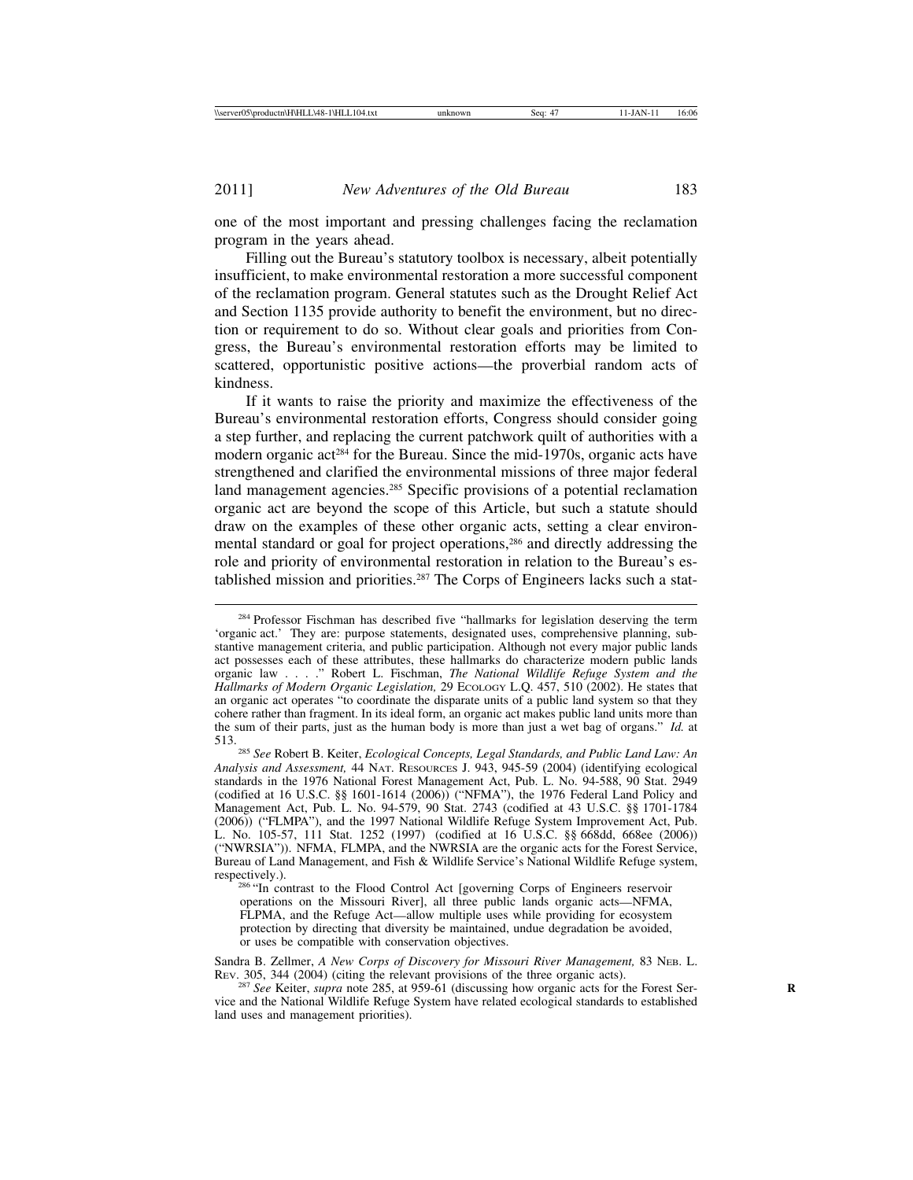one of the most important and pressing challenges facing the reclamation program in the years ahead.

Filling out the Bureau's statutory toolbox is necessary, albeit potentially insufficient, to make environmental restoration a more successful component of the reclamation program. General statutes such as the Drought Relief Act and Section 1135 provide authority to benefit the environment, but no direction or requirement to do so. Without clear goals and priorities from Congress, the Bureau's environmental restoration efforts may be limited to scattered, opportunistic positive actions—the proverbial random acts of kindness.

If it wants to raise the priority and maximize the effectiveness of the Bureau's environmental restoration efforts, Congress should consider going a step further, and replacing the current patchwork quilt of authorities with a modern organic act[284] for the Bureau. Since the mid-1970s, organic acts have strengthened and clarified the environmental missions of three major federal land management agencies.[285] Specific provisions of a potential reclamation organic act are beyond the scope of this Article, but such a statute should draw on the examples of these other organic acts, setting a clear environmental standard or goal for project operations,[286] and directly addressing the role and priority of environmental restoration in relation to the Bureau's established mission and priorities.[287] The Corps of Engineers lacks such a stat-

---

[284] Professor Fischman has described five "hallmarks for legislation deserving the term 'organic act.' They are: purpose statements, designated uses, comprehensive planning, substantive management criteria, and public participation. Although not every major public lands act possesses each of these attributes, these hallmarks do characterize modern public lands organic law . . . ." Robert L. Fischman, *The National Wildlife Refuge System and the Hallmarks of Modern Organic Legislation,* 29 Ecology L.Q. 457, 510 (2002). He states that an organic act operates "to coordinate the disparate units of a public land system so that they cohere rather than fragment. In its ideal form, an organic act makes public land units more than the sum of their parts, just as the human body is more than just a wet bag of organs." *Id.* at 513.

[285] *See* Robert B. Keiter, *Ecological Concepts, Legal Standards, and Public Land Law: An Analysis and Assessment,* 44 Nat. Resources J. 943, 945-59 (2004) (identifying ecological standards in the 1976 National Forest Management Act, Pub. L. No. 94-588, 90 Stat. 2949 (codified at 16 U.S.C. §§ 1601-1614 (2006)) ("NFMA"), the 1976 Federal Land Policy and Management Act, Pub. L. No. 94-579, 90 Stat. 2743 (codified at 43 U.S.C. §§ 1701-1784 (2006)) ("FLMPA"), and the 1997 National Wildlife Refuge System Improvement Act, Pub. L. No. 105-57, 111 Stat. 1252 (1997) (codified at 16 U.S.C. §§ 668dd, 668ee (2006)) ("NWRSIA")). NFMA, FLMPA, and the NWRSIA are the organic acts for the Forest Service, Bureau of Land Management, and Fish & Wildlife Service's National Wildlife Refuge system, respectively.).

[286] "In contrast to the Flood Control Act [governing Corps of Engineers reservoir operations on the Missouri River], all three public lands organic acts—NFMA, FLPMA, and the Refuge Act—allow multiple uses while providing for ecosystem protection by directing that diversity be maintained, undue degradation be avoided, or uses be compatible with conservation objectives.

Sandra B. Zellmer, *A New Corps of Discovery for Missouri River Management,* 83 Neb. L. Rev. 305, 344 (2004) (citing the relevant provisions of the three organic acts).

[287] *See* Keiter, *supra* note 285, at 959-61 (discussing how organic acts for the Forest Service and the National Wildlife Refuge System have related ecological standards to established land uses and management priorities).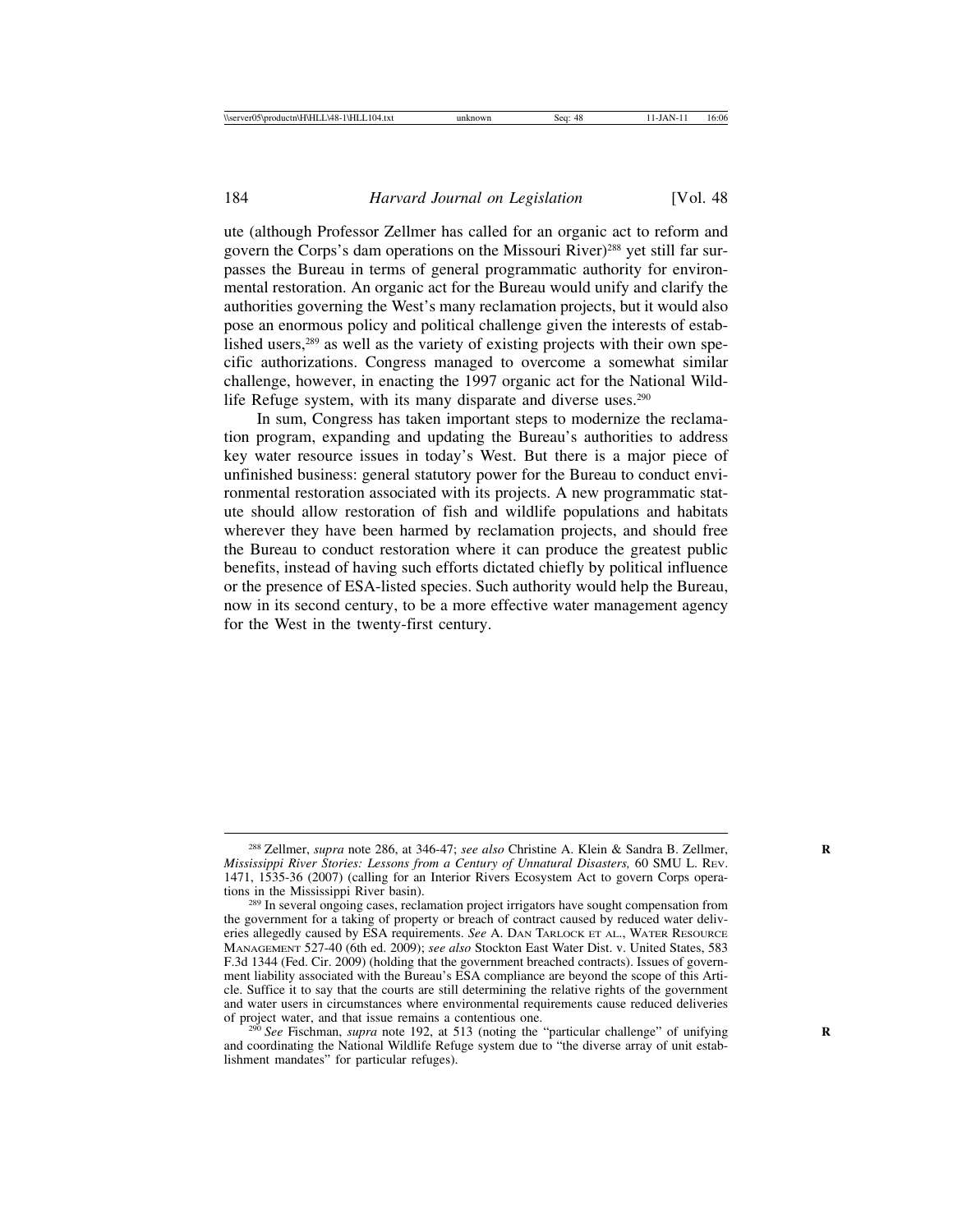ute (although Professor Zellmer has called for an organic act to reform and govern the Corps's dam operations on the Missouri River)[288] yet still far surpasses the Bureau in terms of general programmatic authority for environmental restoration. An organic act for the Bureau would unify and clarify the authorities governing the West's many reclamation projects, but it would also pose an enormous policy and political challenge given the interests of established users,[289] as well as the variety of existing projects with their own specific authorizations. Congress managed to overcome a somewhat similar challenge, however, in enacting the 1997 organic act for the National Wildlife Refuge system, with its many disparate and diverse uses.[290]

In sum, Congress has taken important steps to modernize the reclamation program, expanding and updating the Bureau's authorities to address key water resource issues in today's West. But there is a major piece of unfinished business: general statutory power for the Bureau to conduct environmental restoration associated with its projects. A new programmatic statute should allow restoration of fish and wildlife populations and habitats wherever they have been harmed by reclamation projects, and should free the Bureau to conduct restoration where it can produce the greatest public benefits, instead of having such efforts dictated chiefly by political influence or the presence of ESA-listed species. Such authority would help the Bureau, now in its second century, to be a more effective water management agency for the West in the twenty-first century.

---

[288] Zellmer, *supra* note 286, at 346-47; *see also* Christine A. Klein & Sandra B. Zellmer, *Mississippi River Stories: Lessons from a Century of Unnatural Disasters,* 60 SMU L. REV. 1471, 1535-36 (2007) (calling for an Interior Rivers Ecosystem Act to govern Corps operations in the Mississippi River basin).

[289] In several ongoing cases, reclamation project irrigators have sought compensation from the government for a taking of property or breach of contract caused by reduced water deliveries allegedly caused by ESA requirements. *See* A. DAN TARLOCK ET AL., WATER RESOURCE MANAGEMENT 527-40 (6th ed. 2009); *see also* Stockton East Water Dist. v. United States, 583 F.3d 1344 (Fed. Cir. 2009) (holding that the government breached contracts). Issues of government liability associated with the Bureau's ESA compliance are beyond the scope of this Article. Suffice it to say that the courts are still determining the relative rights of the government and water users in circumstances where environmental requirements cause reduced deliveries of project water, and that issue remains a contentious one.

[290] *See* Fischman, *supra* note 192, at 513 (noting the "particular challenge" of unifying and coordinating the National Wildlife Refuge system due to "the diverse array of unit establishment mandates" for particular refuges).